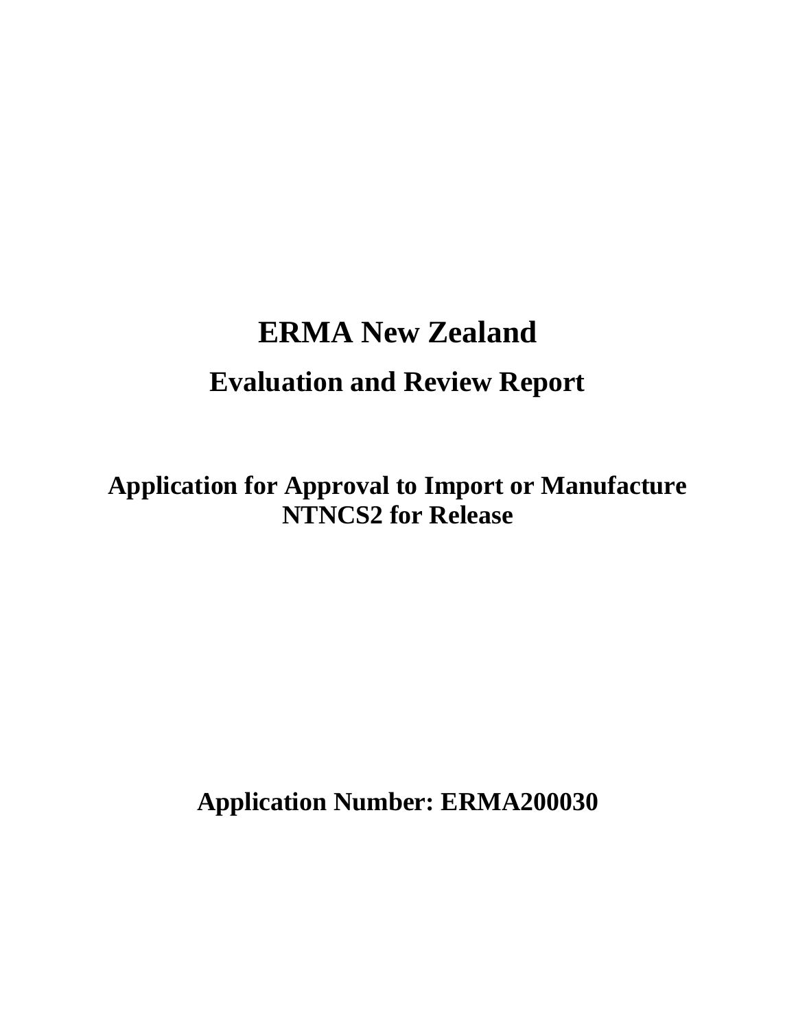# ERMA New Zealand

## Evaluation and Review Report

**Application for Approval to Import or Manufacture NTNCS2 for Release**

**Application Number: ERMA200030**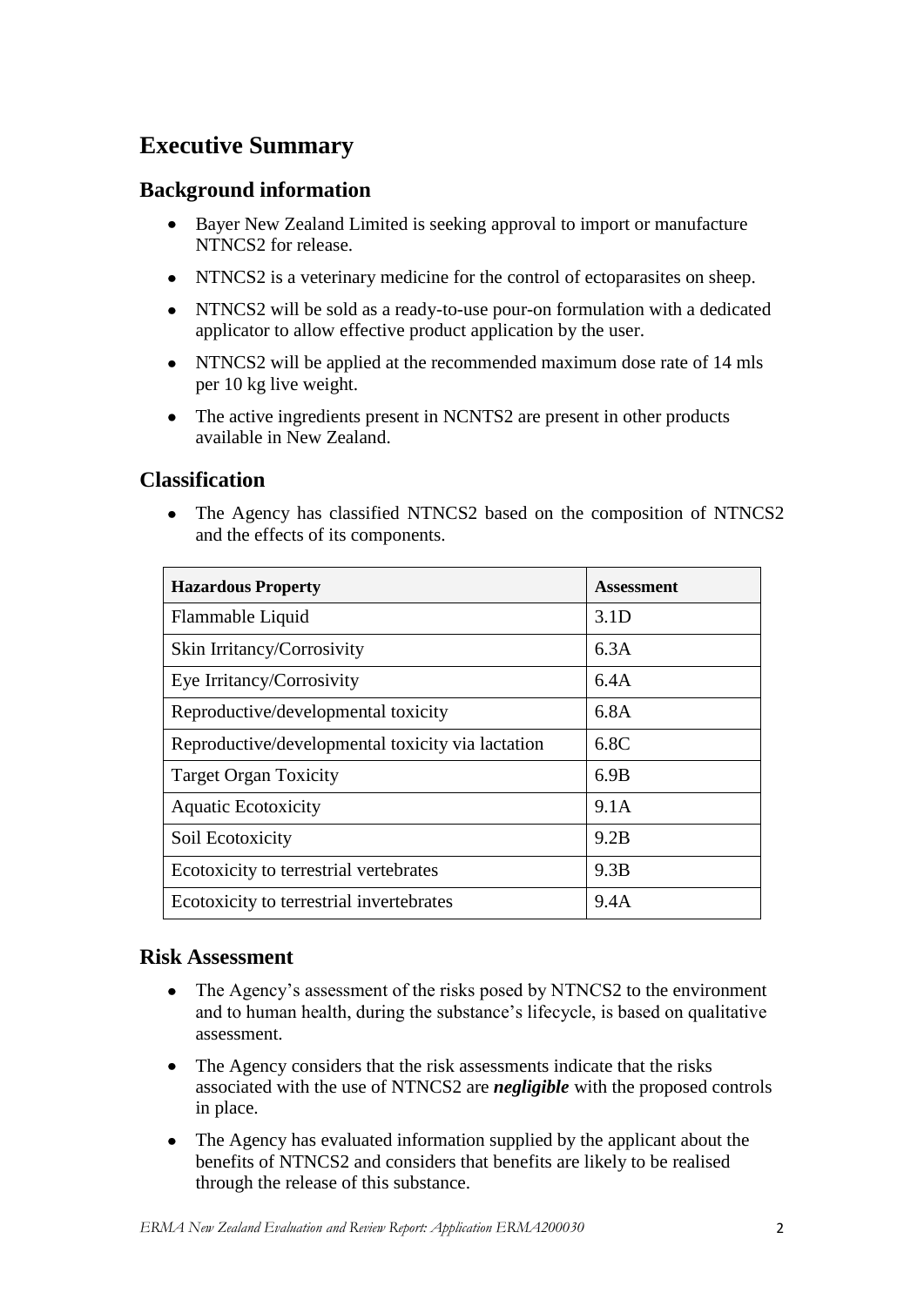# Executive Summary

## Background information

- Bayer New Zealand Limited is seeking approval to import or manufacture NTNCS2 for release.
- NTNCS2 is a veterinary medicine for the control of ectoparasites on sheep.
- NTNCS2 will be sold as a ready-to-use pour-on formulation with a dedicated applicator to allow effective product application by the user.
- NTNCS2 will be applied at the recommended maximum dose rate of 14 mls per 10 kg live weight.
- The active ingredients present in NCNTS2 are present in other products available in New Zealand.

## Classification

- The Agency has classified NTNCS2 based on the composition of NTNCS2 and the effects of its components.

| Hazardous Property | Assessment |
|---|---|
| Flammable Liquid | 3.1D |
| Skin Irritancy/Corrosivity | 6.3A |
| Eye Irritancy/Corrosivity | 6.4A |
| Reproductive/developmental toxicity | 6.8A |
| Reproductive/developmental toxicity via lactation | 6.8C |
| Target Organ Toxicity | 6.9B |
| Aquatic Ecotoxicity | 9.1A |
| Soil Ecotoxicity | 9.2B |
| Ecotoxicity to terrestrial vertebrates | 9.3B |
| Ecotoxicity to terrestrial invertebrates | 9.4A |

## Risk Assessment

- The Agency's assessment of the risks posed by NTNCS2 to the environment and to human health, during the substance's lifecycle, is based on qualitative assessment.
- The Agency considers that the risk assessments indicate that the risks associated with the use of NTNCS2 are ***negligible*** with the proposed controls in place.
- The Agency has evaluated information supplied by the applicant about the benefits of NTNCS2 and considers that benefits are likely to be realised through the release of this substance.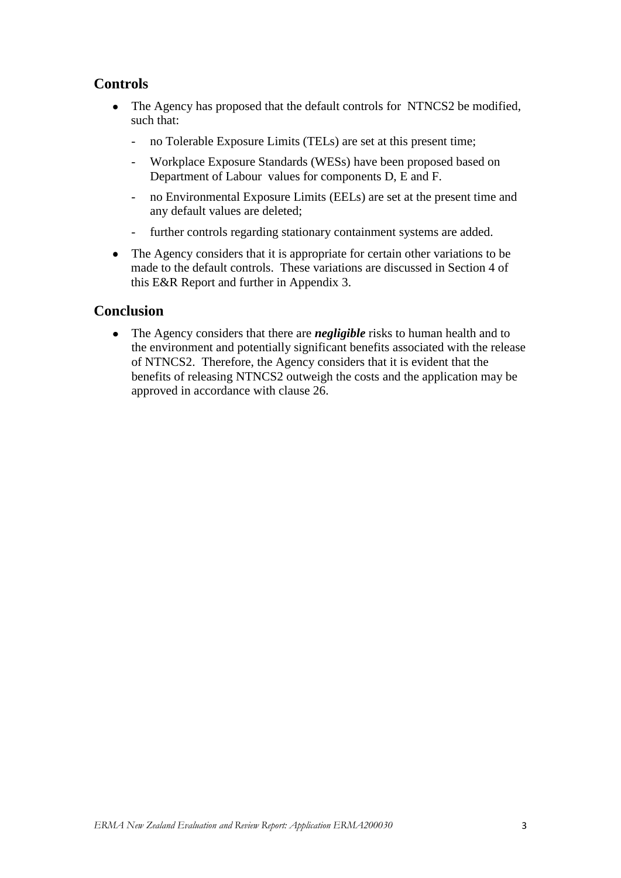## Controls

- The Agency has proposed that the default controls for NTNCS2 be modified, such that:
  - no Tolerable Exposure Limits (TELs) are set at this present time;
  - Workplace Exposure Standards (WESs) have been proposed based on Department of Labour values for components D, E and F.
  - no Environmental Exposure Limits (EELs) are set at the present time and any default values are deleted;
  - further controls regarding stationary containment systems are added.
- The Agency considers that it is appropriate for certain other variations to be made to the default controls. These variations are discussed in Section 4 of this E&R Report and further in Appendix 3.

## Conclusion

- The Agency considers that there are ***negligible*** risks to human health and to the environment and potentially significant benefits associated with the release of NTNCS2. Therefore, the Agency considers that it is evident that the benefits of releasing NTNCS2 outweigh the costs and the application may be approved in accordance with clause 26.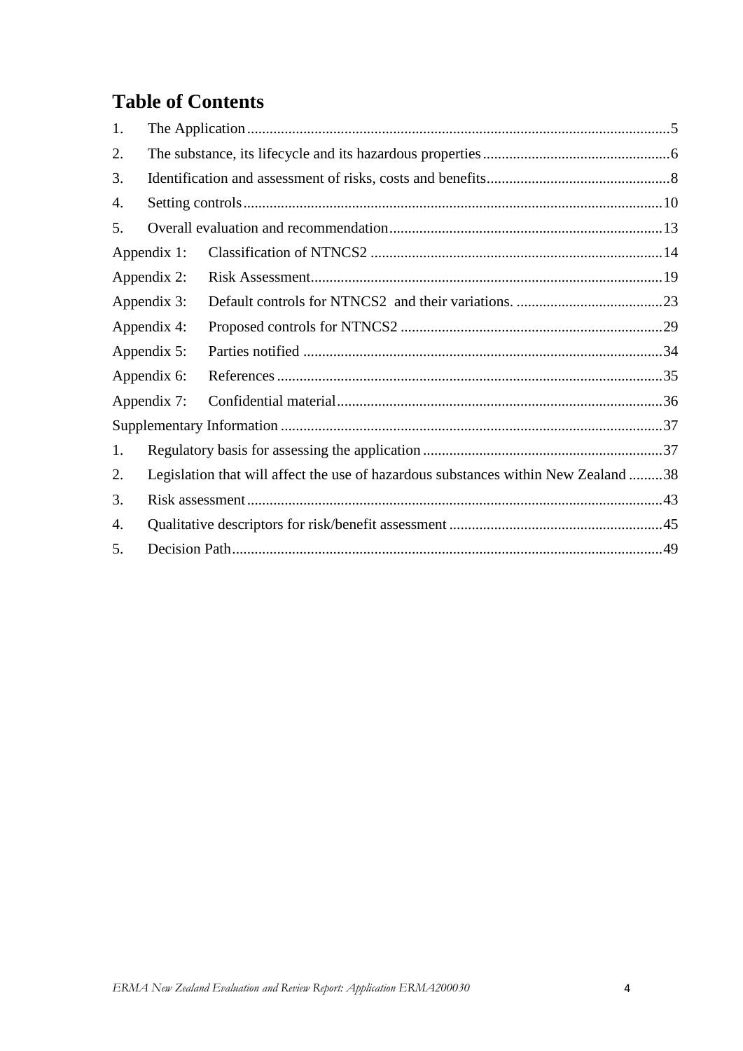# Table of Contents

1. The Application .....5
2. The substance, its lifecycle and its hazardous properties .....6
3. Identification and assessment of risks, costs and benefits .....8
4. Setting controls .....10
5. Overall evaluation and recommendation .....13

Appendix 1: Classification of NTNCS2 .....14

Appendix 2: Risk Assessment .....19

Appendix 3: Default controls for NTNCS2 and their variations. .....23

Appendix 4: Proposed controls for NTNCS2 .....29

Appendix 5: Parties notified .....34

Appendix 6: References .....35

Appendix 7: Confidential material .....36

Supplementary Information .....37

1. Regulatory basis for assessing the application .....37
2. Legislation that will affect the use of hazardous substances within New Zealand .....38
3. Risk assessment .....43
4. Qualitative descriptors for risk/benefit assessment .....45
5. Decision Path .....49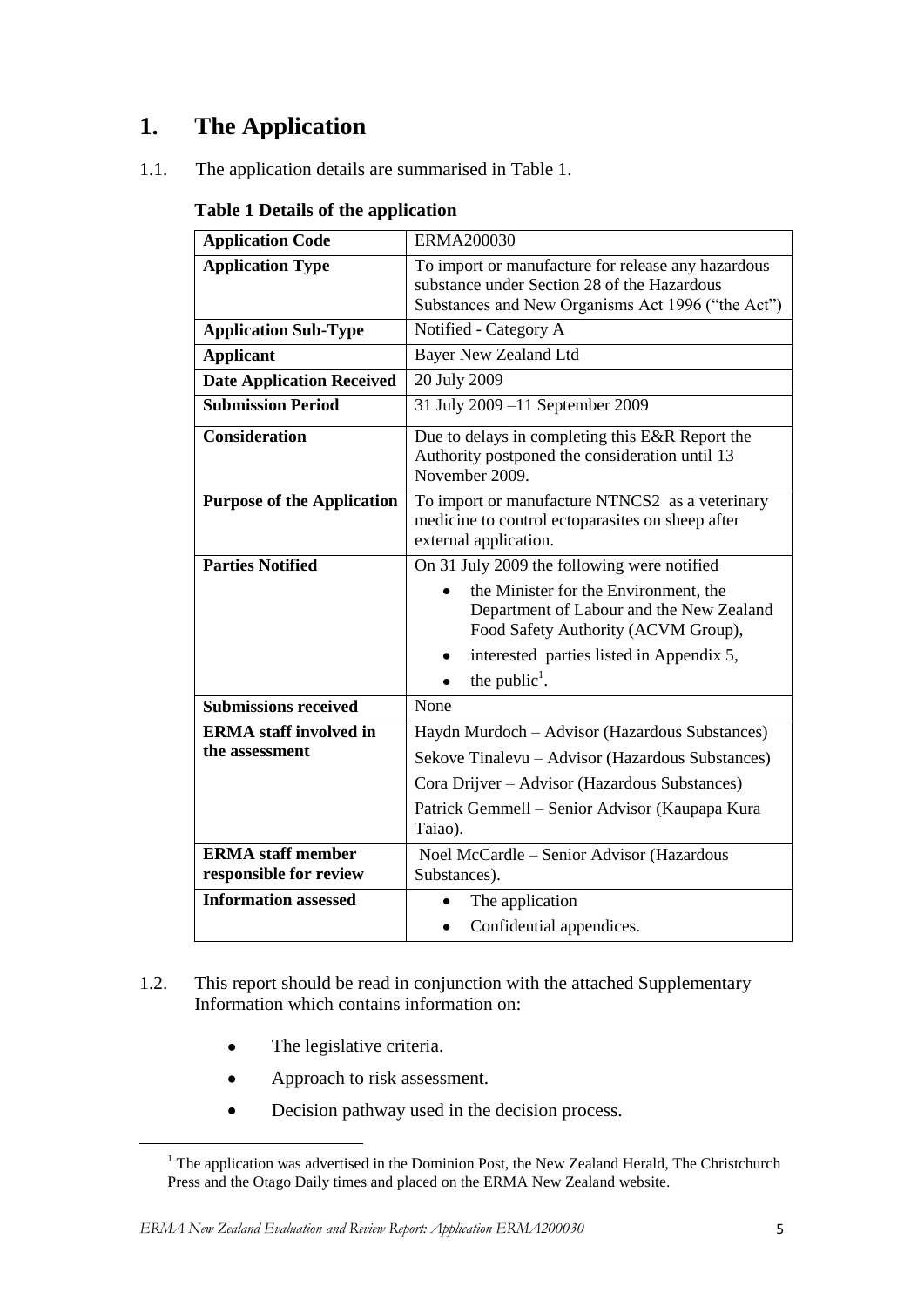# 1. The Application

1.1. The application details are summarised in Table 1.

**Table 1 Details of the application**

| **Application Code** | ERMA200030 |
|---|---|
| **Application Type** | To import or manufacture for release any hazardous substance under Section 28 of the Hazardous Substances and New Organisms Act 1996 ("the Act") |
| **Application Sub-Type** | Notified - Category A |
| **Applicant** | Bayer New Zealand Ltd |
| **Date Application Received** | 20 July 2009 |
| **Submission Period** | 31 July 2009 –11 September 2009 |
| **Consideration** | Due to delays in completing this E&R Report the Authority postponed the consideration until 13 November 2009. |
| **Purpose of the Application** | To import or manufacture NTNCS2 as a veterinary medicine to control ectoparasites on sheep after external application. |
| **Parties Notified** | On 31 July 2009 the following were notified<br>• the Minister for the Environment, the Department of Labour and the New Zealand Food Safety Authority (ACVM Group),<br>• interested parties listed in Appendix 5,<br>• the public[1]. |
| **Submissions received** | None |
| **ERMA staff involved in the assessment** | Haydn Murdoch – Advisor (Hazardous Substances)<br>Sekove Tinalevu – Advisor (Hazardous Substances)<br>Cora Drijver – Advisor (Hazardous Substances)<br>Patrick Gemmell – Senior Advisor (Kaupapa Kura Taiao). |
| **ERMA staff member responsible for review** | Noel McCardle – Senior Advisor (Hazardous Substances). |
| **Information assessed** | • The application<br>• Confidential appendices. |

1.2. This report should be read in conjunction with the attached Supplementary Information which contains information on:

- The legislative criteria.
- Approach to risk assessment.
- Decision pathway used in the decision process.

[1] The application was advertised in the Dominion Post, the New Zealand Herald, The Christchurch Press and the Otago Daily times and placed on the ERMA New Zealand website.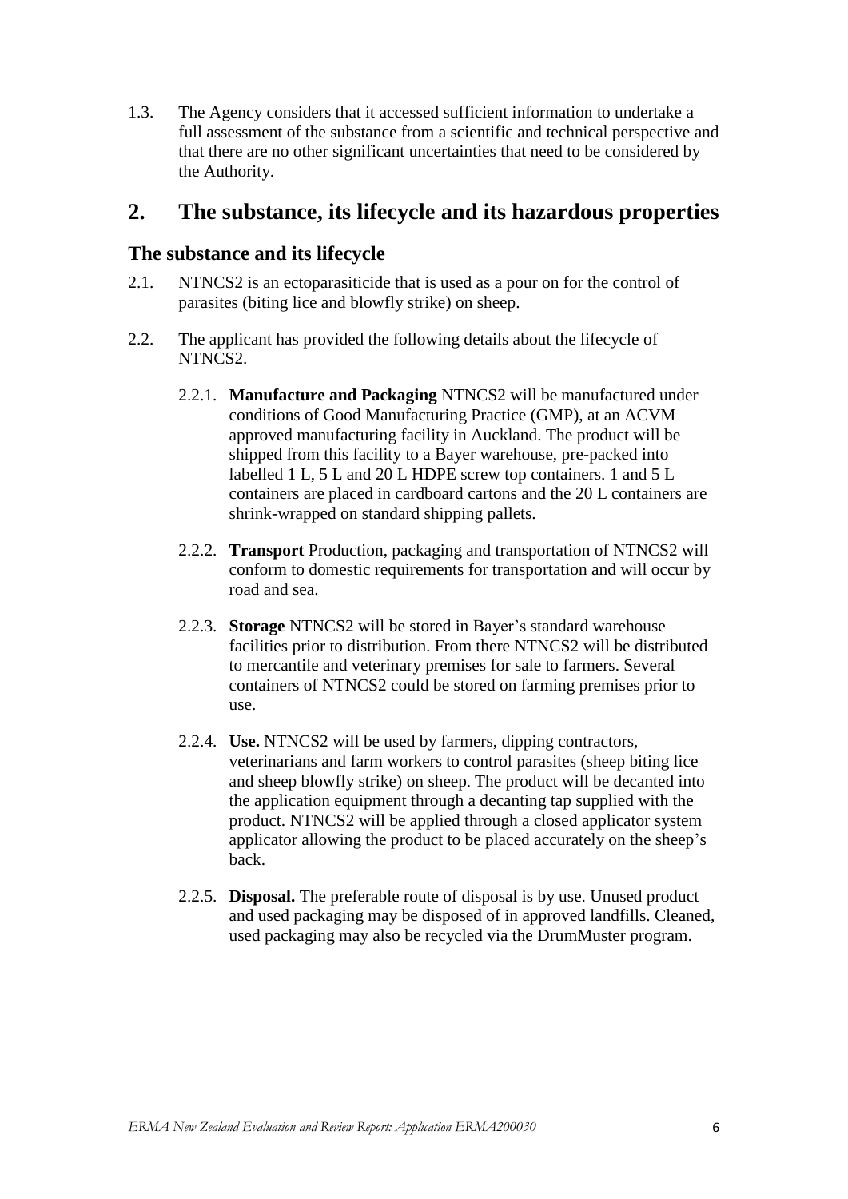1.3. The Agency considers that it accessed sufficient information to undertake a full assessment of the substance from a scientific and technical perspective and that there are no other significant uncertainties that need to be considered by the Authority.

## 2. The substance, its lifecycle and its hazardous properties

### The substance and its lifecycle

2.1. NTNCS2 is an ectoparasiticide that is used as a pour on for the control of parasites (biting lice and blowfly strike) on sheep.

2.2. The applicant has provided the following details about the lifecycle of NTNCS2.

2.2.1. **Manufacture and Packaging** NTNCS2 will be manufactured under conditions of Good Manufacturing Practice (GMP), at an ACVM approved manufacturing facility in Auckland. The product will be shipped from this facility to a Bayer warehouse, pre-packed into labelled 1 L, 5 L and 20 L HDPE screw top containers. 1 and 5 L containers are placed in cardboard cartons and the 20 L containers are shrink-wrapped on standard shipping pallets.

2.2.2. **Transport** Production, packaging and transportation of NTNCS2 will conform to domestic requirements for transportation and will occur by road and sea.

2.2.3. **Storage** NTNCS2 will be stored in Bayer's standard warehouse facilities prior to distribution. From there NTNCS2 will be distributed to mercantile and veterinary premises for sale to farmers. Several containers of NTNCS2 could be stored on farming premises prior to use.

2.2.4. **Use.** NTNCS2 will be used by farmers, dipping contractors, veterinarians and farm workers to control parasites (sheep biting lice and sheep blowfly strike) on sheep. The product will be decanted into the application equipment through a decanting tap supplied with the product. NTNCS2 will be applied through a closed applicator system applicator allowing the product to be placed accurately on the sheep's back.

2.2.5. **Disposal.** The preferable route of disposal is by use. Unused product and used packaging may be disposed of in approved landfills. Cleaned, used packaging may also be recycled via the DrumMuster program.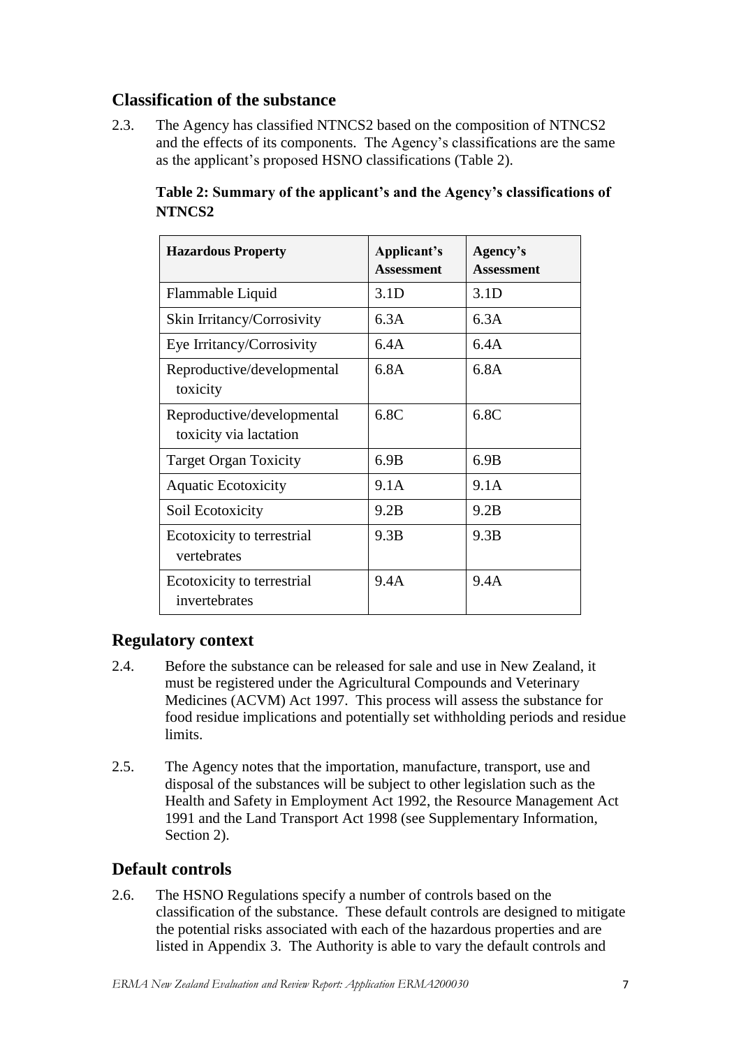## Classification of the substance

2.3. The Agency has classified NTNCS2 based on the composition of NTNCS2 and the effects of its components. The Agency's classifications are the same as the applicant's proposed HSNO classifications (Table 2).

**Table 2: Summary of the applicant's and the Agency's classifications of NTNCS2**

| Hazardous Property | Applicant's Assessment | Agency's Assessment |
|---|---|---|
| Flammable Liquid | 3.1D | 3.1D |
| Skin Irritancy/Corrosivity | 6.3A | 6.3A |
| Eye Irritancy/Corrosivity | 6.4A | 6.4A |
| Reproductive/developmental toxicity | 6.8A | 6.8A |
| Reproductive/developmental toxicity via lactation | 6.8C | 6.8C |
| Target Organ Toxicity | 6.9B | 6.9B |
| Aquatic Ecotoxicity | 9.1A | 9.1A |
| Soil Ecotoxicity | 9.2B | 9.2B |
| Ecotoxicity to terrestrial vertebrates | 9.3B | 9.3B |
| Ecotoxicity to terrestrial invertebrates | 9.4A | 9.4A |

## Regulatory context

2.4. Before the substance can be released for sale and use in New Zealand, it must be registered under the Agricultural Compounds and Veterinary Medicines (ACVM) Act 1997. This process will assess the substance for food residue implications and potentially set withholding periods and residue limits.

2.5. The Agency notes that the importation, manufacture, transport, use and disposal of the substances will be subject to other legislation such as the Health and Safety in Employment Act 1992, the Resource Management Act 1991 and the Land Transport Act 1998 (see Supplementary Information, Section 2).

## Default controls

2.6. The HSNO Regulations specify a number of controls based on the classification of the substance. These default controls are designed to mitigate the potential risks associated with each of the hazardous properties and are listed in Appendix 3. The Authority is able to vary the default controls and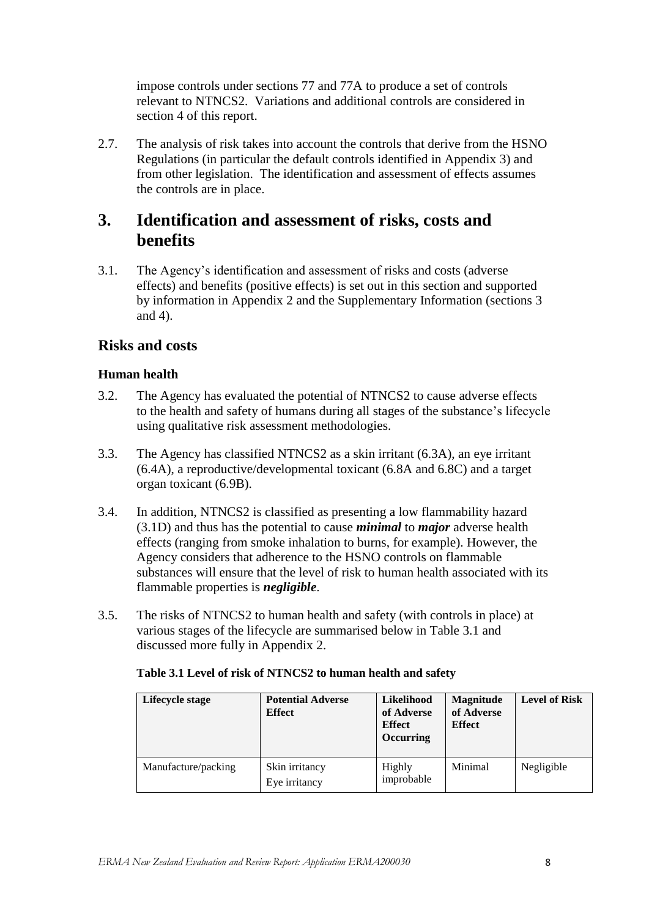impose controls under sections 77 and 77A to produce a set of controls relevant to NTNCS2. Variations and additional controls are considered in section 4 of this report.

2.7. The analysis of risk takes into account the controls that derive from the HSNO Regulations (in particular the default controls identified in Appendix 3) and from other legislation. The identification and assessment of effects assumes the controls are in place.

# 3. Identification and assessment of risks, costs and benefits

3.1. The Agency's identification and assessment of risks and costs (adverse effects) and benefits (positive effects) is set out in this section and supported by information in Appendix 2 and the Supplementary Information (sections 3 and 4).

## Risks and costs

### Human health

3.2. The Agency has evaluated the potential of NTNCS2 to cause adverse effects to the health and safety of humans during all stages of the substance's lifecycle using qualitative risk assessment methodologies.

3.3. The Agency has classified NTNCS2 as a skin irritant (6.3A), an eye irritant (6.4A), a reproductive/developmental toxicant (6.8A and 6.8C) and a target organ toxicant (6.9B).

3.4. In addition, NTNCS2 is classified as presenting a low flammability hazard (3.1D) and thus has the potential to cause ***minimal*** to ***major*** adverse health effects (ranging from smoke inhalation to burns, for example). However, the Agency considers that adherence to the HSNO controls on flammable substances will ensure that the level of risk to human health associated with its flammable properties is ***negligible***.

3.5. The risks of NTNCS2 to human health and safety (with controls in place) at various stages of the lifecycle are summarised below in Table 3.1 and discussed more fully in Appendix 2.

**Table 3.1 Level of risk of NTNCS2 to human health and safety**

| Lifecycle stage | Potential Adverse Effect | Likelihood of Adverse Effect Occurring | Magnitude of Adverse Effect | Level of Risk |
|---|---|---|---|---|
| Manufacture/packing | Skin irritancy<br>Eye irritancy | Highly improbable | Minimal | Negligible |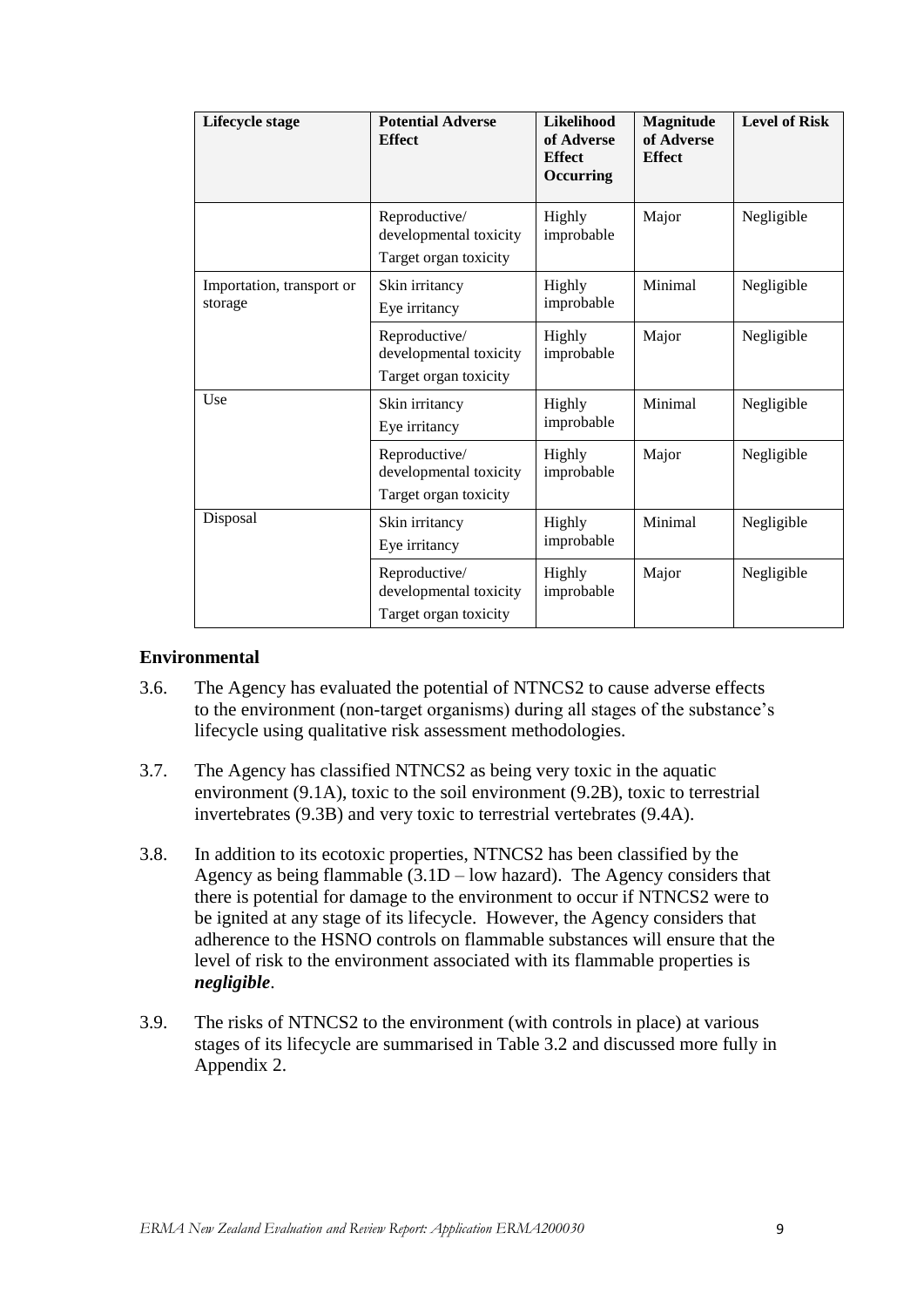| Lifecycle stage | Potential Adverse Effect | Likelihood of Adverse Effect Occurring | Magnitude of Adverse Effect | Level of Risk |
|---|---|---|---|---|
| | Reproductive/ developmental toxicity<br>Target organ toxicity | Highly improbable | Major | Negligible |
| Importation, transport or storage | Skin irritancy<br>Eye irritancy | Highly improbable | Minimal | Negligible |
| | Reproductive/ developmental toxicity<br>Target organ toxicity | Highly improbable | Major | Negligible |
| Use | Skin irritancy<br>Eye irritancy | Highly improbable | Minimal | Negligible |
| | Reproductive/ developmental toxicity<br>Target organ toxicity | Highly improbable | Major | Negligible |
| Disposal | Skin irritancy<br>Eye irritancy | Highly improbable | Minimal | Negligible |
| | Reproductive/ developmental toxicity<br>Target organ toxicity | Highly improbable | Major | Negligible |

### Environmental

3.6. The Agency has evaluated the potential of NTNCS2 to cause adverse effects to the environment (non-target organisms) during all stages of the substance's lifecycle using qualitative risk assessment methodologies.

3.7. The Agency has classified NTNCS2 as being very toxic in the aquatic environment (9.1A), toxic to the soil environment (9.2B), toxic to terrestrial invertebrates (9.3B) and very toxic to terrestrial vertebrates (9.4A).

3.8. In addition to its ecotoxic properties, NTNCS2 has been classified by the Agency as being flammable (3.1D – low hazard). The Agency considers that there is potential for damage to the environment to occur if NTNCS2 were to be ignited at any stage of its lifecycle. However, the Agency considers that adherence to the HSNO controls on flammable substances will ensure that the level of risk to the environment associated with its flammable properties is ***negligible***.

3.9. The risks of NTNCS2 to the environment (with controls in place) at various stages of its lifecycle are summarised in Table 3.2 and discussed more fully in Appendix 2.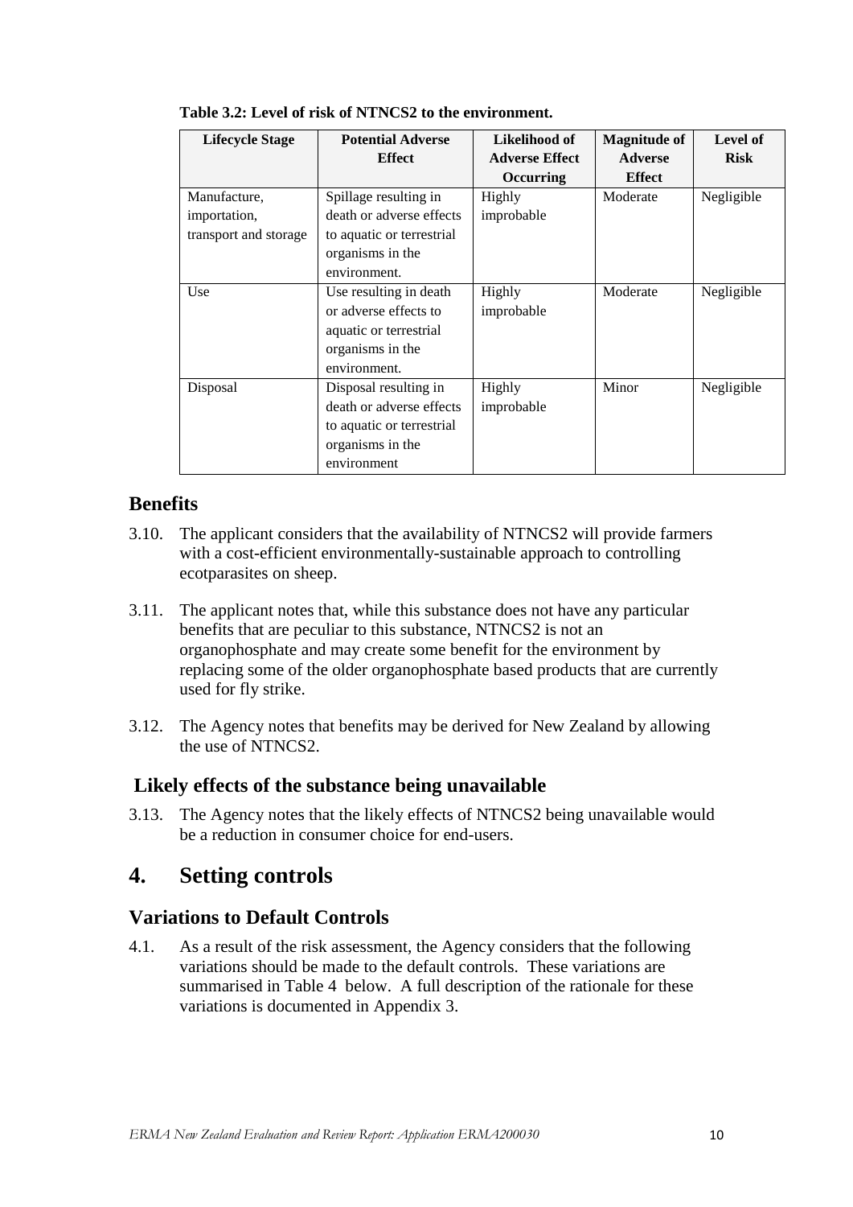**Table 3.2: Level of risk of NTNCS2 to the environment.**

| Lifecycle Stage | Potential Adverse Effect | Likelihood of Adverse Effect Occurring | Magnitude of Adverse Effect | Level of Risk |
|---|---|---|---|---|
| Manufacture, importation, transport and storage | Spillage resulting in death or adverse effects to aquatic or terrestrial organisms in the environment. | Highly improbable | Moderate | Negligible |
| Use | Use resulting in death or adverse effects to aquatic or terrestrial organisms in the environment. | Highly improbable | Moderate | Negligible |
| Disposal | Disposal resulting in death or adverse effects to aquatic or terrestrial organisms in the environment | Highly improbable | Minor | Negligible |

## Benefits

3.10. The applicant considers that the availability of NTNCS2 will provide farmers with a cost-efficient environmentally-sustainable approach to controlling ecotparasites on sheep.

3.11. The applicant notes that, while this substance does not have any particular benefits that are peculiar to this substance, NTNCS2 is not an organophosphate and may create some benefit for the environment by replacing some of the older organophosphate based products that are currently used for fly strike.

3.12. The Agency notes that benefits may be derived for New Zealand by allowing the use of NTNCS2.

## Likely effects of the substance being unavailable

3.13. The Agency notes that the likely effects of NTNCS2 being unavailable would be a reduction in consumer choice for end-users.

# 4. Setting controls

## Variations to Default Controls

4.1. As a result of the risk assessment, the Agency considers that the following variations should be made to the default controls. These variations are summarised in Table 4 below. A full description of the rationale for these variations is documented in Appendix 3.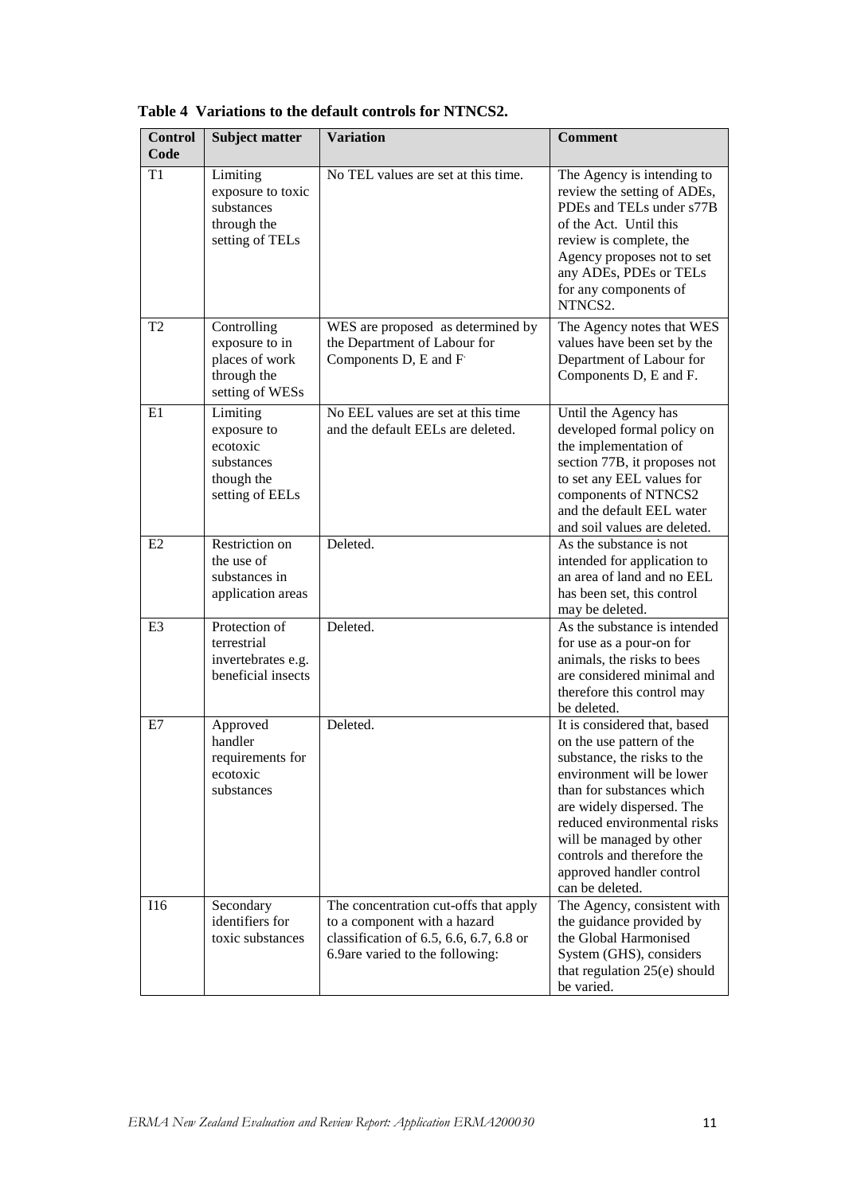**Table 4 Variations to the default controls for NTNCS2.**

| Control Code | Subject matter | Variation | Comment |
|---|---|---|---|
| T1 | Limiting exposure to toxic substances through the setting of TELs | No TEL values are set at this time. | The Agency is intending to review the setting of ADEs, PDEs and TELs under s77B of the Act. Until this review is complete, the Agency proposes not to set any ADEs, PDEs or TELs for any components of NTNCS2. |
| T2 | Controlling exposure to in places of work through the setting of WESs | WES are proposed as determined by the Department of Labour for Components D, E and F | The Agency notes that WES values have been set by the Department of Labour for Components D, E and F. |
| E1 | Limiting exposure to ecotoxic substances though the setting of EELs | No EEL values are set at this time and the default EELs are deleted. | Until the Agency has developed formal policy on the implementation of section 77B, it proposes not to set any EEL values for components of NTNCS2 and the default EEL water and soil values are deleted. |
| E2 | Restriction on the use of substances in application areas | Deleted. | As the substance is not intended for application to an area of land and no EEL has been set, this control may be deleted. |
| E3 | Protection of terrestrial invertebrates e.g. beneficial insects | Deleted. | As the substance is intended for use as a pour-on for animals, the risks to bees are considered minimal and therefore this control may be deleted. |
| E7 | Approved handler requirements for ecotoxic substances | Deleted. | It is considered that, based on the use pattern of the substance, the risks to the environment will be lower than for substances which are widely dispersed. The reduced environmental risks will be managed by other controls and therefore the approved handler control can be deleted. |
| I16 | Secondary identifiers for toxic substances | The concentration cut-offs that apply to a component with a hazard classification of 6.5, 6.6, 6.7, 6.8 or 6.9are varied to the following: | The Agency, consistent with the guidance provided by the Global Harmonised System (GHS), considers that regulation 25(e) should be varied. |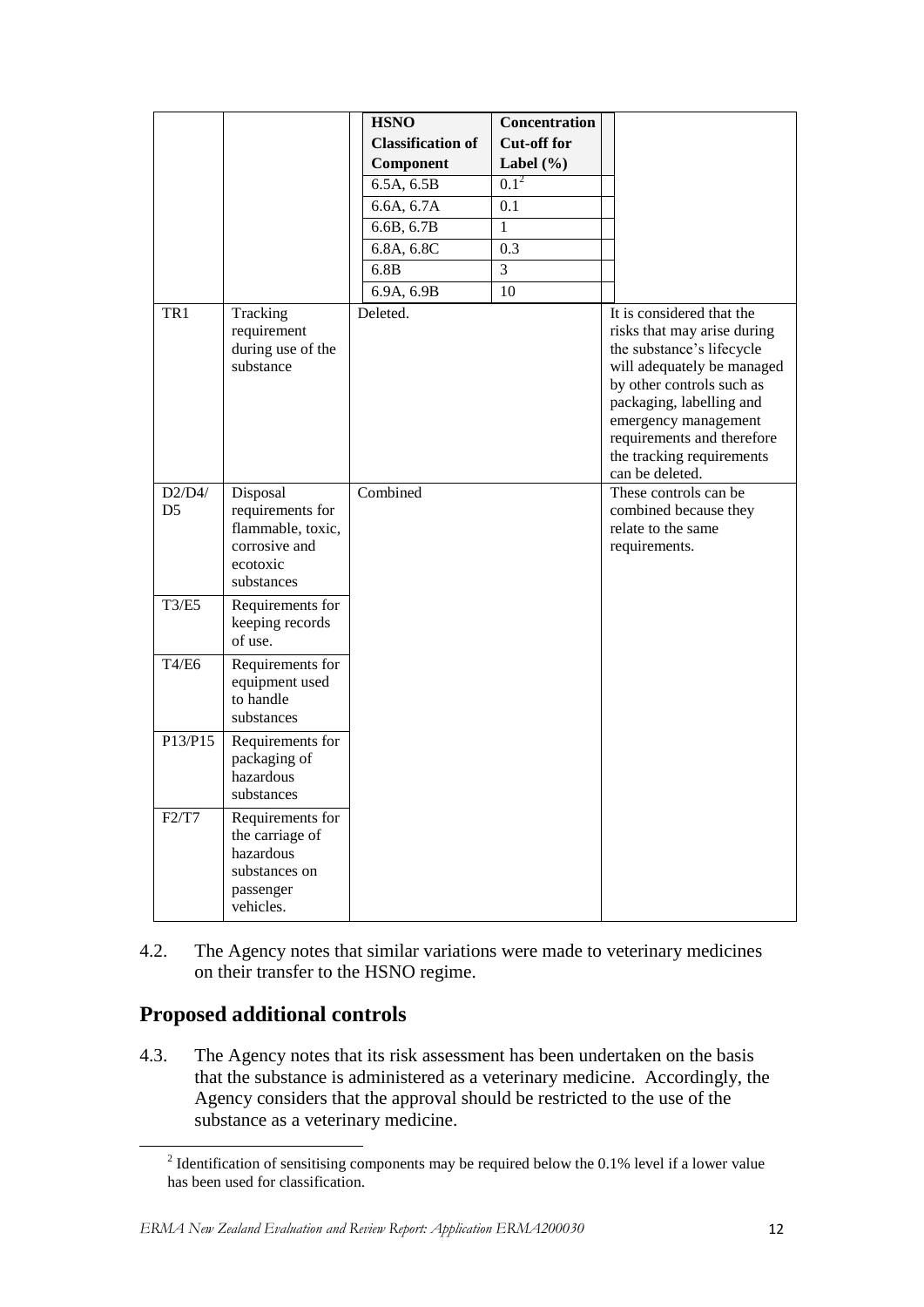| | | | | |
|---|---|---|---|---|
| | | **HSNO Classification of Component** | **Concentration Cut-off for Label (%)** | |
| | | 6.5A, 6.5B | 0.1[2] | |
| | | 6.6A, 6.7A | 0.1 | |
| | | 6.6B, 6.7B | 1 | |
| | | 6.8A, 6.8C | 0.3 | |
| | | 6.8B | 3 | |
| | | 6.9A, 6.9B | 10 | |
| TR1 | Tracking requirement during use of the substance | Deleted. | | It is considered that the risks that may arise during the substance's lifecycle will adequately be managed by other controls such as packaging, labelling and emergency management requirements and therefore the tracking requirements can be deleted. |
| D2/D4/ D5 | Disposal requirements for flammable, toxic, corrosive and ecotoxic substances | Combined | | These controls can be combined because they relate to the same requirements. |
| T3/E5 | Requirements for keeping records of use. | | | |
| T4/E6 | Requirements for equipment used to handle substances | | | |
| P13/P15 | Requirements for packaging of hazardous substances | | | |
| F2/T7 | Requirements for the carriage of hazardous substances on passenger vehicles. | | | |

4.2. The Agency notes that similar variations were made to veterinary medicines on their transfer to the HSNO regime.

## Proposed additional controls

4.3. The Agency notes that its risk assessment has been undertaken on the basis that the substance is administered as a veterinary medicine. Accordingly, the Agency considers that the approval should be restricted to the use of the substance as a veterinary medicine.

[2] Identification of sensitising components may be required below the 0.1% level if a lower value has been used for classification.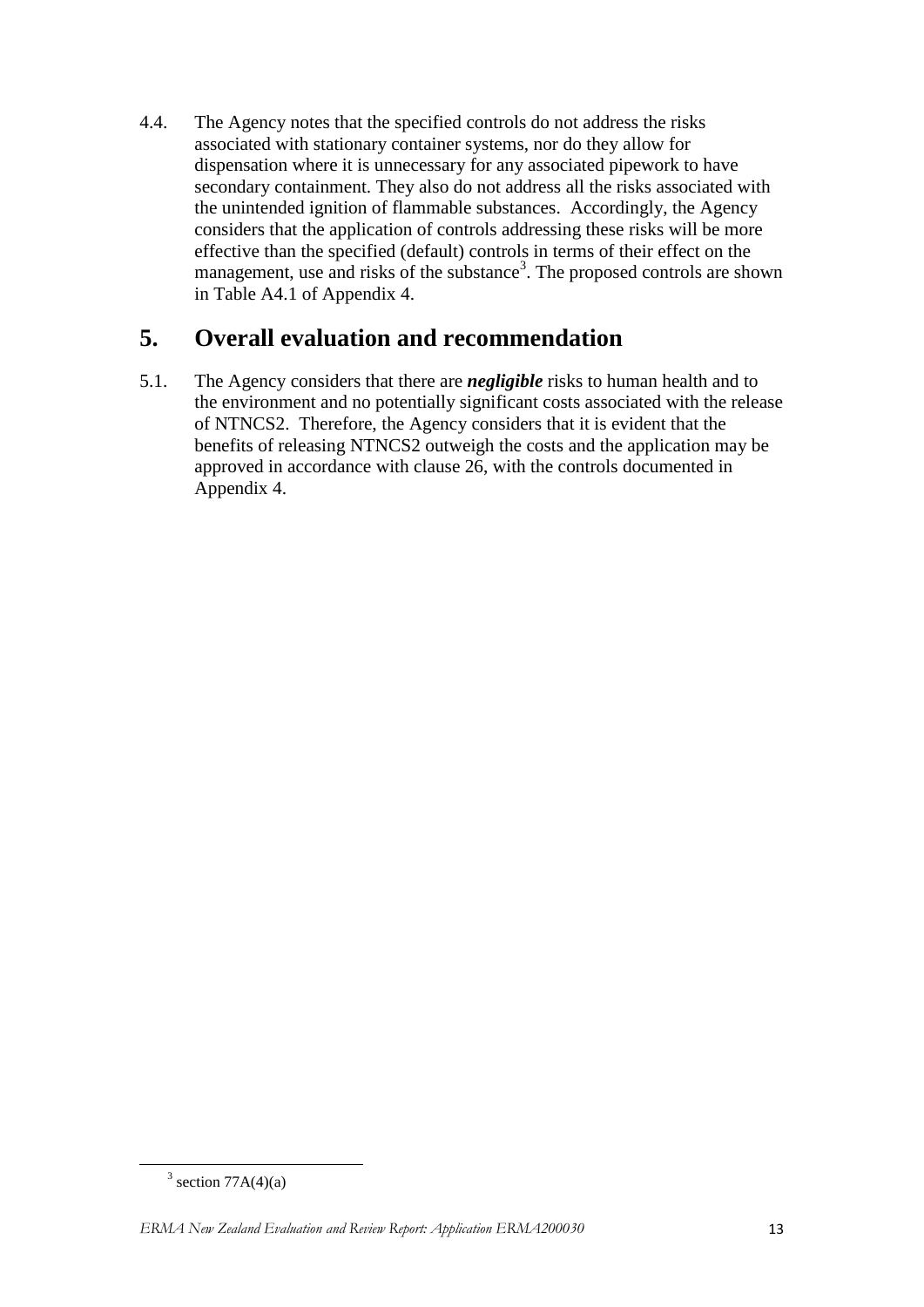4.4. The Agency notes that the specified controls do not address the risks associated with stationary container systems, nor do they allow for dispensation where it is unnecessary for any associated pipework to have secondary containment. They also do not address all the risks associated with the unintended ignition of flammable substances. Accordingly, the Agency considers that the application of controls addressing these risks will be more effective than the specified (default) controls in terms of their effect on the management, use and risks of the substance[3]. The proposed controls are shown in Table A4.1 of Appendix 4.

## 5. Overall evaluation and recommendation

5.1. The Agency considers that there are ***negligible*** risks to human health and to the environment and no potentially significant costs associated with the release of NTNCS2. Therefore, the Agency considers that it is evident that the benefits of releasing NTNCS2 outweigh the costs and the application may be approved in accordance with clause 26, with the controls documented in Appendix 4.

---

[3] section 77A(4)(a)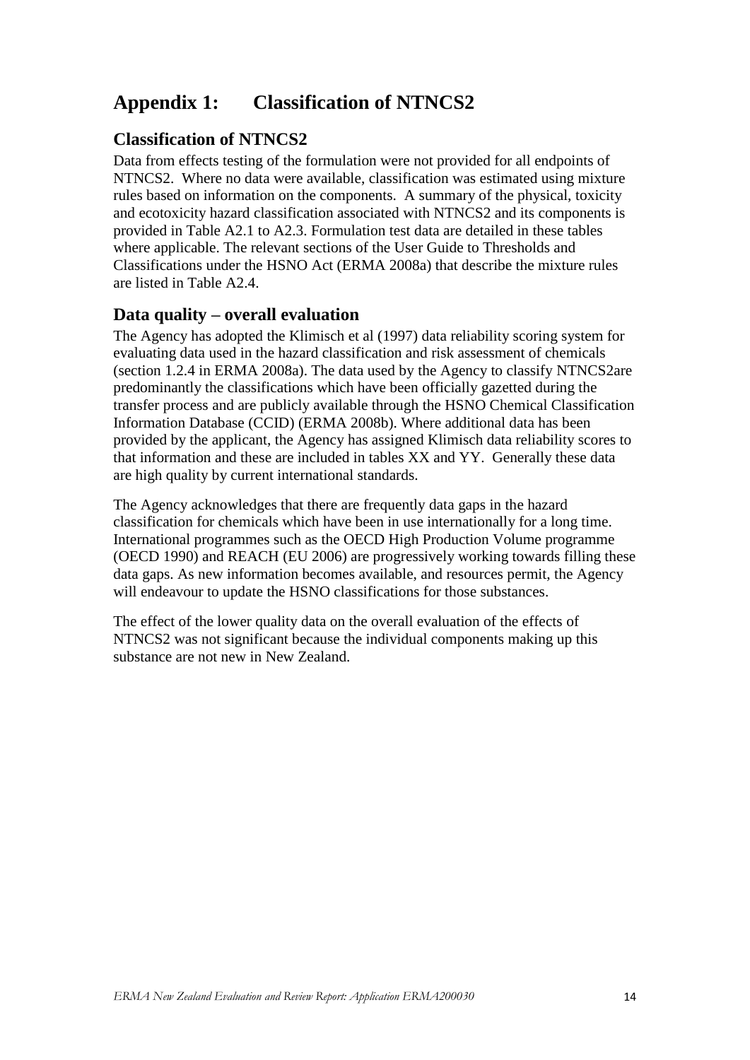# Appendix 1: Classification of NTNCS2

## Classification of NTNCS2

Data from effects testing of the formulation were not provided for all endpoints of NTNCS2. Where no data were available, classification was estimated using mixture rules based on information on the components. A summary of the physical, toxicity and ecotoxicity hazard classification associated with NTNCS2 and its components is provided in Table A2.1 to A2.3. Formulation test data are detailed in these tables where applicable. The relevant sections of the User Guide to Thresholds and Classifications under the HSNO Act (ERMA 2008a) that describe the mixture rules are listed in Table A2.4.

## Data quality – overall evaluation

The Agency has adopted the Klimisch et al (1997) data reliability scoring system for evaluating data used in the hazard classification and risk assessment of chemicals (section 1.2.4 in ERMA 2008a). The data used by the Agency to classify NTNCS2are predominantly the classifications which have been officially gazetted during the transfer process and are publicly available through the HSNO Chemical Classification Information Database (CCID) (ERMA 2008b). Where additional data has been provided by the applicant, the Agency has assigned Klimisch data reliability scores to that information and these are included in tables XX and YY. Generally these data are high quality by current international standards.

The Agency acknowledges that there are frequently data gaps in the hazard classification for chemicals which have been in use internationally for a long time. International programmes such as the OECD High Production Volume programme (OECD 1990) and REACH (EU 2006) are progressively working towards filling these data gaps. As new information becomes available, and resources permit, the Agency will endeavour to update the HSNO classifications for those substances.

The effect of the lower quality data on the overall evaluation of the effects of NTNCS2 was not significant because the individual components making up this substance are not new in New Zealand.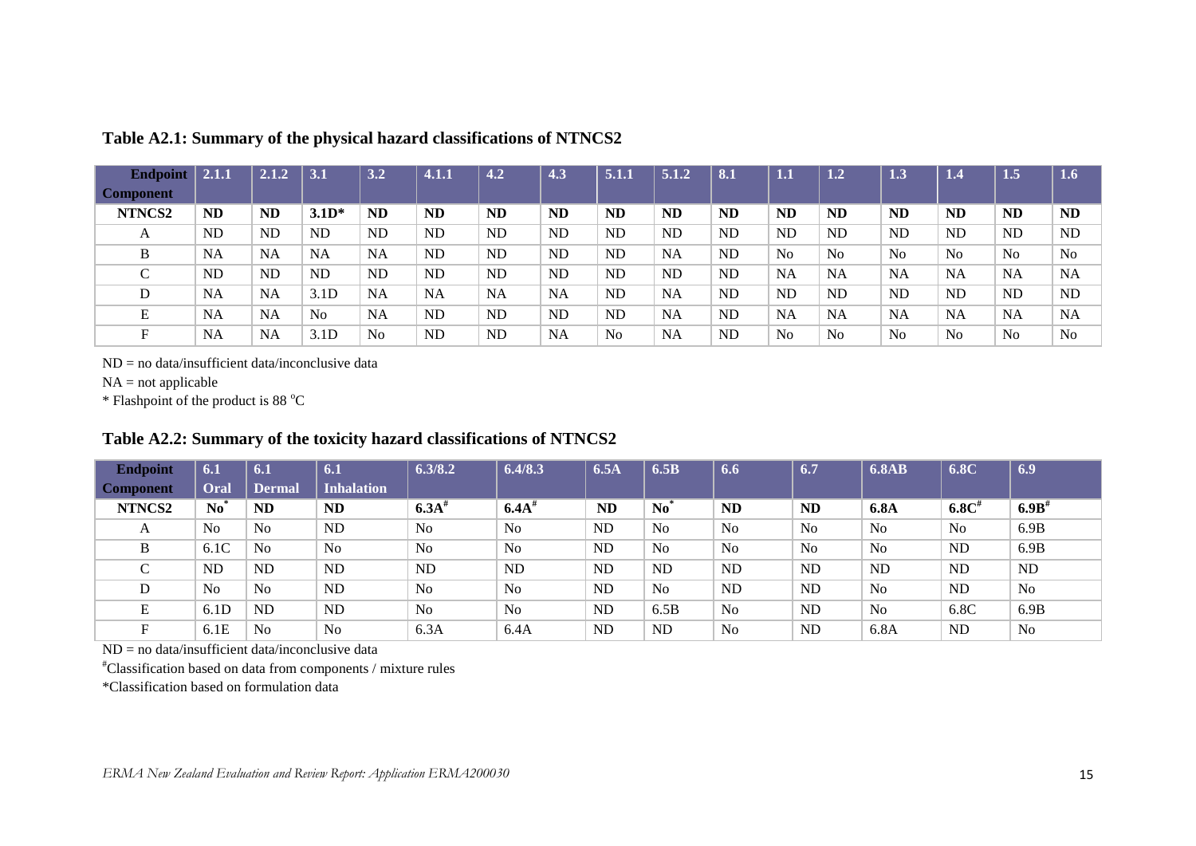**Table A2.1: Summary of the physical hazard classifications of NTNCS2**

| Endpoint / Component | 2.1.1 | 2.1.2 | 3.1 | 3.2 | 4.1.1 | 4.2 | 4.3 | 5.1.1 | 5.1.2 | 8.1 | 1.1 | 1.2 | 1.3 | 1.4 | 1.5 | 1.6 |
|---|---|---|---|---|---|---|---|---|---|---|---|---|---|---|---|---|
| **NTNCS2** | **ND** | **ND** | **3.1D*** | **ND** | **ND** | **ND** | **ND** | **ND** | **ND** | **ND** | **ND** | **ND** | **ND** | **ND** | **ND** | **ND** |
| A | ND | ND | ND | ND | ND | ND | ND | ND | ND | ND | ND | ND | ND | ND | ND | ND |
| B | NA | NA | NA | NA | ND | ND | ND | ND | NA | ND | No | No | No | No | No | No |
| C | ND | ND | ND | ND | ND | ND | ND | ND | ND | ND | NA | NA | NA | NA | NA | NA |
| D | NA | NA | 3.1D | NA | NA | NA | NA | ND | NA | ND | ND | ND | ND | ND | ND | ND |
| E | NA | NA | No | NA | ND | ND | ND | ND | NA | ND | NA | NA | NA | NA | NA | NA |
| F | NA | NA | 3.1D | No | ND | ND | NA | No | NA | ND | No | No | No | No | No | No |

ND = no data/insufficient data/inconclusive data

NA = not applicable

* Flashpoint of the product is 88 °C

**Table A2.2: Summary of the toxicity hazard classifications of NTNCS2**

| Endpoint / Component | 6.1 Oral | 6.1 Dermal | 6.1 Inhalation | 6.3/8.2 | 6.4/8.3 | 6.5A | 6.5B | 6.6 | 6.7 | 6.8AB | 6.8C | 6.9 |
|---|---|---|---|---|---|---|---|---|---|---|---|---|
| **NTNCS2** | **No*** | **ND** | **ND** | **6.3A#** | **6.4A#** | **ND** | **No*** | **ND** | **ND** | **6.8A** | **6.8C#** | **6.9B#** |
| A | No | No | ND | No | No | ND | No | No | No | No | No | 6.9B |
| B | 6.1C | No | No | No | No | ND | No | No | No | No | ND | 6.9B |
| C | ND | ND | ND | ND | ND | ND | ND | ND | ND | ND | ND | ND |
| D | No | No | ND | No | No | ND | No | ND | ND | No | ND | No |
| E | 6.1D | ND | ND | No | No | ND | 6.5B | No | ND | No | 6.8C | 6.9B |
| F | 6.1E | No | No | 6.3A | 6.4A | ND | ND | No | ND | 6.8A | ND | No |

ND = no data/insufficient data/inconclusive data

#Classification based on data from components / mixture rules

*Classification based on formulation data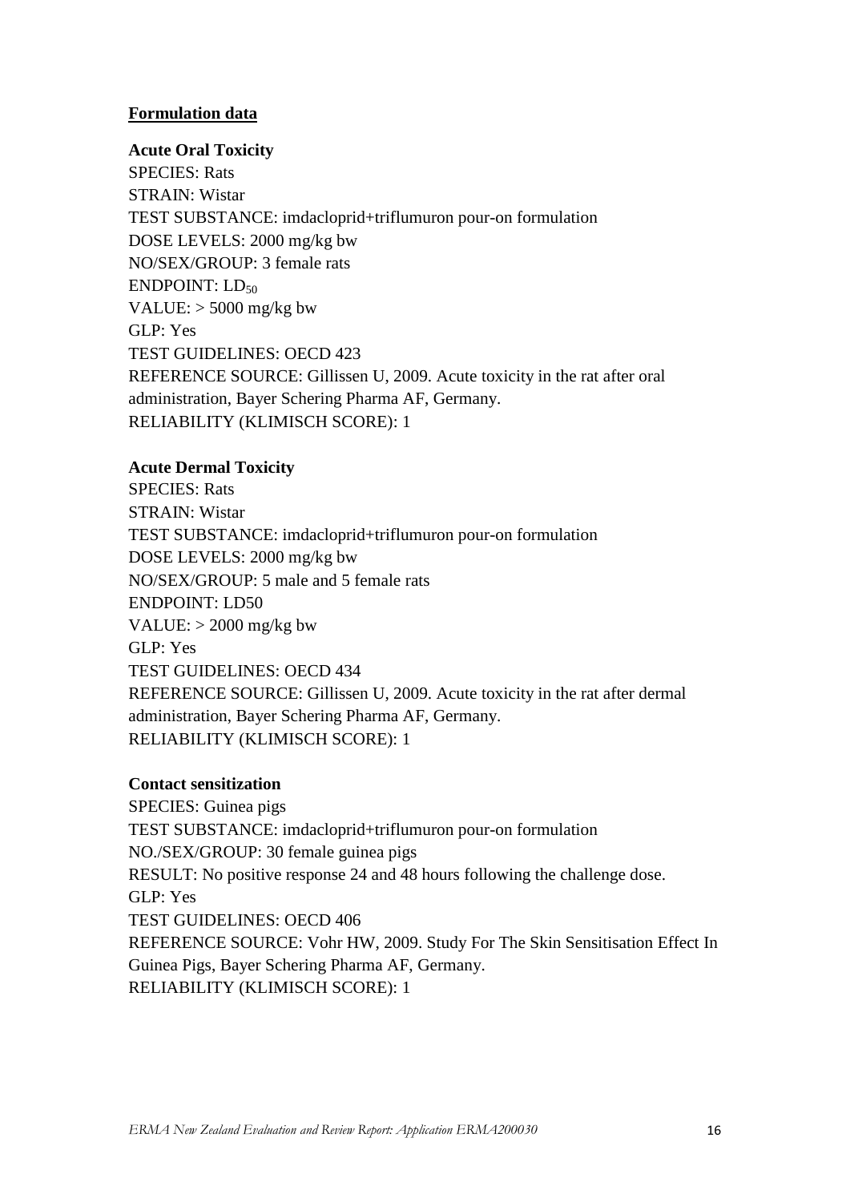**Formulation data**

**Acute Oral Toxicity**

SPECIES: Rats
STRAIN: Wistar
TEST SUBSTANCE: imdacloprid+triflumuron pour-on formulation
DOSE LEVELS: 2000 mg/kg bw
NO/SEX/GROUP: 3 female rats
ENDPOINT: $LD_{50}$
VALUE: > 5000 mg/kg bw
GLP: Yes
TEST GUIDELINES: OECD 423
REFERENCE SOURCE: Gillissen U, 2009. Acute toxicity in the rat after oral administration, Bayer Schering Pharma AF, Germany.
RELIABILITY (KLIMISCH SCORE): 1

**Acute Dermal Toxicity**

SPECIES: Rats
STRAIN: Wistar
TEST SUBSTANCE: imdacloprid+triflumuron pour-on formulation
DOSE LEVELS: 2000 mg/kg bw
NO/SEX/GROUP: 5 male and 5 female rats
ENDPOINT: LD50
VALUE: > 2000 mg/kg bw
GLP: Yes
TEST GUIDELINES: OECD 434
REFERENCE SOURCE: Gillissen U, 2009. Acute toxicity in the rat after dermal administration, Bayer Schering Pharma AF, Germany.
RELIABILITY (KLIMISCH SCORE): 1

**Contact sensitization**

SPECIES: Guinea pigs
TEST SUBSTANCE: imdacloprid+triflumuron pour-on formulation
NO./SEX/GROUP: 30 female guinea pigs
RESULT: No positive response 24 and 48 hours following the challenge dose.
GLP: Yes
TEST GUIDELINES: OECD 406
REFERENCE SOURCE: Vohr HW, 2009. Study For The Skin Sensitisation Effect In Guinea Pigs, Bayer Schering Pharma AF, Germany.
RELIABILITY (KLIMISCH SCORE): 1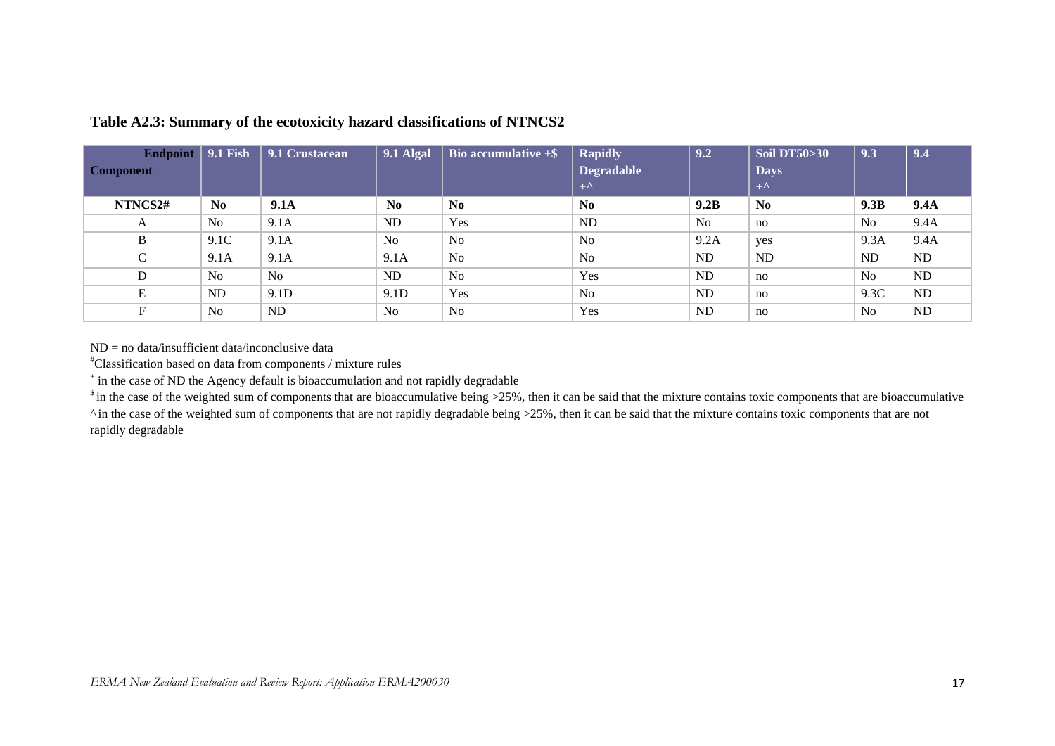**Table A2.3: Summary of the ecotoxicity hazard classifications of NTNCS2**

| Endpoint / Component | 9.1 Fish | 9.1 Crustacean | 9.1 Algal | Bio accumulative +$ | Rapidly Degradable +^ | 9.2 | Soil DT50>30 Days +^ | 9.3 | 9.4 |
|---|---|---|---|---|---|---|---|---|---|
| **NTNCS2#** | **No** | **9.1A** | **No** | **No** | **No** | **9.2B** | **No** | **9.3B** | **9.4A** |
| A | No | 9.1A | ND | Yes | ND | No | no | No | 9.4A |
| B | 9.1C | 9.1A | No | No | No | 9.2A | yes | 9.3A | 9.4A |
| C | 9.1A | 9.1A | 9.1A | No | No | ND | ND | ND | ND |
| D | No | No | ND | No | Yes | ND | no | No | ND |
| E | ND | 9.1D | 9.1D | Yes | No | ND | no | 9.3C | ND |
| F | No | ND | No | No | Yes | ND | no | No | ND |

ND = no data/insufficient data/inconclusive data

#Classification based on data from components / mixture rules

+ in the case of ND the Agency default is bioaccumulation and not rapidly degradable

$ in the case of the weighted sum of components that are bioaccumulative being >25%, then it can be said that the mixture contains toxic components that are bioaccumulative

^ in the case of the weighted sum of components that are not rapidly degradable being >25%, then it can be said that the mixture contains toxic components that are not rapidly degradable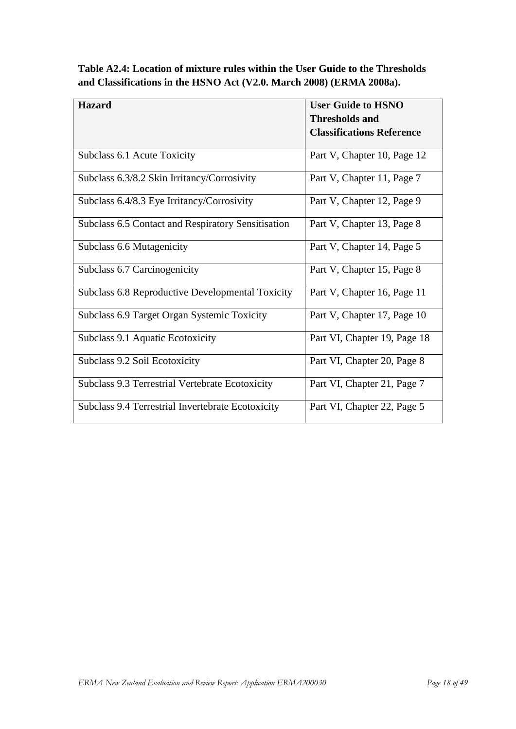**Table A2.4: Location of mixture rules within the User Guide to the Thresholds and Classifications in the HSNO Act (V2.0. March 2008) (ERMA 2008a).**

| Hazard | User Guide to HSNO Thresholds and Classifications Reference |
|---|---|
| Subclass 6.1 Acute Toxicity | Part V, Chapter 10, Page 12 |
| Subclass 6.3/8.2 Skin Irritancy/Corrosivity | Part V, Chapter 11, Page 7 |
| Subclass 6.4/8.3 Eye Irritancy/Corrosivity | Part V, Chapter 12, Page 9 |
| Subclass 6.5 Contact and Respiratory Sensitisation | Part V, Chapter 13, Page 8 |
| Subclass 6.6 Mutagenicity | Part V, Chapter 14, Page 5 |
| Subclass 6.7 Carcinogenicity | Part V, Chapter 15, Page 8 |
| Subclass 6.8 Reproductive Developmental Toxicity | Part V, Chapter 16, Page 11 |
| Subclass 6.9 Target Organ Systemic Toxicity | Part V, Chapter 17, Page 10 |
| Subclass 9.1 Aquatic Ecotoxicity | Part VI, Chapter 19, Page 18 |
| Subclass 9.2 Soil Ecotoxicity | Part VI, Chapter 20, Page 8 |
| Subclass 9.3 Terrestrial Vertebrate Ecotoxicity | Part VI, Chapter 21, Page 7 |
| Subclass 9.4 Terrestrial Invertebrate Ecotoxicity | Part VI, Chapter 22, Page 5 |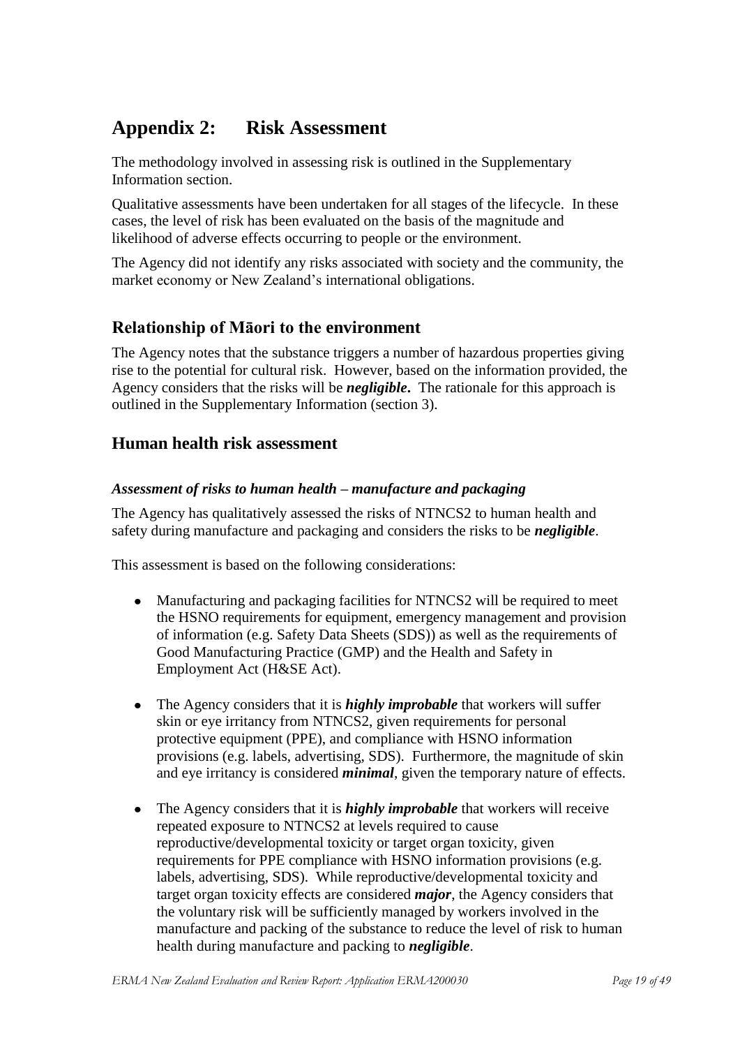# Appendix 2: Risk Assessment

The methodology involved in assessing risk is outlined in the Supplementary Information section.

Qualitative assessments have been undertaken for all stages of the lifecycle. In these cases, the level of risk has been evaluated on the basis of the magnitude and likelihood of adverse effects occurring to people or the environment.

The Agency did not identify any risks associated with society and the community, the market economy or New Zealand's international obligations.

## Relationship of Māori to the environment

The Agency notes that the substance triggers a number of hazardous properties giving rise to the potential for cultural risk. However, based on the information provided, the Agency considers that the risks will be ***negligible***. The rationale for this approach is outlined in the Supplementary Information (section 3).

## Human health risk assessment

### *Assessment of risks to human health – manufacture and packaging*

The Agency has qualitatively assessed the risks of NTNCS2 to human health and safety during manufacture and packaging and considers the risks to be ***negligible***.

This assessment is based on the following considerations:

- Manufacturing and packaging facilities for NTNCS2 will be required to meet the HSNO requirements for equipment, emergency management and provision of information (e.g. Safety Data Sheets (SDS)) as well as the requirements of Good Manufacturing Practice (GMP) and the Health and Safety in Employment Act (H&SE Act).

- The Agency considers that it is ***highly improbable*** that workers will suffer skin or eye irritancy from NTNCS2, given requirements for personal protective equipment (PPE), and compliance with HSNO information provisions (e.g. labels, advertising, SDS). Furthermore, the magnitude of skin and eye irritancy is considered ***minimal***, given the temporary nature of effects.

- The Agency considers that it is ***highly improbable*** that workers will receive repeated exposure to NTNCS2 at levels required to cause reproductive/developmental toxicity or target organ toxicity, given requirements for PPE compliance with HSNO information provisions (e.g. labels, advertising, SDS). While reproductive/developmental toxicity and target organ toxicity effects are considered ***major***, the Agency considers that the voluntary risk will be sufficiently managed by workers involved in the manufacture and packing of the substance to reduce the level of risk to human health during manufacture and packing to ***negligible***.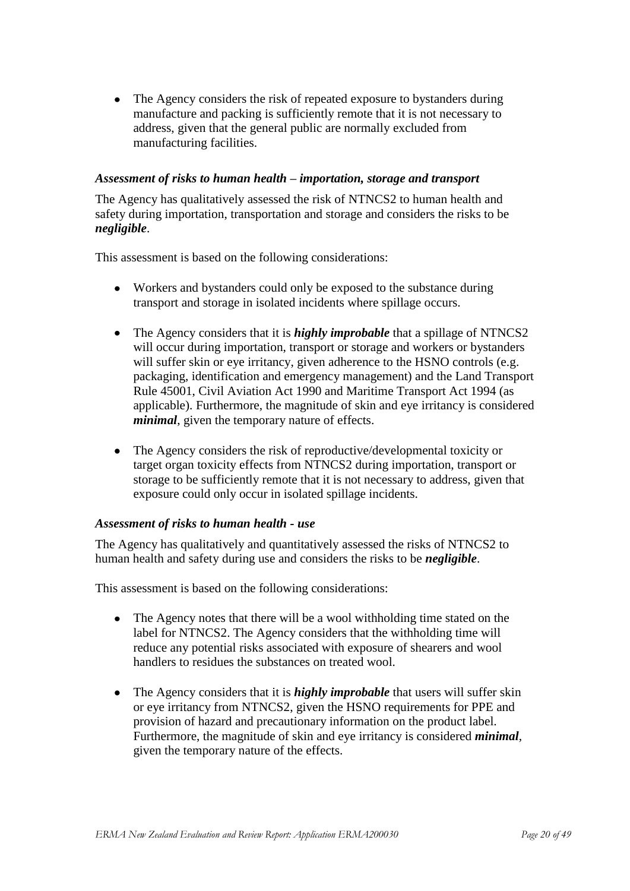- The Agency considers the risk of repeated exposure to bystanders during manufacture and packing is sufficiently remote that it is not necessary to address, given that the general public are normally excluded from manufacturing facilities.

***Assessment of risks to human health – importation, storage and transport***

The Agency has qualitatively assessed the risk of NTNCS2 to human health and safety during importation, transportation and storage and considers the risks to be ***negligible***.

This assessment is based on the following considerations:

- Workers and bystanders could only be exposed to the substance during transport and storage in isolated incidents where spillage occurs.

- The Agency considers that it is ***highly improbable*** that a spillage of NTNCS2 will occur during importation, transport or storage and workers or bystanders will suffer skin or eye irritancy, given adherence to the HSNO controls (e.g. packaging, identification and emergency management) and the Land Transport Rule 45001, Civil Aviation Act 1990 and Maritime Transport Act 1994 (as applicable). Furthermore, the magnitude of skin and eye irritancy is considered ***minimal***, given the temporary nature of effects.

- The Agency considers the risk of reproductive/developmental toxicity or target organ toxicity effects from NTNCS2 during importation, transport or storage to be sufficiently remote that it is not necessary to address, given that exposure could only occur in isolated spillage incidents.

***Assessment of risks to human health - use***

The Agency has qualitatively and quantitatively assessed the risks of NTNCS2 to human health and safety during use and considers the risks to be ***negligible***.

This assessment is based on the following considerations:

- The Agency notes that there will be a wool withholding time stated on the label for NTNCS2. The Agency considers that the withholding time will reduce any potential risks associated with exposure of shearers and wool handlers to residues the substances on treated wool.

- The Agency considers that it is ***highly improbable*** that users will suffer skin or eye irritancy from NTNCS2, given the HSNO requirements for PPE and provision of hazard and precautionary information on the product label. Furthermore, the magnitude of skin and eye irritancy is considered ***minimal***, given the temporary nature of the effects.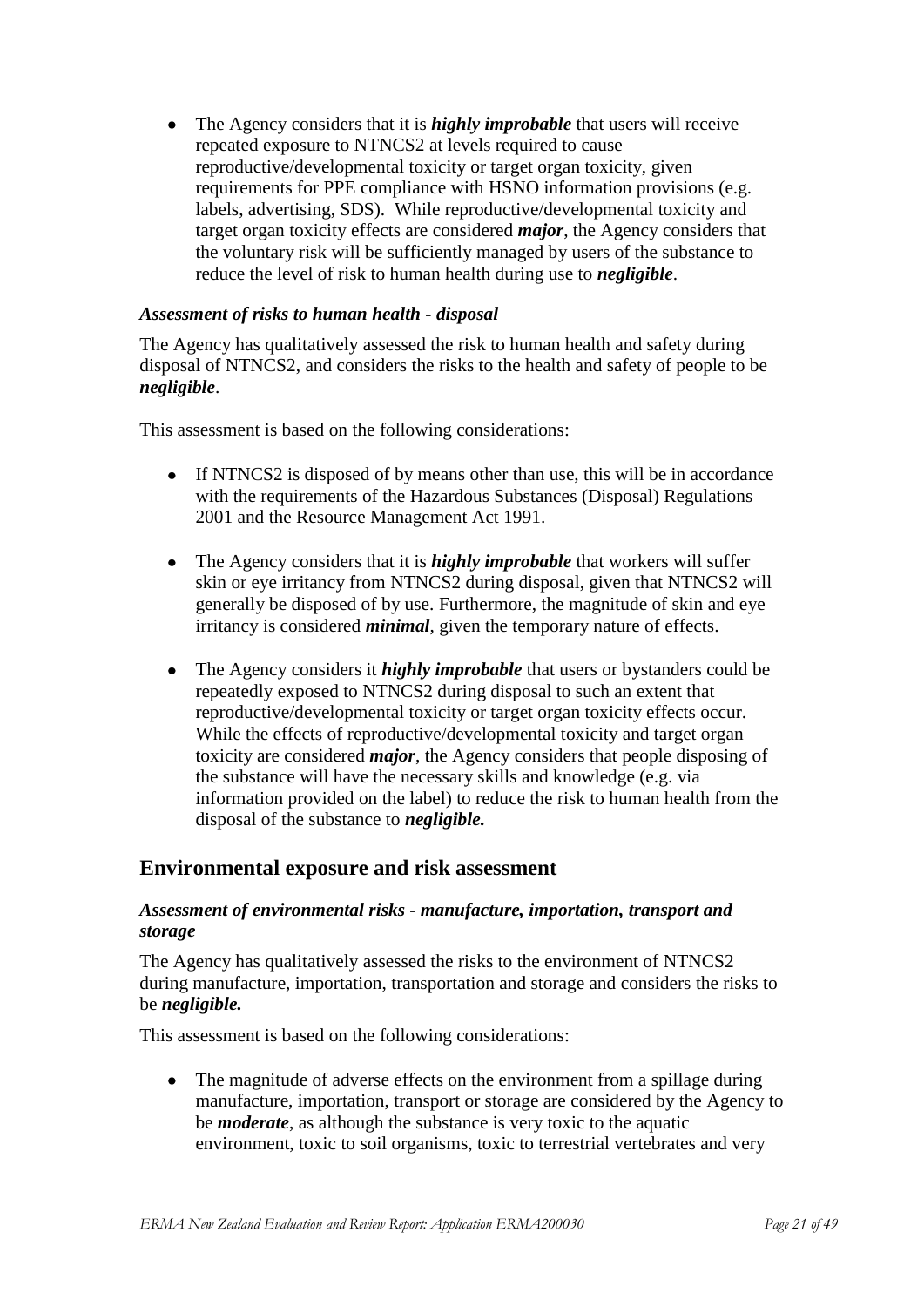- The Agency considers that it is ***highly improbable*** that users will receive repeated exposure to NTNCS2 at levels required to cause reproductive/developmental toxicity or target organ toxicity, given requirements for PPE compliance with HSNO information provisions (e.g. labels, advertising, SDS). While reproductive/developmental toxicity and target organ toxicity effects are considered ***major***, the Agency considers that the voluntary risk will be sufficiently managed by users of the substance to reduce the level of risk to human health during use to ***negligible***.

#### *Assessment of risks to human health - disposal*

The Agency has qualitatively assessed the risk to human health and safety during disposal of NTNCS2, and considers the risks to the health and safety of people to be ***negligible***.

This assessment is based on the following considerations:

- If NTNCS2 is disposed of by means other than use, this will be in accordance with the requirements of the Hazardous Substances (Disposal) Regulations 2001 and the Resource Management Act 1991.

- The Agency considers that it is ***highly improbable*** that workers will suffer skin or eye irritancy from NTNCS2 during disposal, given that NTNCS2 will generally be disposed of by use. Furthermore, the magnitude of skin and eye irritancy is considered ***minimal***, given the temporary nature of effects.

- The Agency considers it ***highly improbable*** that users or bystanders could be repeatedly exposed to NTNCS2 during disposal to such an extent that reproductive/developmental toxicity or target organ toxicity effects occur. While the effects of reproductive/developmental toxicity and target organ toxicity are considered ***major***, the Agency considers that people disposing of the substance will have the necessary skills and knowledge (e.g. via information provided on the label) to reduce the risk to human health from the disposal of the substance to ***negligible.***

## Environmental exposure and risk assessment

#### *Assessment of environmental risks - manufacture, importation, transport and storage*

The Agency has qualitatively assessed the risks to the environment of NTNCS2 during manufacture, importation, transportation and storage and considers the risks to be ***negligible.***

This assessment is based on the following considerations:

- The magnitude of adverse effects on the environment from a spillage during manufacture, importation, transport or storage are considered by the Agency to be ***moderate***, as although the substance is very toxic to the aquatic environment, toxic to soil organisms, toxic to terrestrial vertebrates and very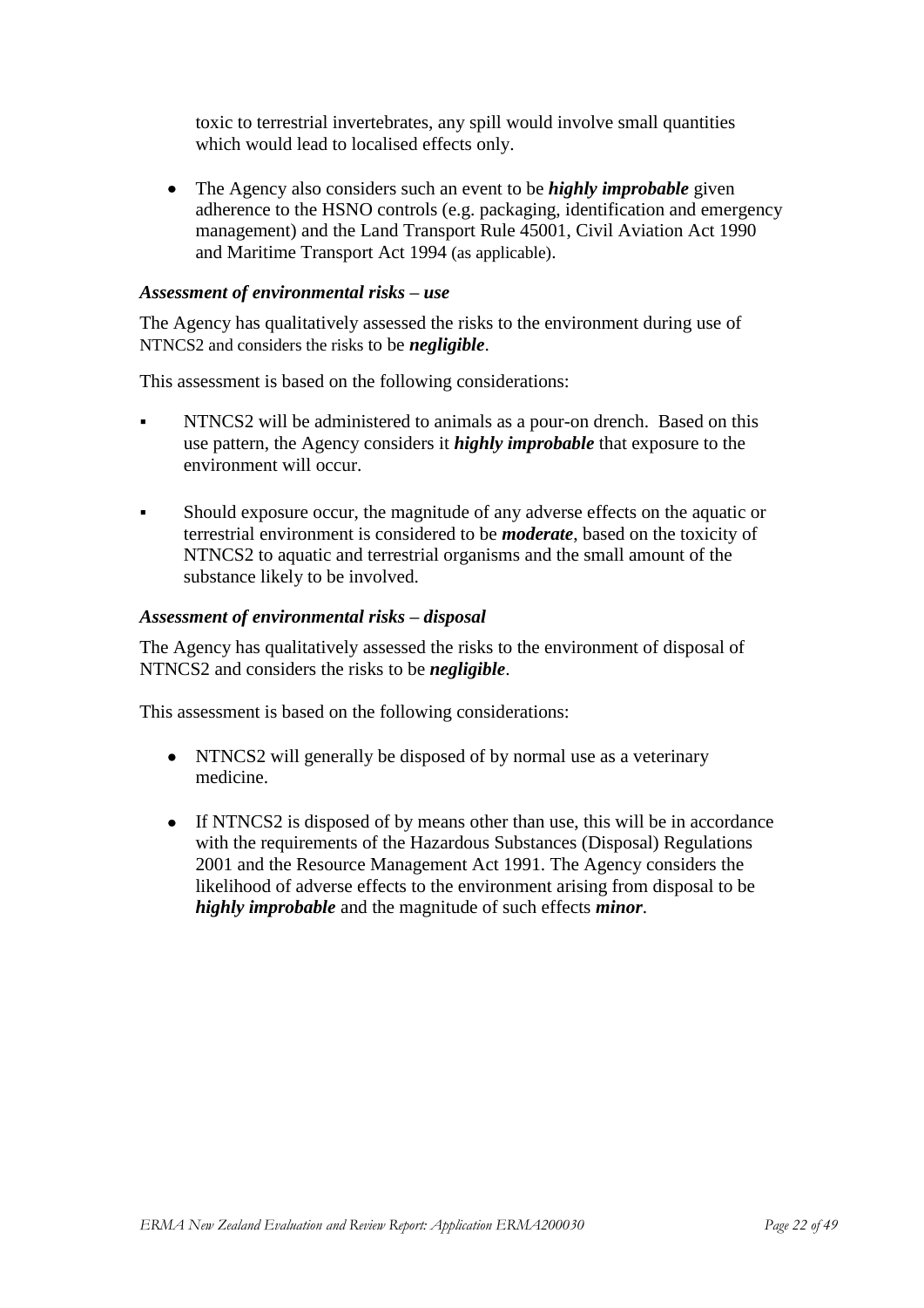toxic to terrestrial invertebrates, any spill would involve small quantities which would lead to localised effects only.

- The Agency also considers such an event to be ***highly improbable*** given adherence to the HSNO controls (e.g. packaging, identification and emergency management) and the Land Transport Rule 45001, Civil Aviation Act 1990 and Maritime Transport Act 1994 (as applicable).

***Assessment of environmental risks – use***

The Agency has qualitatively assessed the risks to the environment during use of NTNCS2 and considers the risks to be ***negligible***.

This assessment is based on the following considerations:

- NTNCS2 will be administered to animals as a pour-on drench. Based on this use pattern, the Agency considers it ***highly improbable*** that exposure to the environment will occur.

- Should exposure occur, the magnitude of any adverse effects on the aquatic or terrestrial environment is considered to be ***moderate***, based on the toxicity of NTNCS2 to aquatic and terrestrial organisms and the small amount of the substance likely to be involved.

***Assessment of environmental risks – disposal***

The Agency has qualitatively assessed the risks to the environment of disposal of NTNCS2 and considers the risks to be ***negligible***.

This assessment is based on the following considerations:

- NTNCS2 will generally be disposed of by normal use as a veterinary medicine.

- If NTNCS2 is disposed of by means other than use, this will be in accordance with the requirements of the Hazardous Substances (Disposal) Regulations 2001 and the Resource Management Act 1991. The Agency considers the likelihood of adverse effects to the environment arising from disposal to be ***highly improbable*** and the magnitude of such effects ***minor***.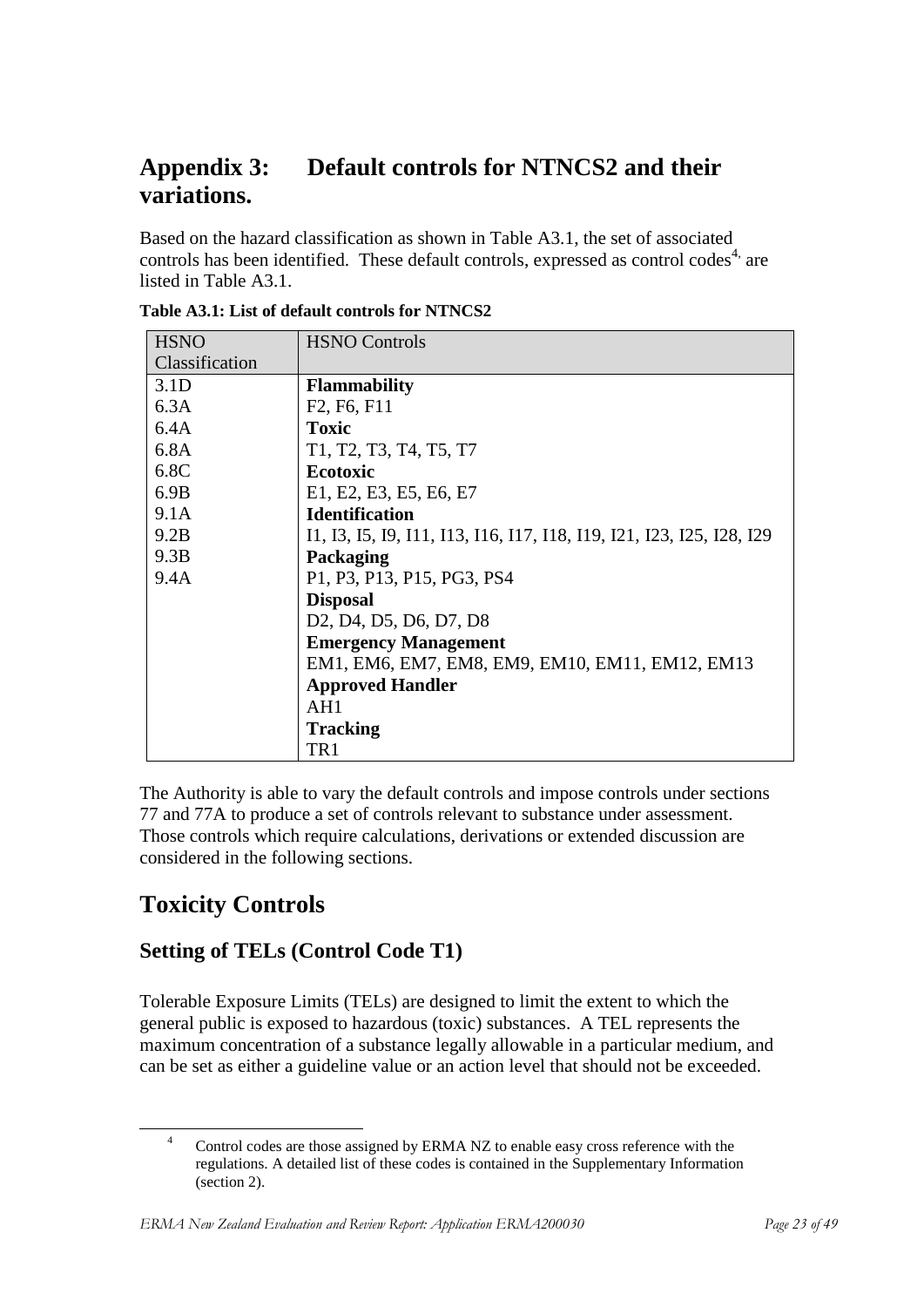# Appendix 3: Default controls for NTNCS2 and their variations.

Based on the hazard classification as shown in Table A3.1, the set of associated controls has been identified. These default controls, expressed as control codes[4], are listed in Table A3.1.

**Table A3.1: List of default controls for NTNCS2**

| HSNO Classification | HSNO Controls |
|---|---|
| 3.1D | **Flammability** |
| 6.3A | F2, F6, F11 |
| 6.4A | **Toxic** |
| 6.8A | T1, T2, T3, T4, T5, T7 |
| 6.8C | **Ecotoxic** |
| 6.9B | E1, E2, E3, E5, E6, E7 |
| 9.1A | **Identification** |
| 9.2B | I1, I3, I5, I9, I11, I13, I16, I17, I18, I19, I21, I23, I25, I28, I29 |
| 9.3B | **Packaging** |
| 9.4A | P1, P3, P13, P15, PG3, PS4 |
| | **Disposal** |
| | D2, D4, D5, D6, D7, D8 |
| | **Emergency Management** |
| | EM1, EM6, EM7, EM8, EM9, EM10, EM11, EM12, EM13 |
| | **Approved Handler** |
| | AH1 |
| | **Tracking** |
| | TR1 |

The Authority is able to vary the default controls and impose controls under sections 77 and 77A to produce a set of controls relevant to substance under assessment. Those controls which require calculations, derivations or extended discussion are considered in the following sections.

# Toxicity Controls

## Setting of TELs (Control Code T1)

Tolerable Exposure Limits (TELs) are designed to limit the extent to which the general public is exposed to hazardous (toxic) substances. A TEL represents the maximum concentration of a substance legally allowable in a particular medium, and can be set as either a guideline value or an action level that should not be exceeded.

[4] Control codes are those assigned by ERMA NZ to enable easy cross reference with the regulations. A detailed list of these codes is contained in the Supplementary Information (section 2).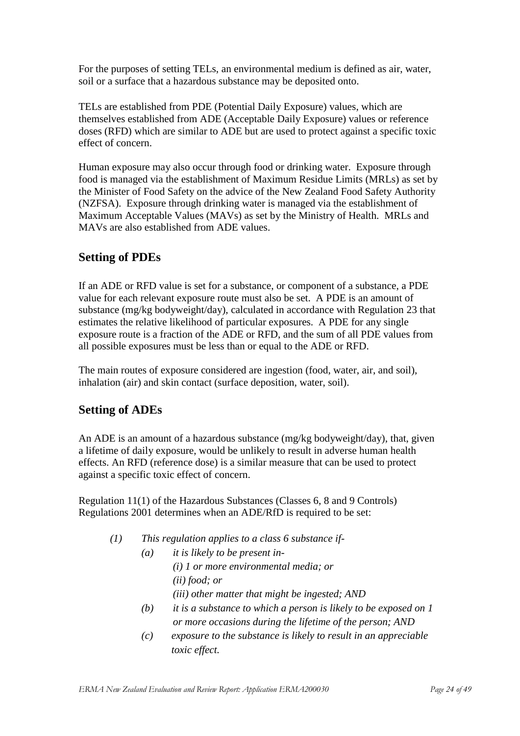For the purposes of setting TELs, an environmental medium is defined as air, water, soil or a surface that a hazardous substance may be deposited onto.

TELs are established from PDE (Potential Daily Exposure) values, which are themselves established from ADE (Acceptable Daily Exposure) values or reference doses (RFD) which are similar to ADE but are used to protect against a specific toxic effect of concern.

Human exposure may also occur through food or drinking water. Exposure through food is managed via the establishment of Maximum Residue Limits (MRLs) as set by the Minister of Food Safety on the advice of the New Zealand Food Safety Authority (NZFSA). Exposure through drinking water is managed via the establishment of Maximum Acceptable Values (MAVs) as set by the Ministry of Health. MRLs and MAVs are also established from ADE values.

## Setting of PDEs

If an ADE or RFD value is set for a substance, or component of a substance, a PDE value for each relevant exposure route must also be set. A PDE is an amount of substance (mg/kg bodyweight/day), calculated in accordance with Regulation 23 that estimates the relative likelihood of particular exposures. A PDE for any single exposure route is a fraction of the ADE or RFD, and the sum of all PDE values from all possible exposures must be less than or equal to the ADE or RFD.

The main routes of exposure considered are ingestion (food, water, air, and soil), inhalation (air) and skin contact (surface deposition, water, soil).

## Setting of ADEs

An ADE is an amount of a hazardous substance (mg/kg bodyweight/day), that, given a lifetime of daily exposure, would be unlikely to result in adverse human health effects. An RFD (reference dose) is a similar measure that can be used to protect against a specific toxic effect of concern.

Regulation 11(1) of the Hazardous Substances (Classes 6, 8 and 9 Controls) Regulations 2001 determines when an ADE/RfD is required to be set:

> *(1) This regulation applies to a class 6 substance if-*
>
> > *(a) it is likely to be present in-*
> >
> > > *(i) 1 or more environmental media; or*
> > >
> > > *(ii) food; or*
> > >
> > > *(iii) other matter that might be ingested; AND*
> >
> > *(b) it is a substance to which a person is likely to be exposed on 1 or more occasions during the lifetime of the person; AND*
> >
> > *(c) exposure to the substance is likely to result in an appreciable toxic effect.*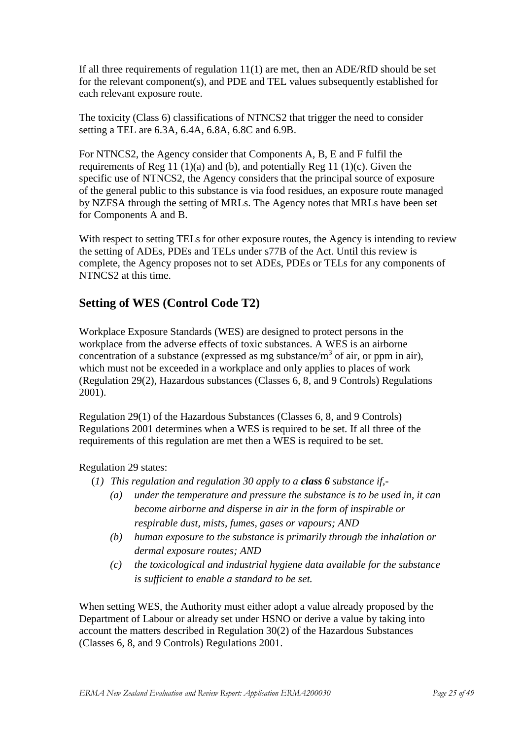If all three requirements of regulation 11(1) are met, then an ADE/RfD should be set for the relevant component(s), and PDE and TEL values subsequently established for each relevant exposure route.

The toxicity (Class 6) classifications of NTNCS2 that trigger the need to consider setting a TEL are 6.3A, 6.4A, 6.8A, 6.8C and 6.9B.

For NTNCS2, the Agency consider that Components A, B, E and F fulfil the requirements of Reg 11 (1)(a) and (b), and potentially Reg 11 (1)(c). Given the specific use of NTNCS2, the Agency considers that the principal source of exposure of the general public to this substance is via food residues, an exposure route managed by NZFSA through the setting of MRLs. The Agency notes that MRLs have been set for Components A and B.

With respect to setting TELs for other exposure routes, the Agency is intending to review the setting of ADEs, PDEs and TELs under s77B of the Act. Until this review is complete, the Agency proposes not to set ADEs, PDEs or TELs for any components of NTNCS2 at this time.

## Setting of WES (Control Code T2)

Workplace Exposure Standards (WES) are designed to protect persons in the workplace from the adverse effects of toxic substances. A WES is an airborne concentration of a substance (expressed as mg substance/$m^3$ of air, or ppm in air), which must not be exceeded in a workplace and only applies to places of work (Regulation 29(2), Hazardous substances (Classes 6, 8, and 9 Controls) Regulations 2001).

Regulation 29(1) of the Hazardous Substances (Classes 6, 8, and 9 Controls) Regulations 2001 determines when a WES is required to be set. If all three of the requirements of this regulation are met then a WES is required to be set.

Regulation 29 states:

(*1) This regulation and regulation 30 apply to a **class 6** substance if,-*

- *(a) under the temperature and pressure the substance is to be used in, it can become airborne and disperse in air in the form of inspirable or respirable dust, mists, fumes, gases or vapours; AND*
- *(b) human exposure to the substance is primarily through the inhalation or dermal exposure routes; AND*
- *(c) the toxicological and industrial hygiene data available for the substance is sufficient to enable a standard to be set.*

When setting WES, the Authority must either adopt a value already proposed by the Department of Labour or already set under HSNO or derive a value by taking into account the matters described in Regulation 30(2) of the Hazardous Substances (Classes 6, 8, and 9 Controls) Regulations 2001.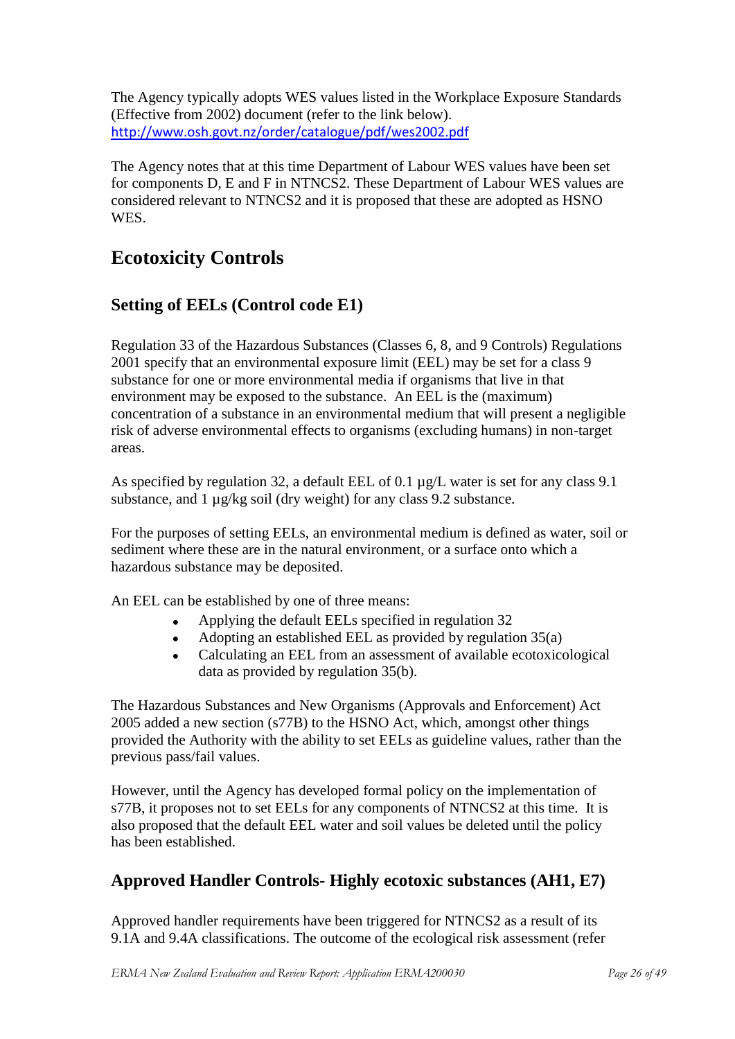The Agency typically adopts WES values listed in the Workplace Exposure Standards (Effective from 2002) document (refer to the link below). http://www.osh.govt.nz/order/catalogue/pdf/wes2002.pdf

The Agency notes that at this time Department of Labour WES values have been set for components D, E and F in NTNCS2. These Department of Labour WES values are considered relevant to NTNCS2 and it is proposed that these are adopted as HSNO WES.

## Ecotoxicity Controls

### Setting of EELs (Control code E1)

Regulation 33 of the Hazardous Substances (Classes 6, 8, and 9 Controls) Regulations 2001 specify that an environmental exposure limit (EEL) may be set for a class 9 substance for one or more environmental media if organisms that live in that environment may be exposed to the substance. An EEL is the (maximum) concentration of a substance in an environmental medium that will present a negligible risk of adverse environmental effects to organisms (excluding humans) in non-target areas.

As specified by regulation 32, a default EEL of 0.1 µg/L water is set for any class 9.1 substance, and 1 µg/kg soil (dry weight) for any class 9.2 substance.

For the purposes of setting EELs, an environmental medium is defined as water, soil or sediment where these are in the natural environment, or a surface onto which a hazardous substance may be deposited.

An EEL can be established by one of three means:

- Applying the default EELs specified in regulation 32
- Adopting an established EEL as provided by regulation 35(a)
- Calculating an EEL from an assessment of available ecotoxicological data as provided by regulation 35(b).

The Hazardous Substances and New Organisms (Approvals and Enforcement) Act 2005 added a new section (s77B) to the HSNO Act, which, amongst other things provided the Authority with the ability to set EELs as guideline values, rather than the previous pass/fail values.

However, until the Agency has developed formal policy on the implementation of s77B, it proposes not to set EELs for any components of NTNCS2 at this time. It is also proposed that the default EEL water and soil values be deleted until the policy has been established.

### Approved Handler Controls- Highly ecotoxic substances (AH1, E7)

Approved handler requirements have been triggered for NTNCS2 as a result of its 9.1A and 9.4A classifications. The outcome of the ecological risk assessment (refer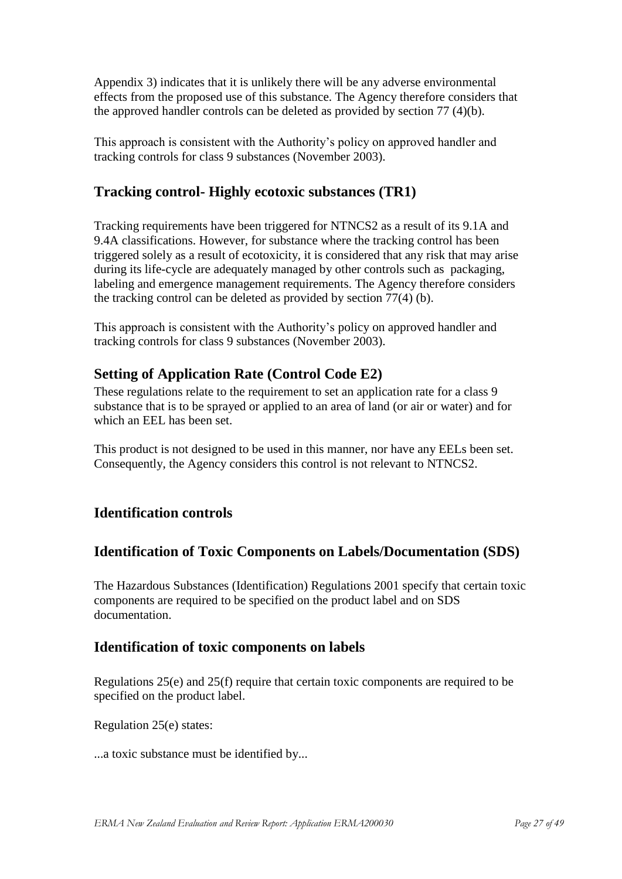Appendix 3) indicates that it is unlikely there will be any adverse environmental effects from the proposed use of this substance. The Agency therefore considers that the approved handler controls can be deleted as provided by section 77 (4)(b).

This approach is consistent with the Authority's policy on approved handler and tracking controls for class 9 substances (November 2003).

## Tracking control- Highly ecotoxic substances (TR1)

Tracking requirements have been triggered for NTNCS2 as a result of its 9.1A and 9.4A classifications. However, for substance where the tracking control has been triggered solely as a result of ecotoxicity, it is considered that any risk that may arise during its life-cycle are adequately managed by other controls such as packaging, labeling and emergence management requirements. The Agency therefore considers the tracking control can be deleted as provided by section 77(4) (b).

This approach is consistent with the Authority's policy on approved handler and tracking controls for class 9 substances (November 2003).

## Setting of Application Rate (Control Code E2)

These regulations relate to the requirement to set an application rate for a class 9 substance that is to be sprayed or applied to an area of land (or air or water) and for which an EEL has been set.

This product is not designed to be used in this manner, nor have any EELs been set. Consequently, the Agency considers this control is not relevant to NTNCS2.

## Identification controls

## Identification of Toxic Components on Labels/Documentation (SDS)

The Hazardous Substances (Identification) Regulations 2001 specify that certain toxic components are required to be specified on the product label and on SDS documentation.

## Identification of toxic components on labels

Regulations 25(e) and 25(f) require that certain toxic components are required to be specified on the product label.

Regulation 25(e) states:

...a toxic substance must be identified by...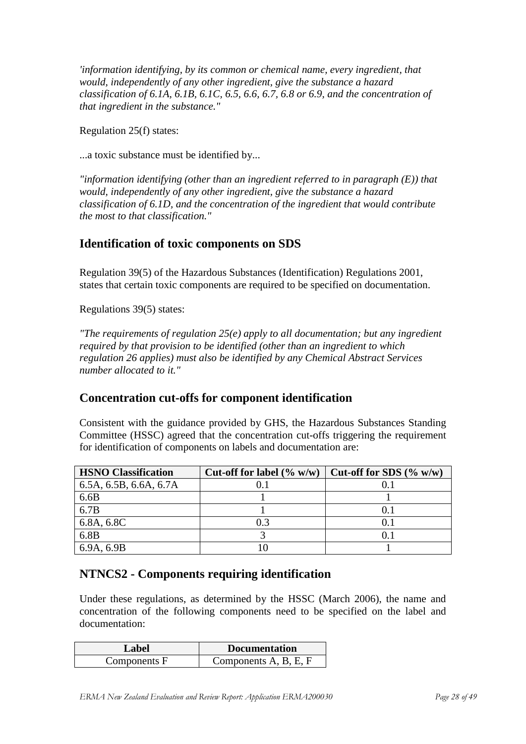*'information identifying, by its common or chemical name, every ingredient, that would, independently of any other ingredient, give the substance a hazard classification of 6.1A, 6.1B, 6.1C, 6.5, 6.6, 6.7, 6.8 or 6.9, and the concentration of that ingredient in the substance."*

Regulation 25(f) states:

...a toxic substance must be identified by...

*"information identifying (other than an ingredient referred to in paragraph (E)) that would, independently of any other ingredient, give the substance a hazard classification of 6.1D, and the concentration of the ingredient that would contribute the most to that classification."*

## Identification of toxic components on SDS

Regulation 39(5) of the Hazardous Substances (Identification) Regulations 2001, states that certain toxic components are required to be specified on documentation.

Regulations 39(5) states:

*"The requirements of regulation 25(e) apply to all documentation; but any ingredient required by that provision to be identified (other than an ingredient to which regulation 26 applies) must also be identified by any Chemical Abstract Services number allocated to it."*

## Concentration cut-offs for component identification

Consistent with the guidance provided by GHS, the Hazardous Substances Standing Committee (HSSC) agreed that the concentration cut-offs triggering the requirement for identification of components on labels and documentation are:

| HSNO Classification | Cut-off for label (% w/w) | Cut-off for SDS (% w/w) |
|---|---|---|
| 6.5A, 6.5B, 6.6A, 6.7A | 0.1 | 0.1 |
| 6.6B | 1 | 1 |
| 6.7B | 1 | 0.1 |
| 6.8A, 6.8C | 0.3 | 0.1 |
| 6.8B | 3 | 0.1 |
| 6.9A, 6.9B | 10 | 1 |

## NTNCS2 - Components requiring identification

Under these regulations, as determined by the HSSC (March 2006), the name and concentration of the following components need to be specified on the label and documentation:

| Label | Documentation |
|---|---|
| Components F | Components A, B, E, F |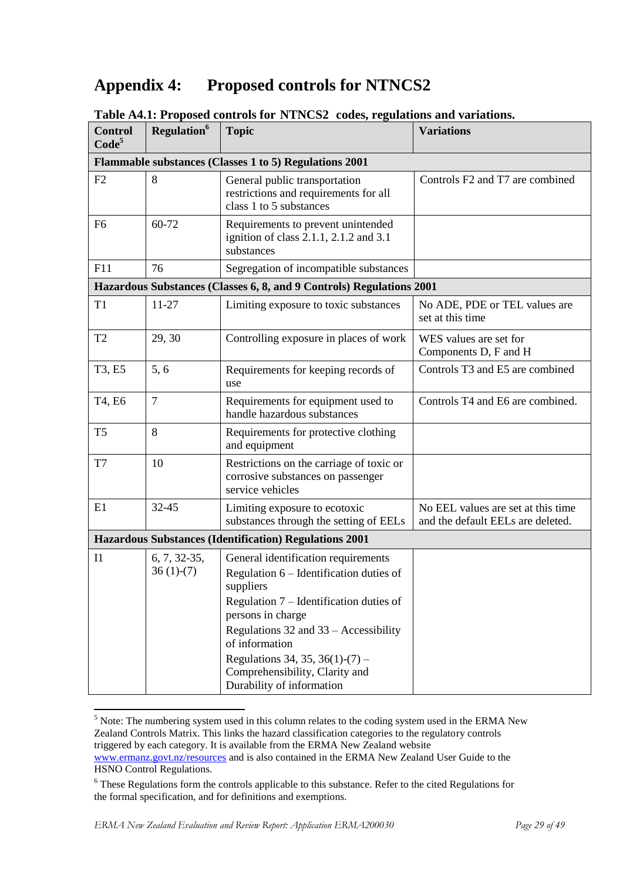# Appendix 4: Proposed controls for NTNCS2

**Table A4.1: Proposed controls for NTNCS2 codes, regulations and variations.**

| Control Code[5] | Regulation[6] | Topic | Variations |
|---|---|---|---|
| **Flammable substances (Classes 1 to 5) Regulations 2001** | | | |
| F2 | 8 | General public transportation restrictions and requirements for all class 1 to 5 substances | Controls F2 and T7 are combined |
| F6 | 60-72 | Requirements to prevent unintended ignition of class 2.1.1, 2.1.2 and 3.1 substances | |
| F11 | 76 | Segregation of incompatible substances | |
| **Hazardous Substances (Classes 6, 8, and 9 Controls) Regulations 2001** | | | |
| T1 | 11-27 | Limiting exposure to toxic substances | No ADE, PDE or TEL values are set at this time |
| T2 | 29, 30 | Controlling exposure in places of work | WES values are set for Components D, F and H |
| T3, E5 | 5, 6 | Requirements for keeping records of use | Controls T3 and E5 are combined |
| T4, E6 | 7 | Requirements for equipment used to handle hazardous substances | Controls T4 and E6 are combined. |
| T5 | 8 | Requirements for protective clothing and equipment | |
| T7 | 10 | Restrictions on the carriage of toxic or corrosive substances on passenger service vehicles | |
| E1 | 32-45 | Limiting exposure to ecotoxic substances through the setting of EELs | No EEL values are set at this time and the default EELs are deleted. |
| **Hazardous Substances (Identification) Regulations 2001** | | | |
| I1 | 6, 7, 32-35, 36 (1)-(7) | General identification requirements<br>Regulation 6 – Identification duties of suppliers<br>Regulation 7 – Identification duties of persons in charge<br>Regulations 32 and 33 – Accessibility of information<br>Regulations 34, 35, 36(1)-(7) – Comprehensibility, Clarity and Durability of information | |

[5] Note: The numbering system used in this column relates to the coding system used in the ERMA New Zealand Controls Matrix. This links the hazard classification categories to the regulatory controls triggered by each category. It is available from the ERMA New Zealand website www.ermanz.govt.nz/resources and is also contained in the ERMA New Zealand User Guide to the HSNO Control Regulations.

[6] These Regulations form the controls applicable to this substance. Refer to the cited Regulations for the formal specification, and for definitions and exemptions.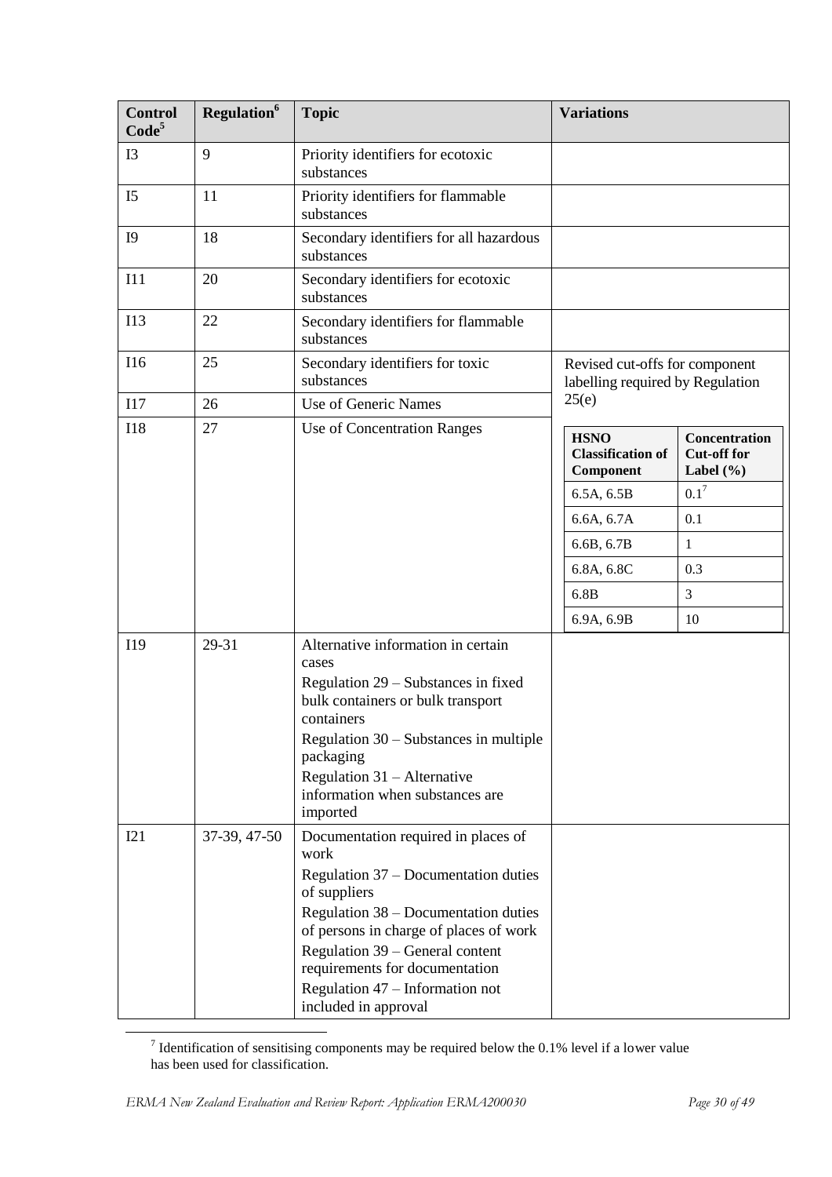| Control Code[5] | Regulation[6] | Topic | Variations |
|---|---|---|---|
| I3 | 9 | Priority identifiers for ecotoxic substances | |
| I5 | 11 | Priority identifiers for flammable substances | |
| I9 | 18 | Secondary identifiers for all hazardous substances | |
| I11 | 20 | Secondary identifiers for ecotoxic substances | |
| I13 | 22 | Secondary identifiers for flammable substances | |
| I16 | 25 | Secondary identifiers for toxic substances | Revised cut-offs for component labelling required by Regulation 25(e) |
| I17 | 26 | Use of Generic Names | |
| I18 | 27 | Use of Concentration Ranges | **HSNO Classification of Component** / **Concentration Cut-off for Label (%)**: 6.5A, 6.5B – 0.1[7]; 6.6A, 6.7A – 0.1; 6.6B, 6.7B – 1; 6.8A, 6.8C – 0.3; 6.8B – 3; 6.9A, 6.9B – 10 |
| I19 | 29-31 | Alternative information in certain cases<br>Regulation 29 – Substances in fixed bulk containers or bulk transport containers<br>Regulation 30 – Substances in multiple packaging<br>Regulation 31 – Alternative information when substances are imported | |
| I21 | 37-39, 47-50 | Documentation required in places of work<br>Regulation 37 – Documentation duties of suppliers<br>Regulation 38 – Documentation duties of persons in charge of places of work<br>Regulation 39 – General content requirements for documentation<br>Regulation 47 – Information not included in approval | |

Revised cut-offs for component labelling required by Regulation 25(e):

| HSNO Classification of Component | Concentration Cut-off for Label (%) |
|---|---|
| 6.5A, 6.5B | 0.1[7] |
| 6.6A, 6.7A | 0.1 |
| 6.6B, 6.7B | 1 |
| 6.8A, 6.8C | 0.3 |
| 6.8B | 3 |
| 6.9A, 6.9B | 10 |

[7] Identification of sensitising components may be required below the 0.1% level if a lower value has been used for classification.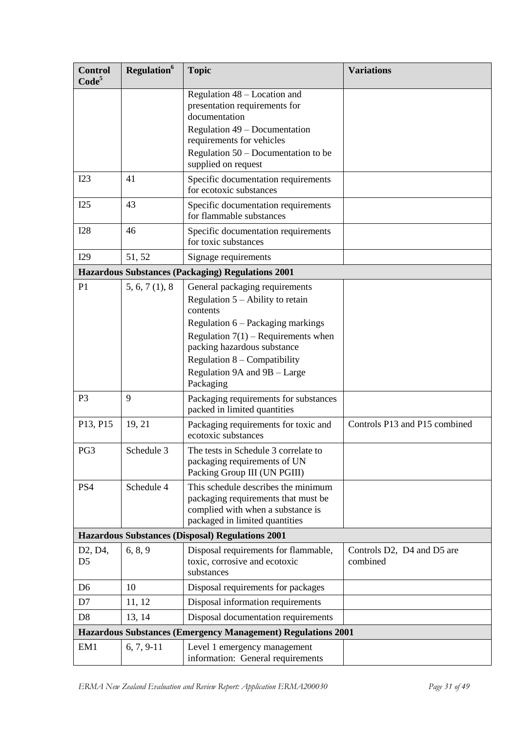| Control Code[5] | Regulation[6] | Topic | Variations |
|---|---|---|---|
| | | Regulation 48 – Location and presentation requirements for documentation<br>Regulation 49 – Documentation requirements for vehicles<br>Regulation 50 – Documentation to be supplied on request | |
| I23 | 41 | Specific documentation requirements for ecotoxic substances | |
| I25 | 43 | Specific documentation requirements for flammable substances | |
| I28 | 46 | Specific documentation requirements for toxic substances | |
| I29 | 51, 52 | Signage requirements | |
| **Hazardous Substances (Packaging) Regulations 2001** | | | |
| P1 | 5, 6, 7 (1), 8 | General packaging requirements<br>Regulation 5 – Ability to retain contents<br>Regulation 6 – Packaging markings<br>Regulation 7(1) – Requirements when packing hazardous substance<br>Regulation 8 – Compatibility<br>Regulation 9A and 9B – Large Packaging | |
| P3 | 9 | Packaging requirements for substances packed in limited quantities | |
| P13, P15 | 19, 21 | Packaging requirements for toxic and ecotoxic substances | Controls P13 and P15 combined |
| PG3 | Schedule 3 | The tests in Schedule 3 correlate to packaging requirements of UN Packing Group III (UN PGIII) | |
| PS4 | Schedule 4 | This schedule describes the minimum packaging requirements that must be complied with when a substance is packaged in limited quantities | |
| **Hazardous Substances (Disposal) Regulations 2001** | | | |
| D2, D4, D5 | 6, 8, 9 | Disposal requirements for flammable, toxic, corrosive and ecotoxic substances | Controls D2, D4 and D5 are combined |
| D6 | 10 | Disposal requirements for packages | |
| D7 | 11, 12 | Disposal information requirements | |
| D8 | 13, 14 | Disposal documentation requirements | |
| **Hazardous Substances (Emergency Management) Regulations 2001** | | | |
| EM1 | 6, 7, 9-11 | Level 1 emergency management information: General requirements | |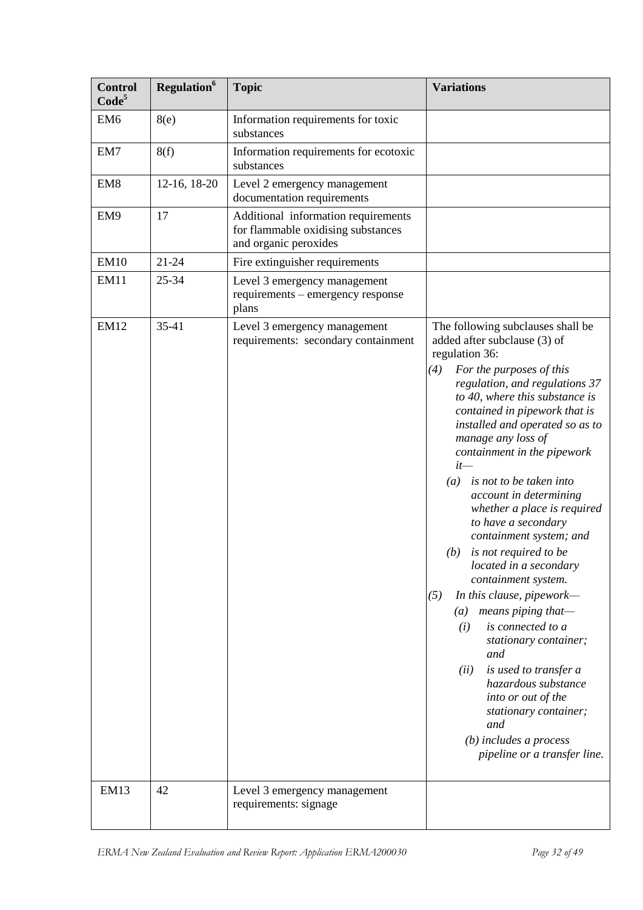| Control Code[5] | Regulation[6] | Topic | Variations |
|---|---|---|---|
| EM6 | 8(e) | Information requirements for toxic substances | |
| EM7 | 8(f) | Information requirements for ecotoxic substances | |
| EM8 | 12-16, 18-20 | Level 2 emergency management documentation requirements | |
| EM9 | 17 | Additional information requirements for flammable oxidising substances and organic peroxides | |
| EM10 | 21-24 | Fire extinguisher requirements | |
| EM11 | 25-34 | Level 3 emergency management requirements – emergency response plans | |
| EM12 | 35-41 | Level 3 emergency management requirements: secondary containment | The following subclauses shall be added after subclause (3) of regulation 36: *(4) For the purposes of this regulation, and regulations 37 to 40, where this substance is contained in pipework that is installed and operated so as to manage any loss of containment in the pipework it— (a) is not to be taken into account in determining whether a place is required to have a secondary containment system; and (b) is not required to be located in a secondary containment system.* *(5) In this clause, pipework— (a) means piping that— (i) is connected to a stationary container; and (ii) is used to transfer a hazardous substance into or out of the stationary container; and (b) includes a process pipeline or a transfer line.* |
| EM13 | 42 | Level 3 emergency management requirements: signage | |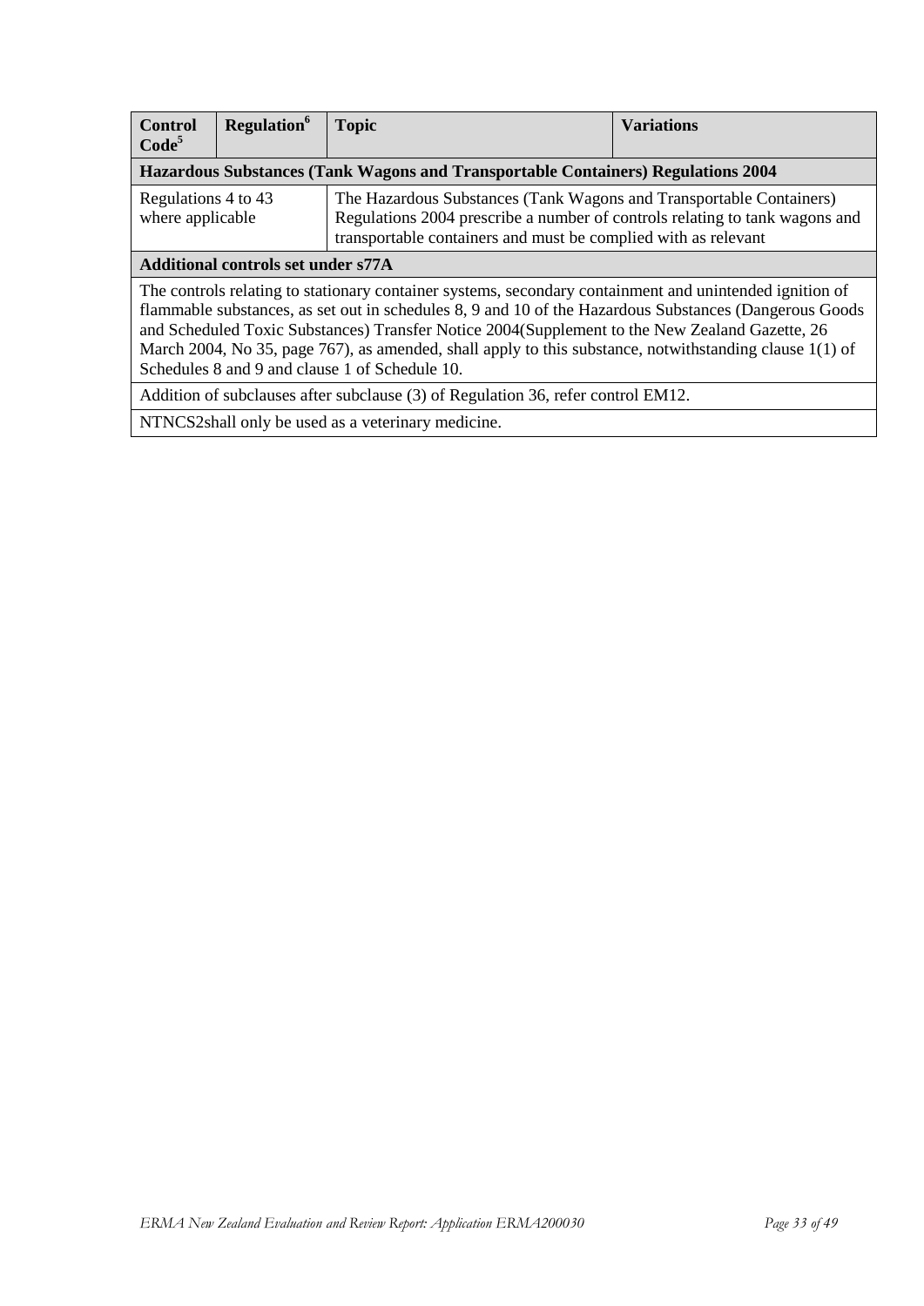| Control Code[5] | Regulation[6] | Topic | Variations |
|---|---|---|---|
| **Hazardous Substances (Tank Wagons and Transportable Containers) Regulations 2004** | | | |
| Regulations 4 to 43 where applicable | | The Hazardous Substances (Tank Wagons and Transportable Containers) Regulations 2004 prescribe a number of controls relating to tank wagons and transportable containers and must be complied with as relevant | |
| **Additional controls set under s77A** | | | |
| The controls relating to stationary container systems, secondary containment and unintended ignition of flammable substances, as set out in schedules 8, 9 and 10 of the Hazardous Substances (Dangerous Goods and Scheduled Toxic Substances) Transfer Notice 2004(Supplement to the New Zealand Gazette, 26 March 2004, No 35, page 767), as amended, shall apply to this substance, notwithstanding clause 1(1) of Schedules 8 and 9 and clause 1 of Schedule 10. | | | |
| Addition of subclauses after subclause (3) of Regulation 36, refer control EM12. | | | |
| NTNCS2shall only be used as a veterinary medicine. | | | |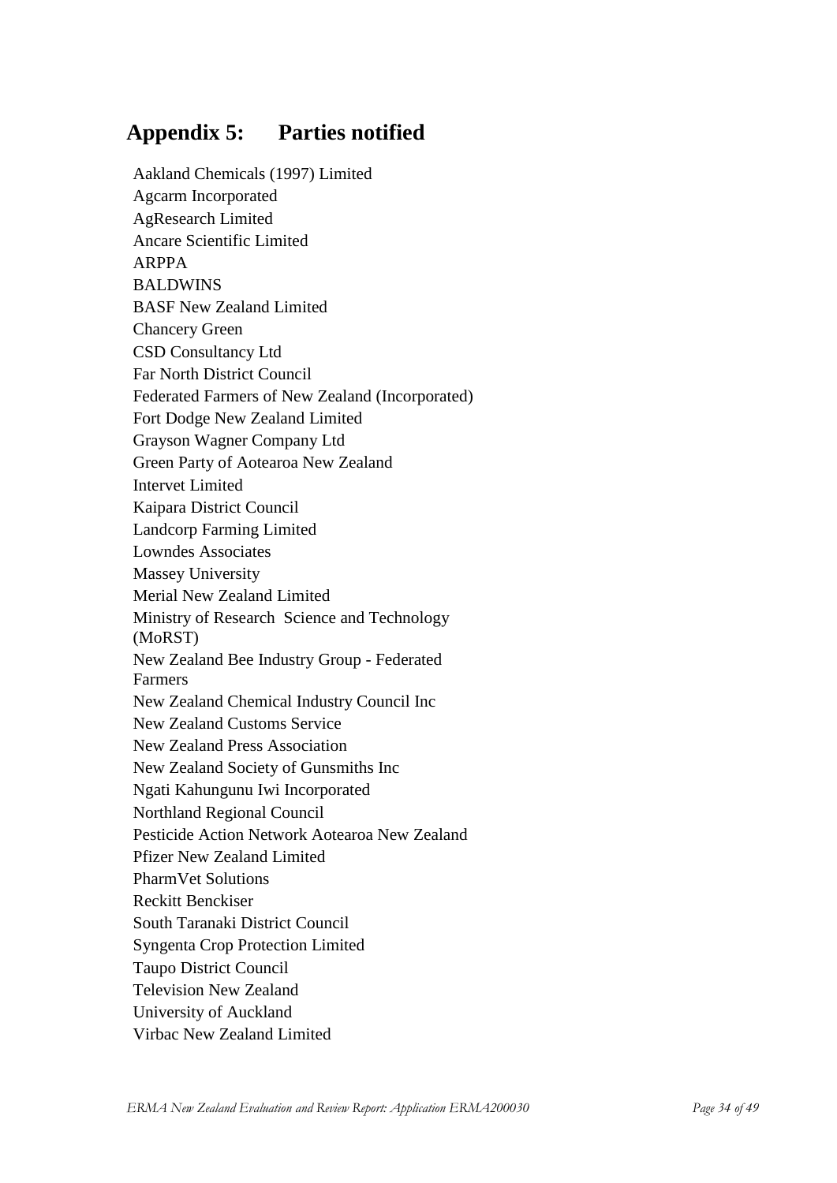# Appendix 5: Parties notified

Aakland Chemicals (1997) Limited
Agcarm Incorporated
AgResearch Limited
Ancare Scientific Limited
ARPPA
BALDWINS
BASF New Zealand Limited
Chancery Green
CSD Consultancy Ltd
Far North District Council
Federated Farmers of New Zealand (Incorporated)
Fort Dodge New Zealand Limited
Grayson Wagner Company Ltd
Green Party of Aotearoa New Zealand
Intervet Limited
Kaipara District Council
Landcorp Farming Limited
Lowndes Associates
Massey University
Merial New Zealand Limited
Ministry of Research Science and Technology (MoRST)
New Zealand Bee Industry Group - Federated Farmers
New Zealand Chemical Industry Council Inc
New Zealand Customs Service
New Zealand Press Association
New Zealand Society of Gunsmiths Inc
Ngati Kahungunu Iwi Incorporated
Northland Regional Council
Pesticide Action Network Aotearoa New Zealand
Pfizer New Zealand Limited
PharmVet Solutions
Reckitt Benckiser
South Taranaki District Council
Syngenta Crop Protection Limited
Taupo District Council
Television New Zealand
University of Auckland
Virbac New Zealand Limited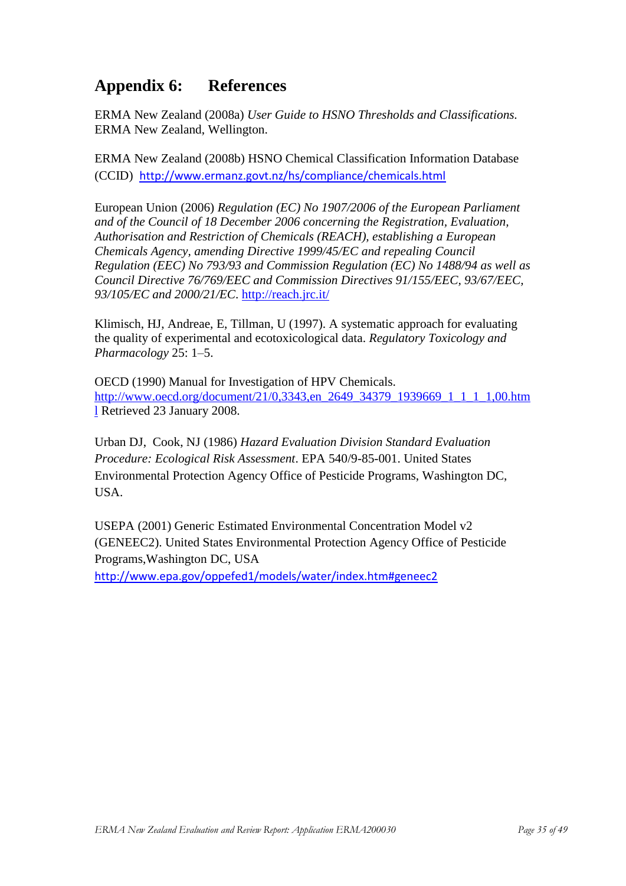# Appendix 6: References

ERMA New Zealand (2008a) *User Guide to HSNO Thresholds and Classifications.* ERMA New Zealand, Wellington.

ERMA New Zealand (2008b) HSNO Chemical Classification Information Database (CCID) http://www.ermanz.govt.nz/hs/compliance/chemicals.html

European Union (2006) *Regulation (EC) No 1907/2006 of the European Parliament and of the Council of 18 December 2006 concerning the Registration, Evaluation, Authorisation and Restriction of Chemicals (REACH), establishing a European Chemicals Agency, amending Directive 1999/45/EC and repealing Council Regulation (EEC) No 793/93 and Commission Regulation (EC) No 1488/94 as well as Council Directive 76/769/EEC and Commission Directives 91/155/EEC, 93/67/EEC, 93/105/EC and 2000/21/EC*. http://reach.jrc.it/

Klimisch, HJ, Andreae, E, Tillman, U (1997). A systematic approach for evaluating the quality of experimental and ecotoxicological data. *Regulatory Toxicology and Pharmacology* 25: 1–5.

OECD (1990) Manual for Investigation of HPV Chemicals. http://www.oecd.org/document/21/0,3343,en_2649_34379_1939669_1_1_1_1,00.html Retrieved 23 January 2008.

Urban DJ, Cook, NJ (1986) *Hazard Evaluation Division Standard Evaluation Procedure: Ecological Risk Assessment*. EPA 540/9-85-001. United States Environmental Protection Agency Office of Pesticide Programs, Washington DC, USA.

USEPA (2001) Generic Estimated Environmental Concentration Model v2 (GENEEC2). United States Environmental Protection Agency Office of Pesticide Programs,Washington DC, USA http://www.epa.gov/oppefed1/models/water/index.htm#geneec2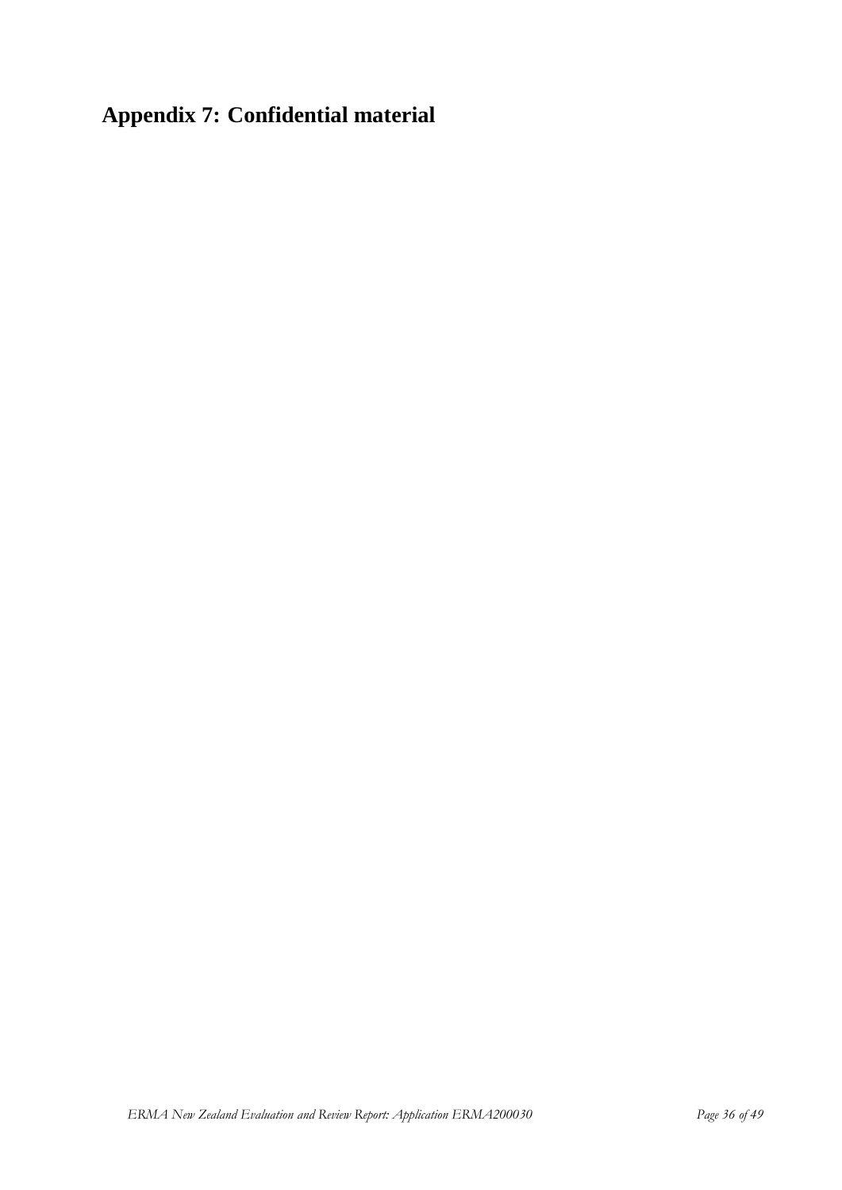# Appendix 7: Confidential material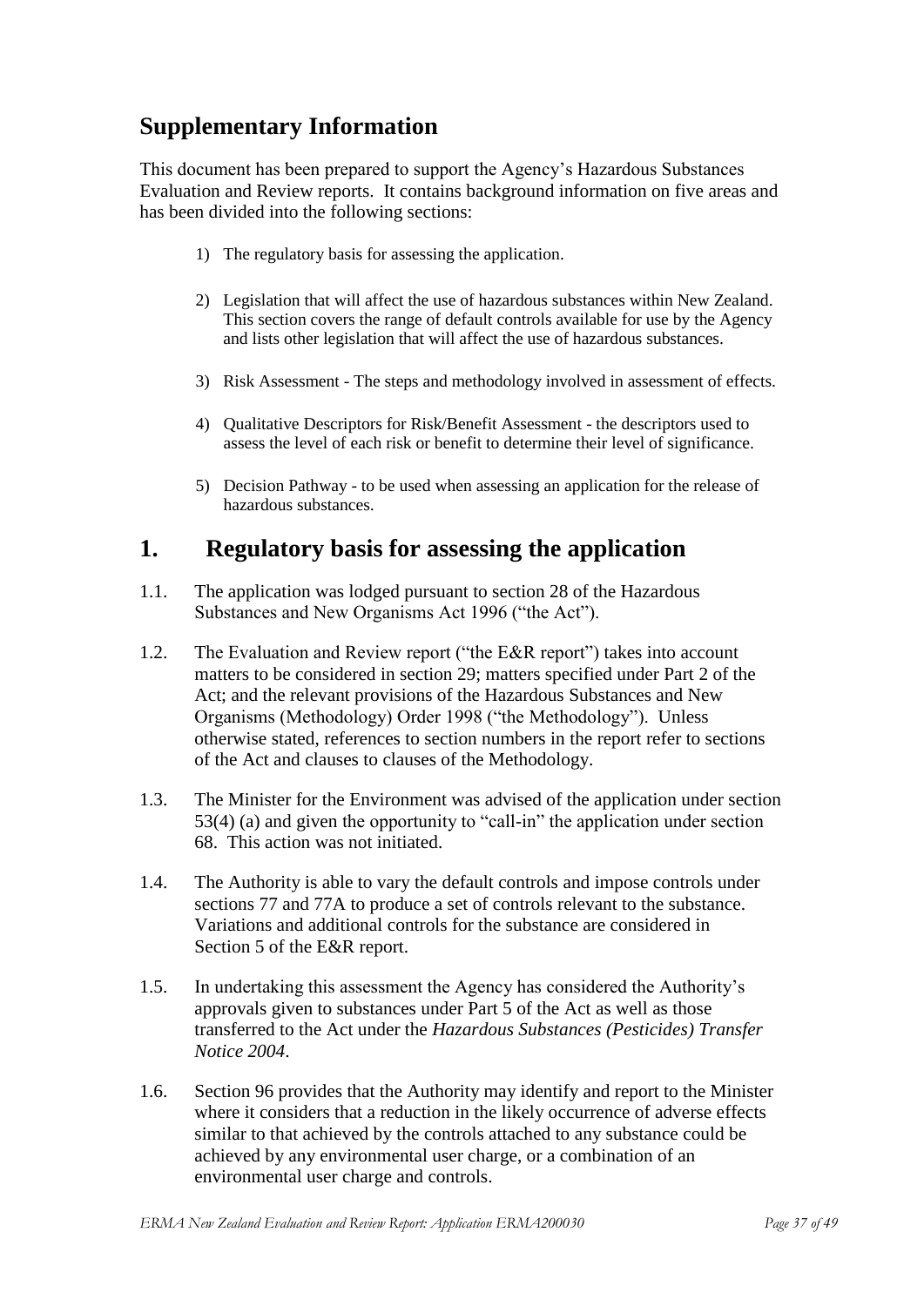## Supplementary Information

This document has been prepared to support the Agency's Hazardous Substances Evaluation and Review reports. It contains background information on five areas and has been divided into the following sections:

1) The regulatory basis for assessing the application.

2) Legislation that will affect the use of hazardous substances within New Zealand. This section covers the range of default controls available for use by the Agency and lists other legislation that will affect the use of hazardous substances.

3) Risk Assessment - The steps and methodology involved in assessment of effects.

4) Qualitative Descriptors for Risk/Benefit Assessment - the descriptors used to assess the level of each risk or benefit to determine their level of significance.

5) Decision Pathway - to be used when assessing an application for the release of hazardous substances.

## 1. Regulatory basis for assessing the application

1.1. The application was lodged pursuant to section 28 of the Hazardous Substances and New Organisms Act 1996 ("the Act").

1.2. The Evaluation and Review report ("the E&R report") takes into account matters to be considered in section 29; matters specified under Part 2 of the Act; and the relevant provisions of the Hazardous Substances and New Organisms (Methodology) Order 1998 ("the Methodology"). Unless otherwise stated, references to section numbers in the report refer to sections of the Act and clauses to clauses of the Methodology.

1.3. The Minister for the Environment was advised of the application under section 53(4) (a) and given the opportunity to "call-in" the application under section 68. This action was not initiated.

1.4. The Authority is able to vary the default controls and impose controls under sections 77 and 77A to produce a set of controls relevant to the substance. Variations and additional controls for the substance are considered in Section 5 of the E&R report.

1.5. In undertaking this assessment the Agency has considered the Authority's approvals given to substances under Part 5 of the Act as well as those transferred to the Act under the *Hazardous Substances (Pesticides) Transfer Notice 2004*.

1.6. Section 96 provides that the Authority may identify and report to the Minister where it considers that a reduction in the likely occurrence of adverse effects similar to that achieved by the controls attached to any substance could be achieved by any environmental user charge, or a combination of an environmental user charge and controls.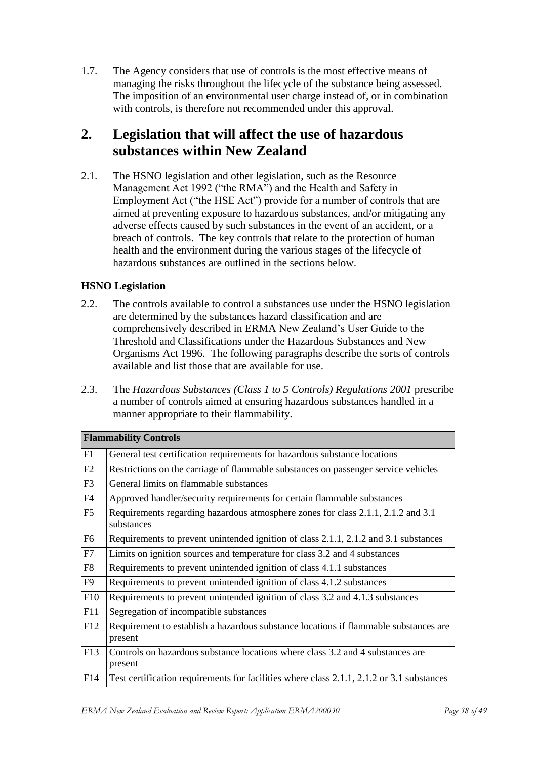1.7. The Agency considers that use of controls is the most effective means of managing the risks throughout the lifecycle of the substance being assessed. The imposition of an environmental user charge instead of, or in combination with controls, is therefore not recommended under this approval.

# 2. Legislation that will affect the use of hazardous substances within New Zealand

2.1. The HSNO legislation and other legislation, such as the Resource Management Act 1992 ("the RMA") and the Health and Safety in Employment Act ("the HSE Act") provide for a number of controls that are aimed at preventing exposure to hazardous substances, and/or mitigating any adverse effects caused by such substances in the event of an accident, or a breach of controls. The key controls that relate to the protection of human health and the environment during the various stages of the lifecycle of hazardous substances are outlined in the sections below.

### HSNO Legislation

2.2. The controls available to control a substances use under the HSNO legislation are determined by the substances hazard classification and are comprehensively described in ERMA New Zealand's User Guide to the Threshold and Classifications under the Hazardous Substances and New Organisms Act 1996. The following paragraphs describe the sorts of controls available and list those that are available for use.

2.3. The *Hazardous Substances (Class 1 to 5 Controls) Regulations 2001* prescribe a number of controls aimed at ensuring hazardous substances handled in a manner appropriate to their flammability.

| **Flammability Controls** | |
|---|---|
| F1 | General test certification requirements for hazardous substance locations |
| F2 | Restrictions on the carriage of flammable substances on passenger service vehicles |
| F3 | General limits on flammable substances |
| F4 | Approved handler/security requirements for certain flammable substances |
| F5 | Requirements regarding hazardous atmosphere zones for class 2.1.1, 2.1.2 and 3.1 substances |
| F6 | Requirements to prevent unintended ignition of class 2.1.1, 2.1.2 and 3.1 substances |
| F7 | Limits on ignition sources and temperature for class 3.2 and 4 substances |
| F8 | Requirements to prevent unintended ignition of class 4.1.1 substances |
| F9 | Requirements to prevent unintended ignition of class 4.1.2 substances |
| F10 | Requirements to prevent unintended ignition of class 3.2 and 4.1.3 substances |
| F11 | Segregation of incompatible substances |
| F12 | Requirement to establish a hazardous substance locations if flammable substances are present |
| F13 | Controls on hazardous substance locations where class 3.2 and 4 substances are present |
| F14 | Test certification requirements for facilities where class 2.1.1, 2.1.2 or 3.1 substances |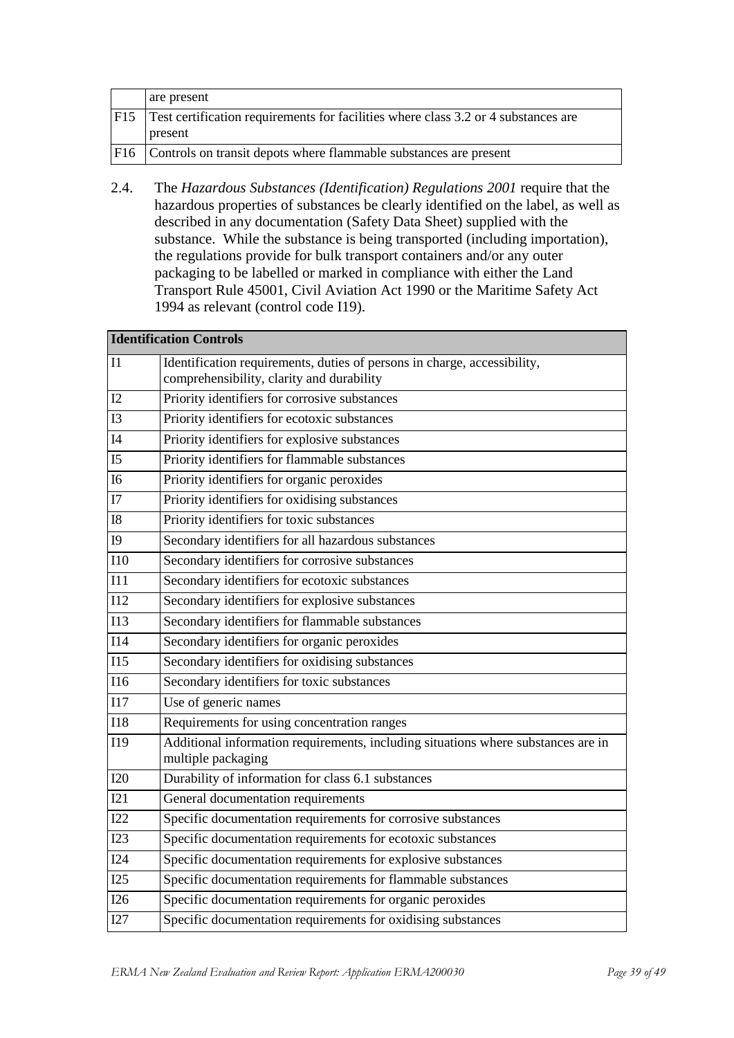|  | are present |
| --- | --- |
| F15 | Test certification requirements for facilities where class 3.2 or 4 substances are present |
| F16 | Controls on transit depots where flammable substances are present |

2.4. The *Hazardous Substances (Identification) Regulations 2001* require that the hazardous properties of substances be clearly identified on the label, as well as described in any documentation (Safety Data Sheet) supplied with the substance. While the substance is being transported (including importation), the regulations provide for bulk transport containers and/or any outer packaging to be labelled or marked in compliance with either the Land Transport Rule 45001, Civil Aviation Act 1990 or the Maritime Safety Act 1994 as relevant (control code I19).

| **Identification Controls** | |
| --- | --- |
| I1 | Identification requirements, duties of persons in charge, accessibility, comprehensibility, clarity and durability |
| I2 | Priority identifiers for corrosive substances |
| I3 | Priority identifiers for ecotoxic substances |
| I4 | Priority identifiers for explosive substances |
| I5 | Priority identifiers for flammable substances |
| I6 | Priority identifiers for organic peroxides |
| I7 | Priority identifiers for oxidising substances |
| I8 | Priority identifiers for toxic substances |
| I9 | Secondary identifiers for all hazardous substances |
| I10 | Secondary identifiers for corrosive substances |
| I11 | Secondary identifiers for ecotoxic substances |
| I12 | Secondary identifiers for explosive substances |
| I13 | Secondary identifiers for flammable substances |
| I14 | Secondary identifiers for organic peroxides |
| I15 | Secondary identifiers for oxidising substances |
| I16 | Secondary identifiers for toxic substances |
| I17 | Use of generic names |
| I18 | Requirements for using concentration ranges |
| I19 | Additional information requirements, including situations where substances are in multiple packaging |
| I20 | Durability of information for class 6.1 substances |
| I21 | General documentation requirements |
| I22 | Specific documentation requirements for corrosive substances |
| I23 | Specific documentation requirements for ecotoxic substances |
| I24 | Specific documentation requirements for explosive substances |
| I25 | Specific documentation requirements for flammable substances |
| I26 | Specific documentation requirements for organic peroxides |
| I27 | Specific documentation requirements for oxidising substances |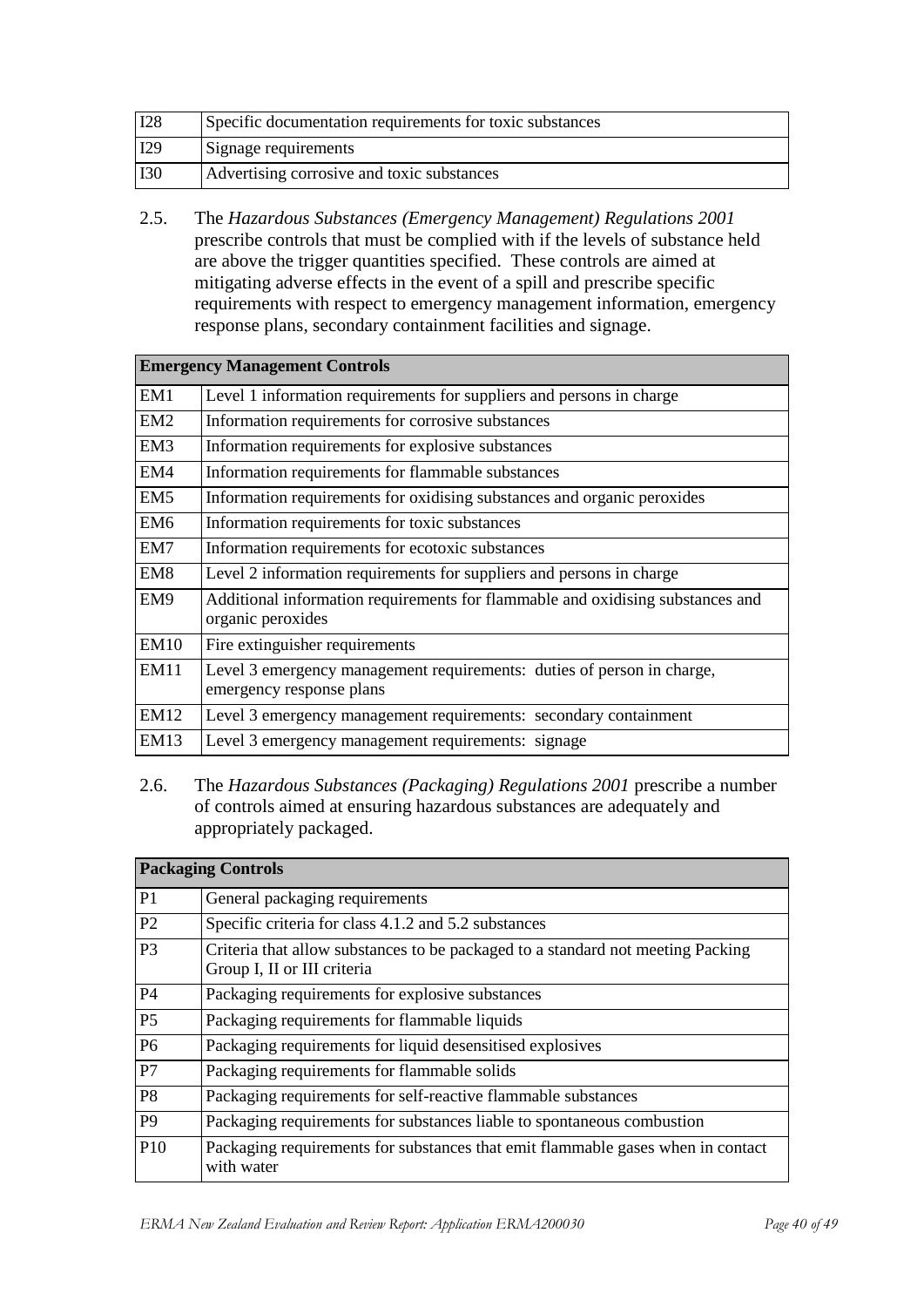| I28 | Specific documentation requirements for toxic substances |
|---|---|
| I29 | Signage requirements |
| I30 | Advertising corrosive and toxic substances |

2.5. The *Hazardous Substances (Emergency Management) Regulations 2001* prescribe controls that must be complied with if the levels of substance held are above the trigger quantities specified. These controls are aimed at mitigating adverse effects in the event of a spill and prescribe specific requirements with respect to emergency management information, emergency response plans, secondary containment facilities and signage.

| **Emergency Management Controls** | |
|---|---|
| EM1 | Level 1 information requirements for suppliers and persons in charge |
| EM2 | Information requirements for corrosive substances |
| EM3 | Information requirements for explosive substances |
| EM4 | Information requirements for flammable substances |
| EM5 | Information requirements for oxidising substances and organic peroxides |
| EM6 | Information requirements for toxic substances |
| EM7 | Information requirements for ecotoxic substances |
| EM8 | Level 2 information requirements for suppliers and persons in charge |
| EM9 | Additional information requirements for flammable and oxidising substances and organic peroxides |
| EM10 | Fire extinguisher requirements |
| EM11 | Level 3 emergency management requirements: duties of person in charge, emergency response plans |
| EM12 | Level 3 emergency management requirements: secondary containment |
| EM13 | Level 3 emergency management requirements: signage |

2.6. The *Hazardous Substances (Packaging) Regulations 2001* prescribe a number of controls aimed at ensuring hazardous substances are adequately and appropriately packaged.

| **Packaging Controls** | |
|---|---|
| P1 | General packaging requirements |
| P2 | Specific criteria for class 4.1.2 and 5.2 substances |
| P3 | Criteria that allow substances to be packaged to a standard not meeting Packing Group I, II or III criteria |
| P4 | Packaging requirements for explosive substances |
| P5 | Packaging requirements for flammable liquids |
| P6 | Packaging requirements for liquid desensitised explosives |
| P7 | Packaging requirements for flammable solids |
| P8 | Packaging requirements for self-reactive flammable substances |
| P9 | Packaging requirements for substances liable to spontaneous combustion |
| P10 | Packaging requirements for substances that emit flammable gases when in contact with water |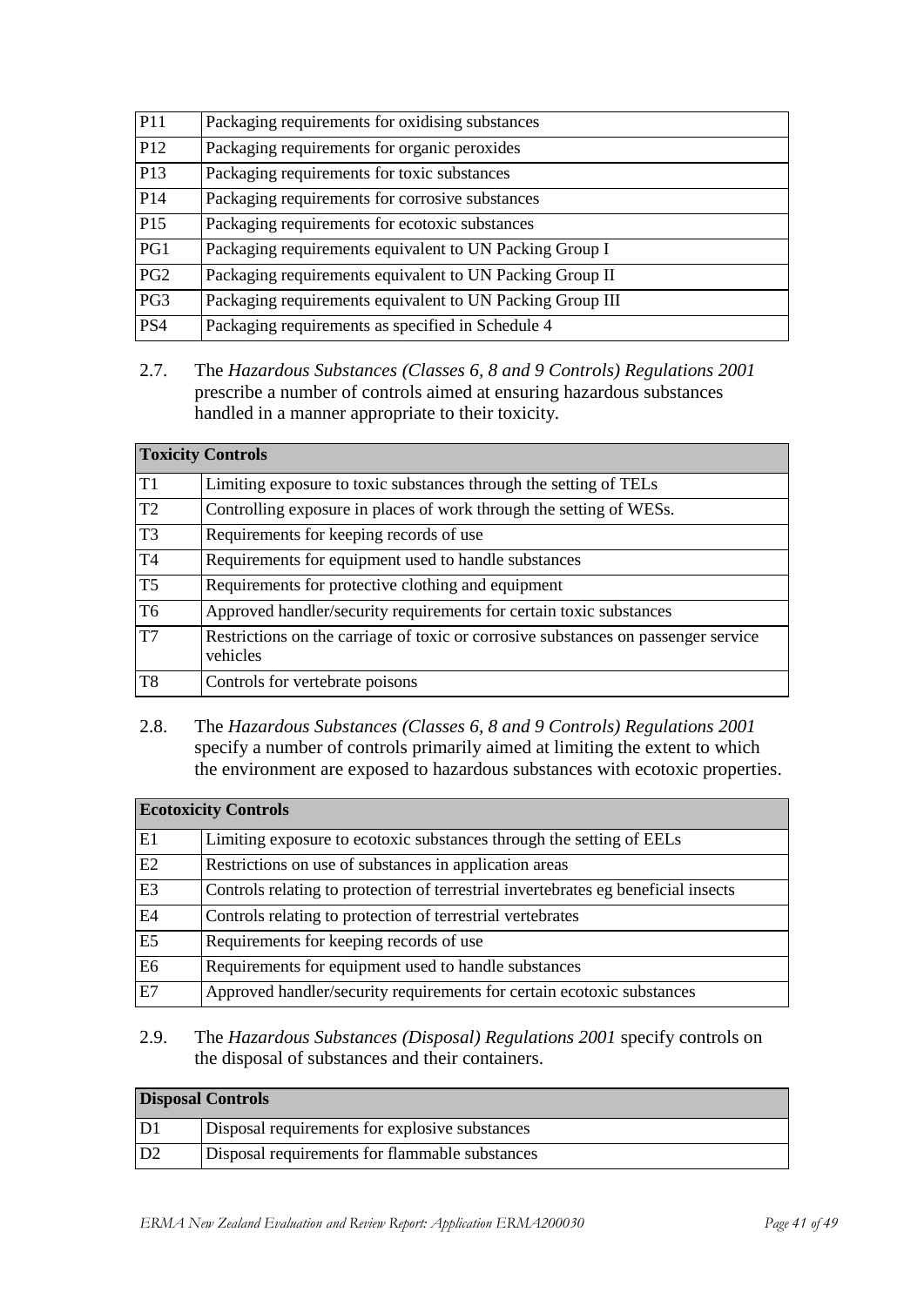| P11 | Packaging requirements for oxidising substances |
|---|---|
| P12 | Packaging requirements for organic peroxides |
| P13 | Packaging requirements for toxic substances |
| P14 | Packaging requirements for corrosive substances |
| P15 | Packaging requirements for ecotoxic substances |
| PG1 | Packaging requirements equivalent to UN Packing Group I |
| PG2 | Packaging requirements equivalent to UN Packing Group II |
| PG3 | Packaging requirements equivalent to UN Packing Group III |
| PS4 | Packaging requirements as specified in Schedule 4 |

2.7. The *Hazardous Substances (Classes 6, 8 and 9 Controls) Regulations 2001* prescribe a number of controls aimed at ensuring hazardous substances handled in a manner appropriate to their toxicity.

| **Toxicity Controls** | |
|---|---|
| T1 | Limiting exposure to toxic substances through the setting of TELs |
| T2 | Controlling exposure in places of work through the setting of WESs. |
| T3 | Requirements for keeping records of use |
| T4 | Requirements for equipment used to handle substances |
| T5 | Requirements for protective clothing and equipment |
| T6 | Approved handler/security requirements for certain toxic substances |
| T7 | Restrictions on the carriage of toxic or corrosive substances on passenger service vehicles |
| T8 | Controls for vertebrate poisons |

2.8. The *Hazardous Substances (Classes 6, 8 and 9 Controls) Regulations 2001* specify a number of controls primarily aimed at limiting the extent to which the environment are exposed to hazardous substances with ecotoxic properties.

| **Ecotoxicity Controls** | |
|---|---|
| E1 | Limiting exposure to ecotoxic substances through the setting of EELs |
| E2 | Restrictions on use of substances in application areas |
| E3 | Controls relating to protection of terrestrial invertebrates eg beneficial insects |
| E4 | Controls relating to protection of terrestrial vertebrates |
| E5 | Requirements for keeping records of use |
| E6 | Requirements for equipment used to handle substances |
| E7 | Approved handler/security requirements for certain ecotoxic substances |

2.9. The *Hazardous Substances (Disposal) Regulations 2001* specify controls on the disposal of substances and their containers.

| **Disposal Controls** | |
|---|---|
| D1 | Disposal requirements for explosive substances |
| D2 | Disposal requirements for flammable substances |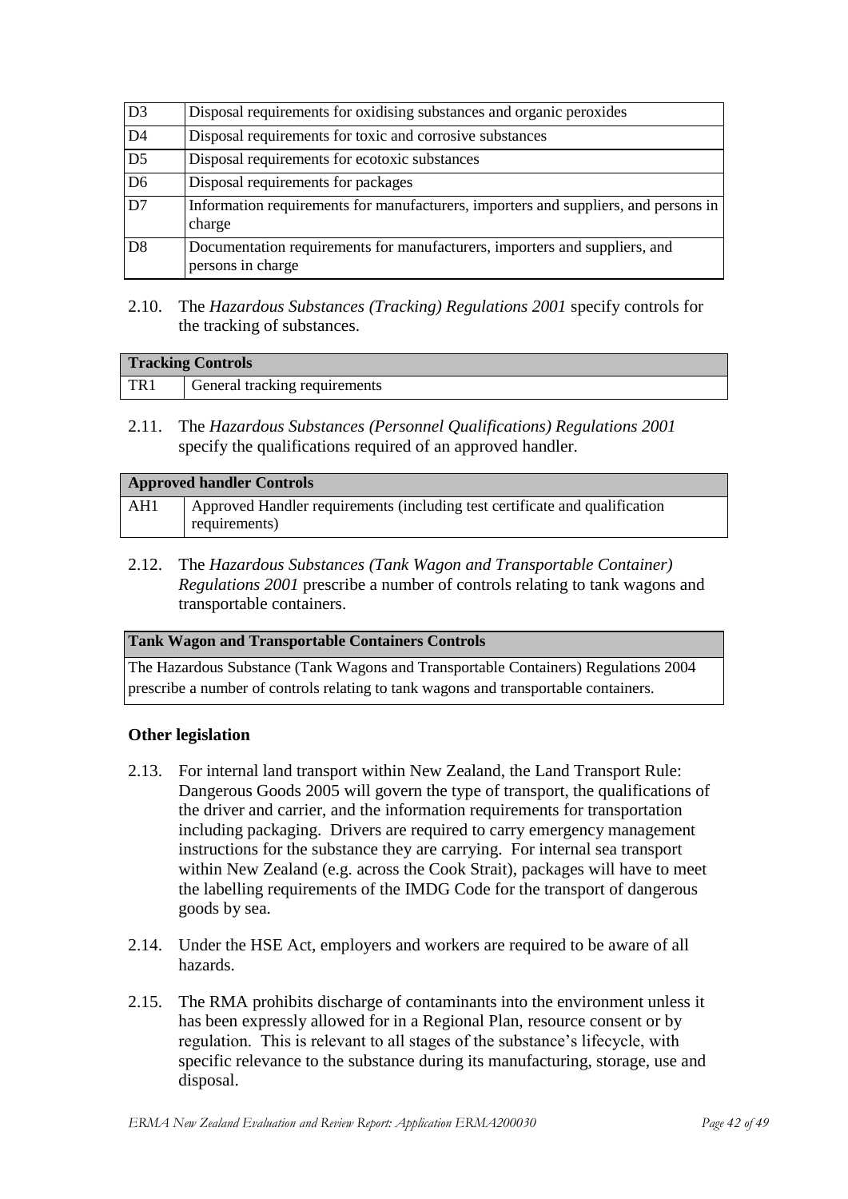| | |
|---|---|
| D3 | Disposal requirements for oxidising substances and organic peroxides |
| D4 | Disposal requirements for toxic and corrosive substances |
| D5 | Disposal requirements for ecotoxic substances |
| D6 | Disposal requirements for packages |
| D7 | Information requirements for manufacturers, importers and suppliers, and persons in charge |
| D8 | Documentation requirements for manufacturers, importers and suppliers, and persons in charge |

2.10. The *Hazardous Substances (Tracking) Regulations 2001* specify controls for the tracking of substances.

| **Tracking Controls** | |
|---|---|
| TR1 | General tracking requirements |

2.11. The *Hazardous Substances (Personnel Qualifications) Regulations 2001* specify the qualifications required of an approved handler.

| **Approved handler Controls** | |
|---|---|
| AH1 | Approved Handler requirements (including test certificate and qualification requirements) |

2.12. The *Hazardous Substances (Tank Wagon and Transportable Container) Regulations 2001* prescribe a number of controls relating to tank wagons and transportable containers.

| **Tank Wagon and Transportable Containers Controls** |
|---|
| The Hazardous Substance (Tank Wagons and Transportable Containers) Regulations 2004 prescribe a number of controls relating to tank wagons and transportable containers. |

### Other legislation

2.13. For internal land transport within New Zealand, the Land Transport Rule: Dangerous Goods 2005 will govern the type of transport, the qualifications of the driver and carrier, and the information requirements for transportation including packaging. Drivers are required to carry emergency management instructions for the substance they are carrying. For internal sea transport within New Zealand (e.g. across the Cook Strait), packages will have to meet the labelling requirements of the IMDG Code for the transport of dangerous goods by sea.

2.14. Under the HSE Act, employers and workers are required to be aware of all hazards.

2.15. The RMA prohibits discharge of contaminants into the environment unless it has been expressly allowed for in a Regional Plan, resource consent or by regulation. This is relevant to all stages of the substance's lifecycle, with specific relevance to the substance during its manufacturing, storage, use and disposal.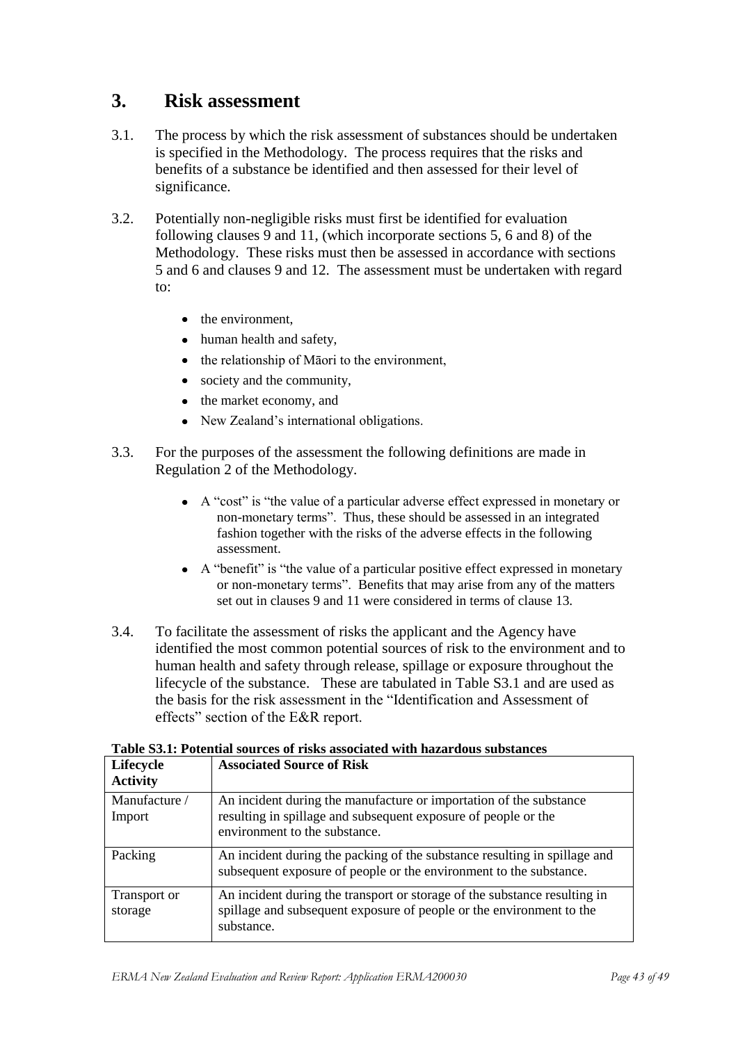# 3. Risk assessment

3.1. The process by which the risk assessment of substances should be undertaken is specified in the Methodology. The process requires that the risks and benefits of a substance be identified and then assessed for their level of significance.

3.2. Potentially non-negligible risks must first be identified for evaluation following clauses 9 and 11, (which incorporate sections 5, 6 and 8) of the Methodology. These risks must then be assessed in accordance with sections 5 and 6 and clauses 9 and 12. The assessment must be undertaken with regard to:

- the environment,
- human health and safety,
- the relationship of Māori to the environment,
- society and the community,
- the market economy, and
- New Zealand's international obligations.

3.3. For the purposes of the assessment the following definitions are made in Regulation 2 of the Methodology.

- A "cost" is "the value of a particular adverse effect expressed in monetary or non-monetary terms". Thus, these should be assessed in an integrated fashion together with the risks of the adverse effects in the following assessment.
- A "benefit" is "the value of a particular positive effect expressed in monetary or non-monetary terms". Benefits that may arise from any of the matters set out in clauses 9 and 11 were considered in terms of clause 13.

3.4. To facilitate the assessment of risks the applicant and the Agency have identified the most common potential sources of risk to the environment and to human health and safety through release, spillage or exposure throughout the lifecycle of the substance. These are tabulated in Table S3.1 and are used as the basis for the risk assessment in the "Identification and Assessment of effects" section of the E&R report.

**Table S3.1: Potential sources of risks associated with hazardous substances**

| Lifecycle Activity | Associated Source of Risk |
|---|---|
| Manufacture / Import | An incident during the manufacture or importation of the substance resulting in spillage and subsequent exposure of people or the environment to the substance. |
| Packing | An incident during the packing of the substance resulting in spillage and subsequent exposure of people or the environment to the substance. |
| Transport or storage | An incident during the transport or storage of the substance resulting in spillage and subsequent exposure of people or the environment to the substance. |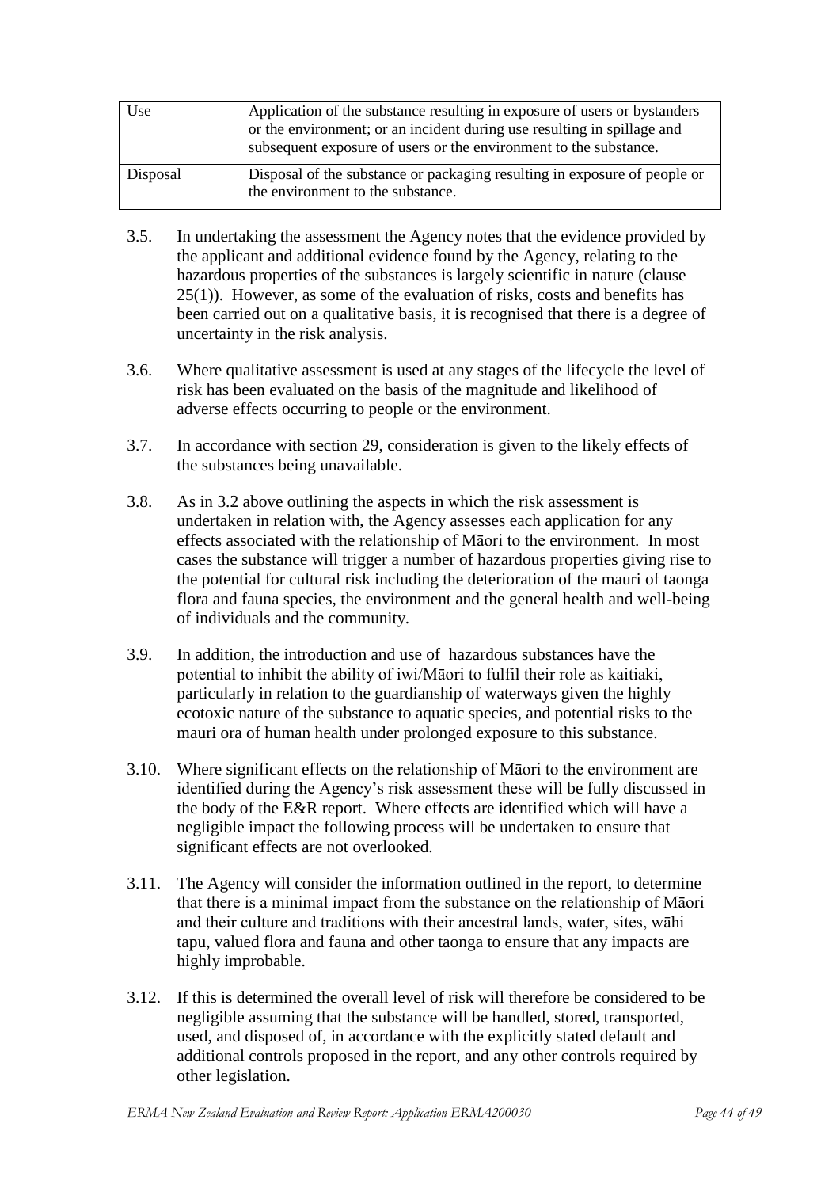| Use | Application of the substance resulting in exposure of users or bystanders or the environment; or an incident during use resulting in spillage and subsequent exposure of users or the environment to the substance. |
|---|---|
| Disposal | Disposal of the substance or packaging resulting in exposure of people or the environment to the substance. |

3.5. In undertaking the assessment the Agency notes that the evidence provided by the applicant and additional evidence found by the Agency, relating to the hazardous properties of the substances is largely scientific in nature (clause 25(1)). However, as some of the evaluation of risks, costs and benefits has been carried out on a qualitative basis, it is recognised that there is a degree of uncertainty in the risk analysis.

3.6. Where qualitative assessment is used at any stages of the lifecycle the level of risk has been evaluated on the basis of the magnitude and likelihood of adverse effects occurring to people or the environment.

3.7. In accordance with section 29, consideration is given to the likely effects of the substances being unavailable.

3.8. As in 3.2 above outlining the aspects in which the risk assessment is undertaken in relation with, the Agency assesses each application for any effects associated with the relationship of Māori to the environment. In most cases the substance will trigger a number of hazardous properties giving rise to the potential for cultural risk including the deterioration of the mauri of taonga flora and fauna species, the environment and the general health and well-being of individuals and the community.

3.9. In addition, the introduction and use of hazardous substances have the potential to inhibit the ability of iwi/Māori to fulfil their role as kaitiaki, particularly in relation to the guardianship of waterways given the highly ecotoxic nature of the substance to aquatic species, and potential risks to the mauri ora of human health under prolonged exposure to this substance.

3.10. Where significant effects on the relationship of Māori to the environment are identified during the Agency's risk assessment these will be fully discussed in the body of the E&R report. Where effects are identified which will have a negligible impact the following process will be undertaken to ensure that significant effects are not overlooked.

3.11. The Agency will consider the information outlined in the report, to determine that there is a minimal impact from the substance on the relationship of Māori and their culture and traditions with their ancestral lands, water, sites, wāhi tapu, valued flora and fauna and other taonga to ensure that any impacts are highly improbable.

3.12. If this is determined the overall level of risk will therefore be considered to be negligible assuming that the substance will be handled, stored, transported, used, and disposed of, in accordance with the explicitly stated default and additional controls proposed in the report, and any other controls required by other legislation.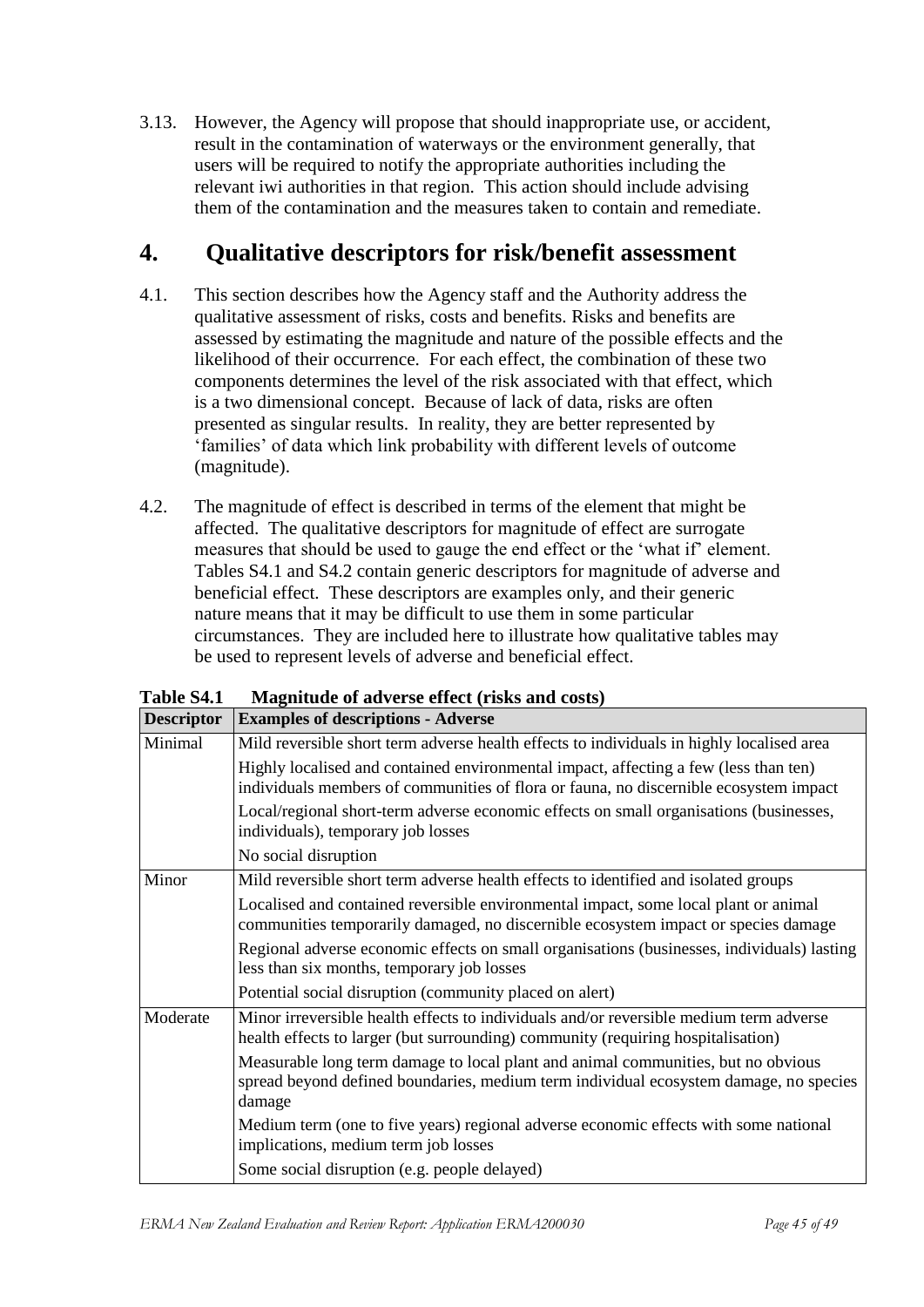3.13. However, the Agency will propose that should inappropriate use, or accident, result in the contamination of waterways or the environment generally, that users will be required to notify the appropriate authorities including the relevant iwi authorities in that region. This action should include advising them of the contamination and the measures taken to contain and remediate.

# 4. Qualitative descriptors for risk/benefit assessment

4.1. This section describes how the Agency staff and the Authority address the qualitative assessment of risks, costs and benefits. Risks and benefits are assessed by estimating the magnitude and nature of the possible effects and the likelihood of their occurrence. For each effect, the combination of these two components determines the level of the risk associated with that effect, which is a two dimensional concept. Because of lack of data, risks are often presented as singular results. In reality, they are better represented by 'families' of data which link probability with different levels of outcome (magnitude).

4.2. The magnitude of effect is described in terms of the element that might be affected. The qualitative descriptors for magnitude of effect are surrogate measures that should be used to gauge the end effect or the 'what if' element. Tables S4.1 and S4.2 contain generic descriptors for magnitude of adverse and beneficial effect. These descriptors are examples only, and their generic nature means that it may be difficult to use them in some particular circumstances. They are included here to illustrate how qualitative tables may be used to represent levels of adverse and beneficial effect.

**Table S4.1 Magnitude of adverse effect (risks and costs)**

| Descriptor | Examples of descriptions - Adverse |
|---|---|
| Minimal | Mild reversible short term adverse health effects to individuals in highly localised area |
| | Highly localised and contained environmental impact, affecting a few (less than ten) individuals members of communities of flora or fauna, no discernible ecosystem impact |
| | Local/regional short-term adverse economic effects on small organisations (businesses, individuals), temporary job losses |
| | No social disruption |
| Minor | Mild reversible short term adverse health effects to identified and isolated groups |
| | Localised and contained reversible environmental impact, some local plant or animal communities temporarily damaged, no discernible ecosystem impact or species damage |
| | Regional adverse economic effects on small organisations (businesses, individuals) lasting less than six months, temporary job losses |
| | Potential social disruption (community placed on alert) |
| Moderate | Minor irreversible health effects to individuals and/or reversible medium term adverse health effects to larger (but surrounding) community (requiring hospitalisation) |
| | Measurable long term damage to local plant and animal communities, but no obvious spread beyond defined boundaries, medium term individual ecosystem damage, no species damage |
| | Medium term (one to five years) regional adverse economic effects with some national implications, medium term job losses |
| | Some social disruption (e.g. people delayed) |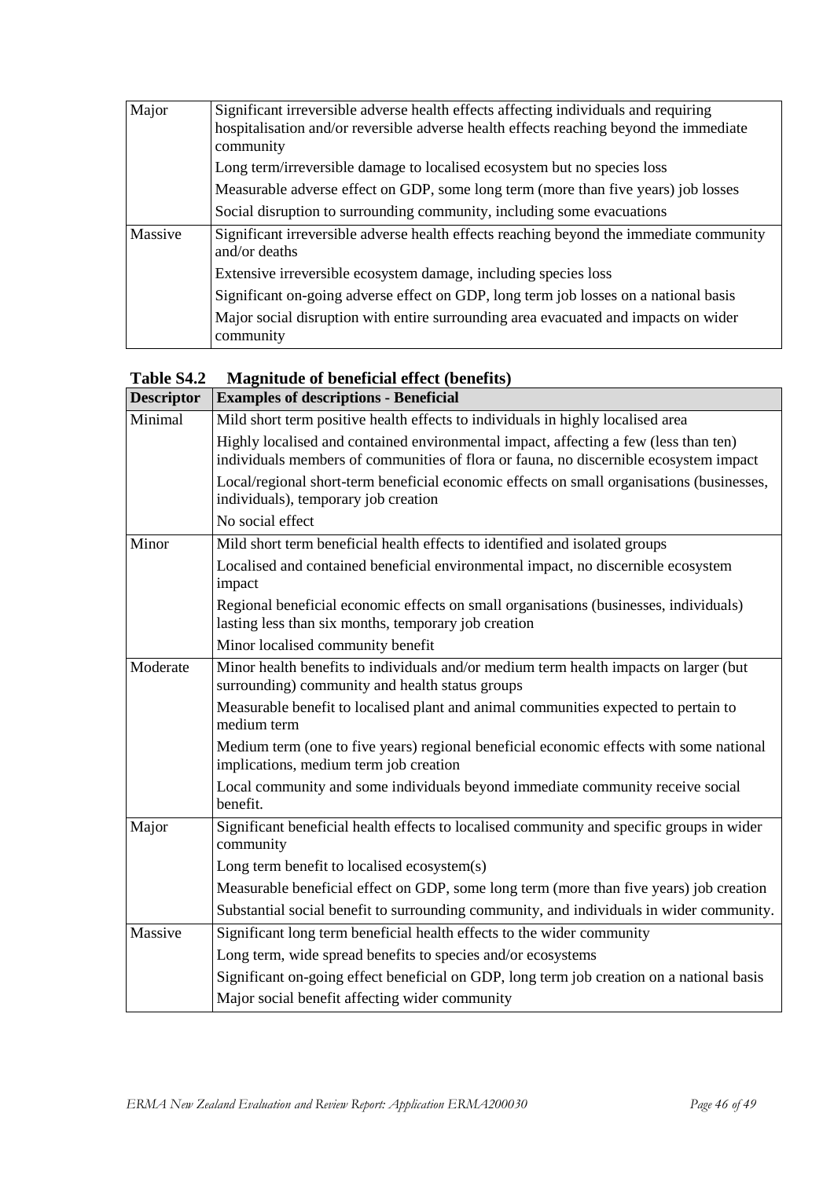| Major | Significant irreversible adverse health effects affecting individuals and requiring hospitalisation and/or reversible adverse health effects reaching beyond the immediate community<br>Long term/irreversible damage to localised ecosystem but no species loss<br>Measurable adverse effect on GDP, some long term (more than five years) job losses<br>Social disruption to surrounding community, including some evacuations |
|---|---|
| Massive | Significant irreversible adverse health effects reaching beyond the immediate community and/or deaths<br>Extensive irreversible ecosystem damage, including species loss<br>Significant on-going adverse effect on GDP, long term job losses on a national basis<br>Major social disruption with entire surrounding area evacuated and impacts on wider community |

**Table S4.2 Magnitude of beneficial effect (benefits)**

| Descriptor | Examples of descriptions - Beneficial |
|---|---|
| Minimal | Mild short term positive health effects to individuals in highly localised area<br>Highly localised and contained environmental impact, affecting a few (less than ten) individuals members of communities of flora or fauna, no discernible ecosystem impact<br>Local/regional short-term beneficial economic effects on small organisations (businesses, individuals), temporary job creation<br>No social effect |
| Minor | Mild short term beneficial health effects to identified and isolated groups<br>Localised and contained beneficial environmental impact, no discernible ecosystem impact<br>Regional beneficial economic effects on small organisations (businesses, individuals) lasting less than six months, temporary job creation<br>Minor localised community benefit |
| Moderate | Minor health benefits to individuals and/or medium term health impacts on larger (but surrounding) community and health status groups<br>Measurable benefit to localised plant and animal communities expected to pertain to medium term<br>Medium term (one to five years) regional beneficial economic effects with some national implications, medium term job creation<br>Local community and some individuals beyond immediate community receive social benefit. |
| Major | Significant beneficial health effects to localised community and specific groups in wider community<br>Long term benefit to localised ecosystem(s)<br>Measurable beneficial effect on GDP, some long term (more than five years) job creation<br>Substantial social benefit to surrounding community, and individuals in wider community. |
| Massive | Significant long term beneficial health effects to the wider community<br>Long term, wide spread benefits to species and/or ecosystems<br>Significant on-going effect beneficial on GDP, long term job creation on a national basis<br>Major social benefit affecting wider community |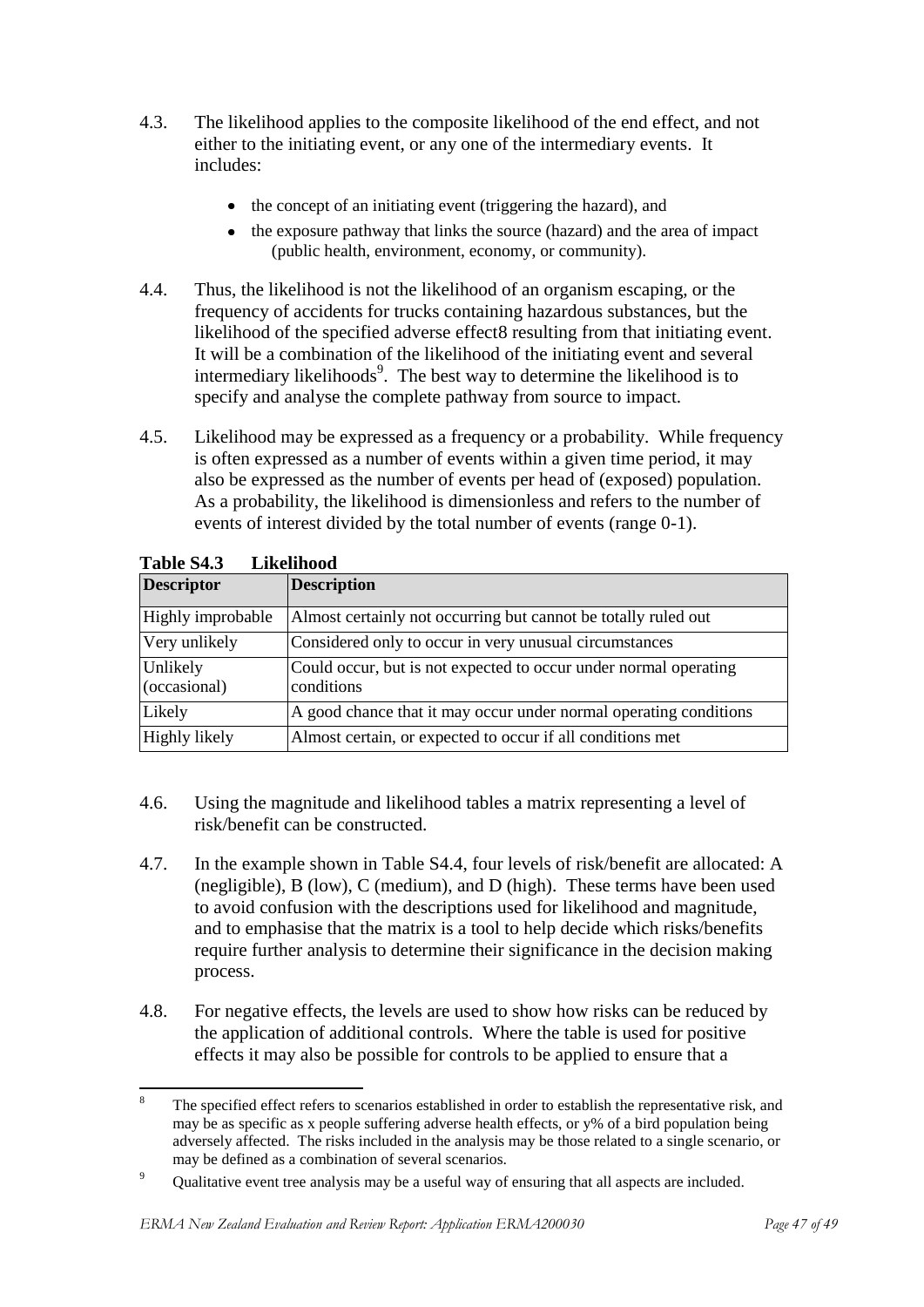4.3. The likelihood applies to the composite likelihood of the end effect, and not either to the initiating event, or any one of the intermediary events. It includes:

- the concept of an initiating event (triggering the hazard), and
- the exposure pathway that links the source (hazard) and the area of impact (public health, environment, economy, or community).

4.4. Thus, the likelihood is not the likelihood of an organism escaping, or the frequency of accidents for trucks containing hazardous substances, but the likelihood of the specified adverse effect8 resulting from that initiating event. It will be a combination of the likelihood of the initiating event and several intermediary likelihoods[9]. The best way to determine the likelihood is to specify and analyse the complete pathway from source to impact.

4.5. Likelihood may be expressed as a frequency or a probability. While frequency is often expressed as a number of events within a given time period, it may also be expressed as the number of events per head of (exposed) population. As a probability, the likelihood is dimensionless and refers to the number of events of interest divided by the total number of events (range 0-1).

**Table S4.3 Likelihood**

| Descriptor | Description |
|---|---|
| Highly improbable | Almost certainly not occurring but cannot be totally ruled out |
| Very unlikely | Considered only to occur in very unusual circumstances |
| Unlikely (occasional) | Could occur, but is not expected to occur under normal operating conditions |
| Likely | A good chance that it may occur under normal operating conditions |
| Highly likely | Almost certain, or expected to occur if all conditions met |

4.6. Using the magnitude and likelihood tables a matrix representing a level of risk/benefit can be constructed.

4.7. In the example shown in Table S4.4, four levels of risk/benefit are allocated: A (negligible), B (low), C (medium), and D (high). These terms have been used to avoid confusion with the descriptions used for likelihood and magnitude, and to emphasise that the matrix is a tool to help decide which risks/benefits require further analysis to determine their significance in the decision making process.

4.8. For negative effects, the levels are used to show how risks can be reduced by the application of additional controls. Where the table is used for positive effects it may also be possible for controls to be applied to ensure that a

---

[8] The specified effect refers to scenarios established in order to establish the representative risk, and may be as specific as x people suffering adverse health effects, or y% of a bird population being adversely affected. The risks included in the analysis may be those related to a single scenario, or may be defined as a combination of several scenarios.

[9] Qualitative event tree analysis may be a useful way of ensuring that all aspects are included.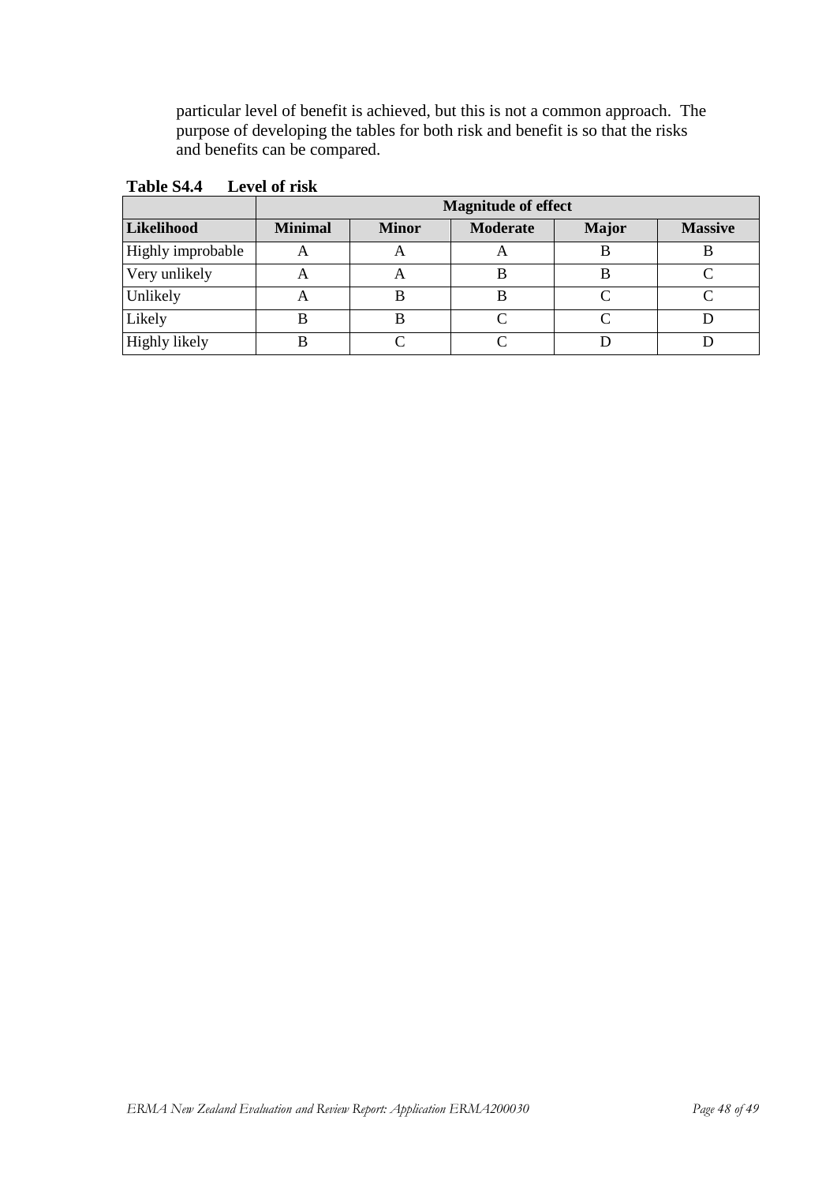particular level of benefit is achieved, but this is not a common approach. The purpose of developing the tables for both risk and benefit is so that the risks and benefits can be compared.

**Table S4.4 Level of risk**

| | Magnitude of effect | | | | |
|---|---|---|---|---|---|
| **Likelihood** | **Minimal** | **Minor** | **Moderate** | **Major** | **Massive** |
| Highly improbable | A | A | A | B | B |
| Very unlikely | A | A | B | B | C |
| Unlikely | A | B | B | C | C |
| Likely | B | B | C | C | D |
| Highly likely | B | C | C | D | D |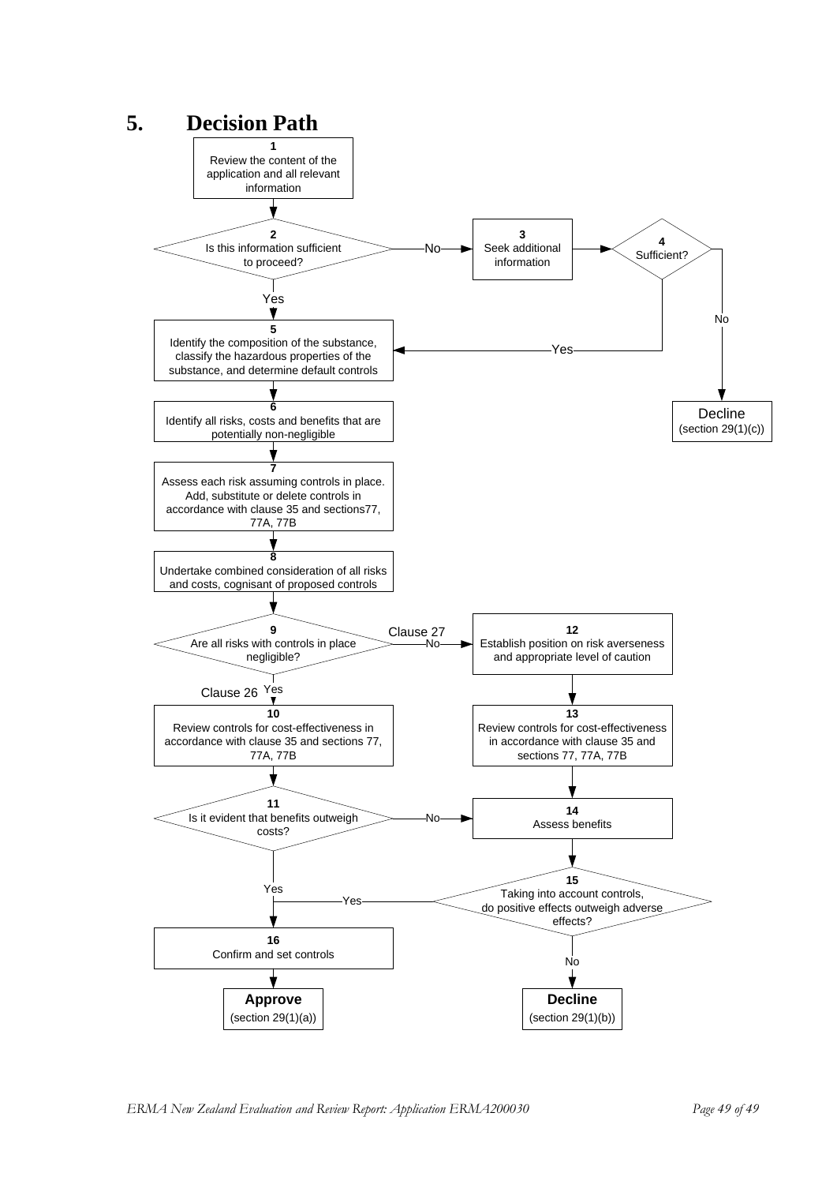# 5. Decision Path

1
Review the content of the application and all relevant information

2
Is this information sufficient to proceed?

No

3
Seek additional information

4
Sufficient?

No

Decline
(section 29(1)(c))

Yes

Yes

5
Identify the composition of the substance, classify the hazardous properties of the substance, and determine default controls

6
Identify all risks, costs and benefits that are potentially non-negligible

7
Assess each risk assuming controls in place. Add, substitute or delete controls in accordance with clause 35 and sections77, 77A, 77B

8
Undertake combined consideration of all risks and costs, cognisant of proposed controls

9
Are all risks with controls in place negligible?

Clause 27
No

12
Establish position on risk averseness and appropriate level of caution

Clause 26 Yes

10
Review controls for cost-effectiveness in accordance with clause 35 and sections 77, 77A, 77B

13
Review controls for cost-effectiveness in accordance with clause 35 and sections 77, 77A, 77B

11
Is it evident that benefits outweigh costs?

No

14
Assess benefits

15
Taking into account controls, do positive effects outweigh adverse effects?

Yes

Yes

No

16
Confirm and set controls

**Approve**
(section 29(1)(a))

**Decline**
(section 29(1)(b))